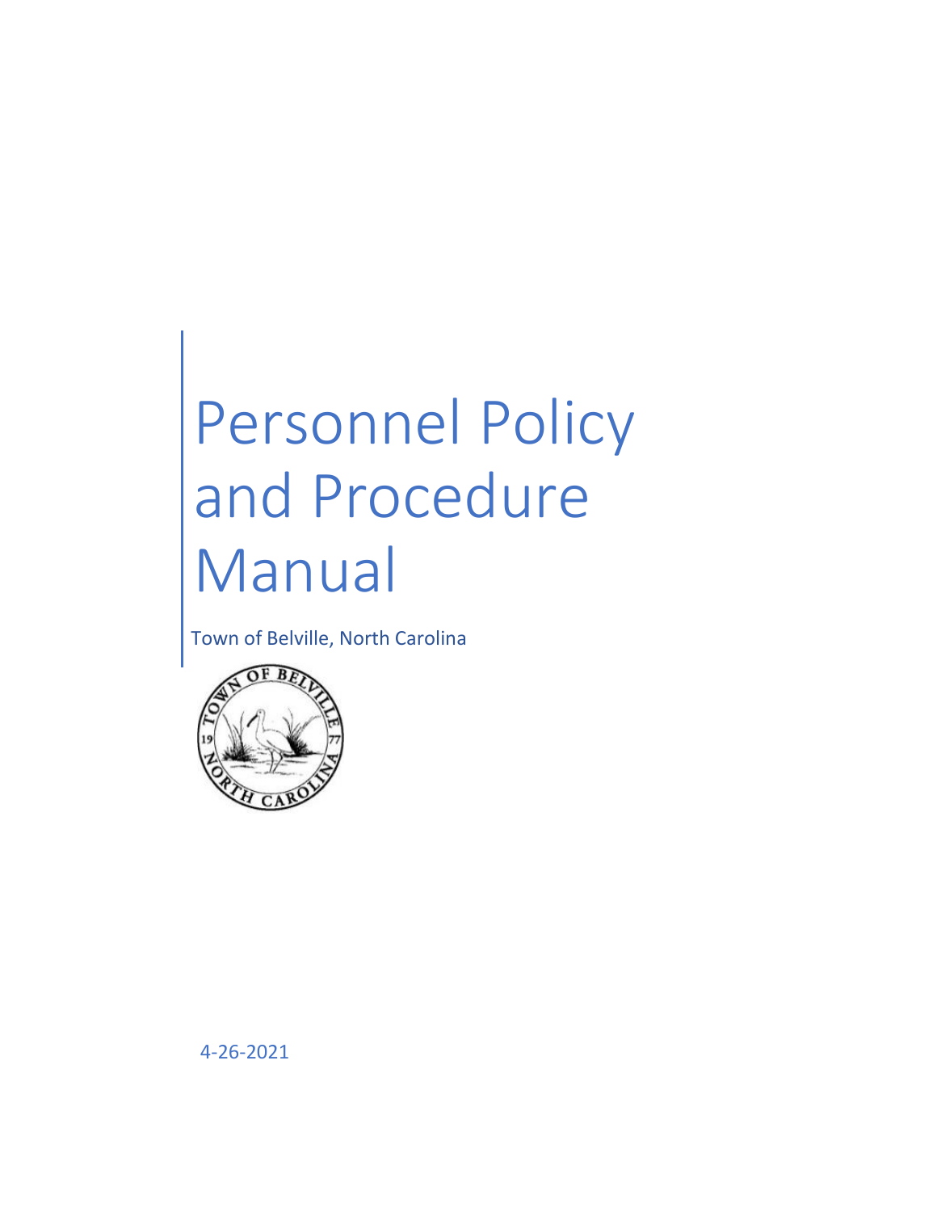# Personnel Policy and Procedure Manual

Town of Belville, North Carolina

4-26-2021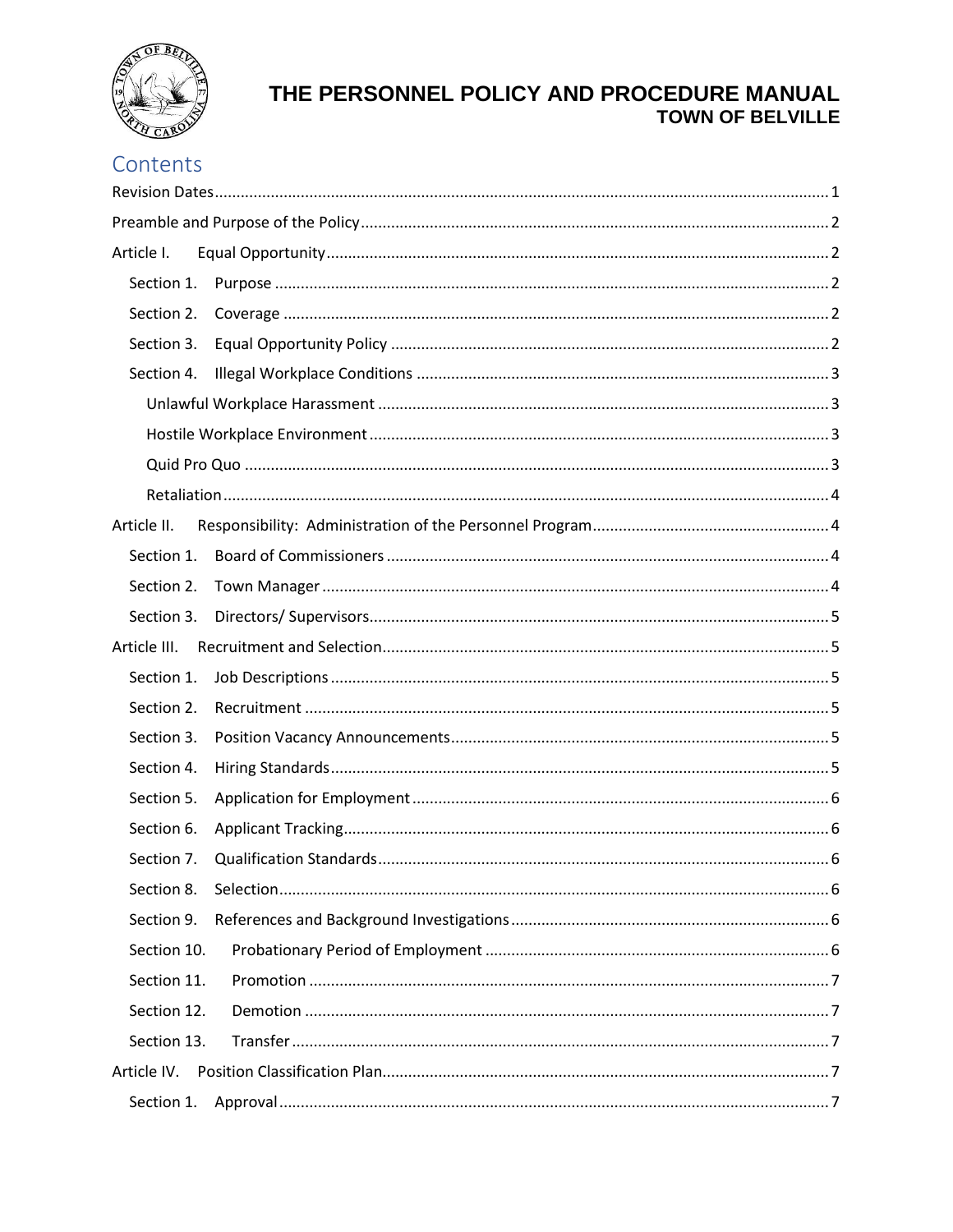# THE PERSONNEL POLICY AND PROCEDURE MANUAL
## TOWN OF BELVILLE

## Contents

Revision Dates ........ 1

Preamble and Purpose of the Policy ........ 2

Article I. Equal Opportunity ........ 2

- Section 1. Purpose ........ 2
- Section 2. Coverage ........ 2
- Section 3. Equal Opportunity Policy ........ 2
- Section 4. Illegal Workplace Conditions ........ 3
  - Unlawful Workplace Harassment ........ 3
  - Hostile Workplace Environment ........ 3
  - Quid Pro Quo ........ 3
  - Retaliation ........ 4

Article II. Responsibility: Administration of the Personnel Program ........ 4

- Section 1. Board of Commissioners ........ 4
- Section 2. Town Manager ........ 4
- Section 3. Directors/ Supervisors ........ 5

Article III. Recruitment and Selection ........ 5

- Section 1. Job Descriptions ........ 5
- Section 2. Recruitment ........ 5
- Section 3. Position Vacancy Announcements ........ 5
- Section 4. Hiring Standards ........ 5
- Section 5. Application for Employment ........ 6
- Section 6. Applicant Tracking ........ 6
- Section 7. Qualification Standards ........ 6
- Section 8. Selection ........ 6
- Section 9. References and Background Investigations ........ 6
- Section 10. Probationary Period of Employment ........ 6
- Section 11. Promotion ........ 7
- Section 12. Demotion ........ 7
- Section 13. Transfer ........ 7

Article IV. Position Classification Plan ........ 7

- Section 1. Approval ........ 7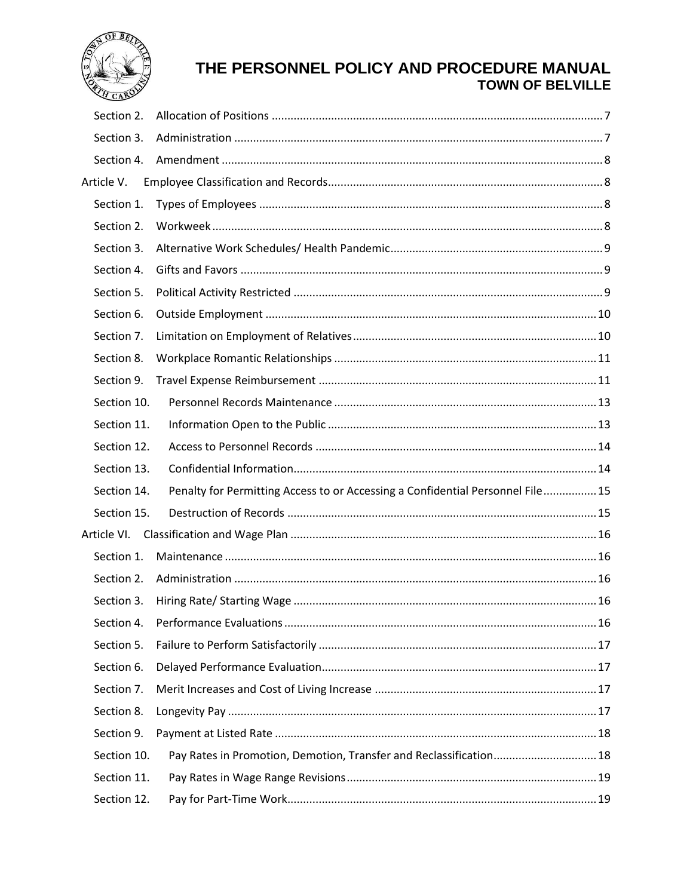Section 2. Allocation of Positions ........................................................................................................ 7

Section 3. Administration ..................................................................................................................... 7

Section 4. Amendment ........................................................................................................................ 8

Article V. Employee Classification and Records.................................................................................... 8

Section 1. Types of Employees ............................................................................................................ 8

Section 2. Workweek ........................................................................................................................... 8

Section 3. Alternative Work Schedules/ Health Pandemic.................................................................... 9

Section 4. Gifts and Favors .................................................................................................................. 9

Section 5. Political Activity Restricted ................................................................................................. 9

Section 6. Outside Employment ......................................................................................................... 10

Section 7. Limitation on Employment of Relatives............................................................................. 10

Section 8. Workplace Romantic Relationships ................................................................................... 11

Section 9. Travel Expense Reimbursement ........................................................................................ 11

Section 10. Personnel Records Maintenance ................................................................................... 13

Section 11. Information Open to the Public ..................................................................................... 13

Section 12. Access to Personnel Records ......................................................................................... 14

Section 13. Confidential Information................................................................................................ 14

Section 14. Penalty for Permitting Access to or Accessing a Confidential Personnel File................. 15

Section 15. Destruction of Records .................................................................................................. 15

Article VI. Classification and Wage Plan ................................................................................................ 16

Section 1. Maintenance ...................................................................................................................... 16

Section 2. Administration ................................................................................................................... 16

Section 3. Hiring Rate/ Starting Wage ................................................................................................ 16

Section 4. Performance Evaluations ................................................................................................... 16

Section 5. Failure to Perform Satisfactorily ........................................................................................ 17

Section 6. Delayed Performance Evaluation....................................................................................... 17

Section 7. Merit Increases and Cost of Living Increase ....................................................................... 17

Section 8. Longevity Pay ..................................................................................................................... 17

Section 9. Payment at Listed Rate ...................................................................................................... 18

Section 10. Pay Rates in Promotion, Demotion, Transfer and Reclassification................................. 18

Section 11. Pay Rates in Wage Range Revisions............................................................................... 19

Section 12. Pay for Part-Time Work.................................................................................................. 19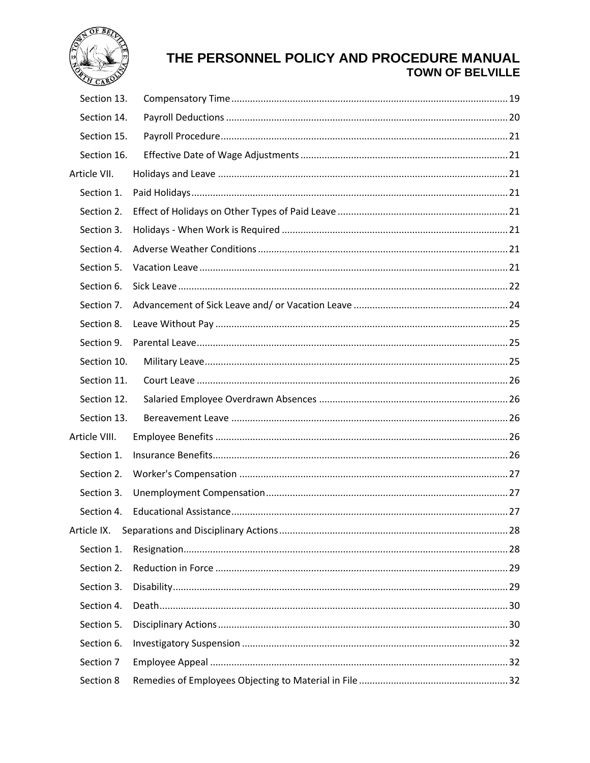| | | |
|---|---|---|
| Section 13. | Compensatory Time | 19 |
| Section 14. | Payroll Deductions | 20 |
| Section 15. | Payroll Procedure | 21 |
| Section 16. | Effective Date of Wage Adjustments | 21 |
| Article VII. | Holidays and Leave | 21 |
| Section 1. | Paid Holidays | 21 |
| Section 2. | Effect of Holidays on Other Types of Paid Leave | 21 |
| Section 3. | Holidays - When Work is Required | 21 |
| Section 4. | Adverse Weather Conditions | 21 |
| Section 5. | Vacation Leave | 21 |
| Section 6. | Sick Leave | 22 |
| Section 7. | Advancement of Sick Leave and/ or Vacation Leave | 24 |
| Section 8. | Leave Without Pay | 25 |
| Section 9. | Parental Leave | 25 |
| Section 10. | Military Leave | 25 |
| Section 11. | Court Leave | 26 |
| Section 12. | Salaried Employee Overdrawn Absences | 26 |
| Section 13. | Bereavement Leave | 26 |
| Article VIII. | Employee Benefits | 26 |
| Section 1. | Insurance Benefits | 26 |
| Section 2. | Worker's Compensation | 27 |
| Section 3. | Unemployment Compensation | 27 |
| Section 4. | Educational Assistance | 27 |
| Article IX. | Separations and Disciplinary Actions | 28 |
| Section 1. | Resignation | 28 |
| Section 2. | Reduction in Force | 29 |
| Section 3. | Disability | 29 |
| Section 4. | Death | 30 |
| Section 5. | Disciplinary Actions | 30 |
| Section 6. | Investigatory Suspension | 32 |
| Section 7 | Employee Appeal | 32 |
| Section 8 | Remedies of Employees Objecting to Material in File | 32 |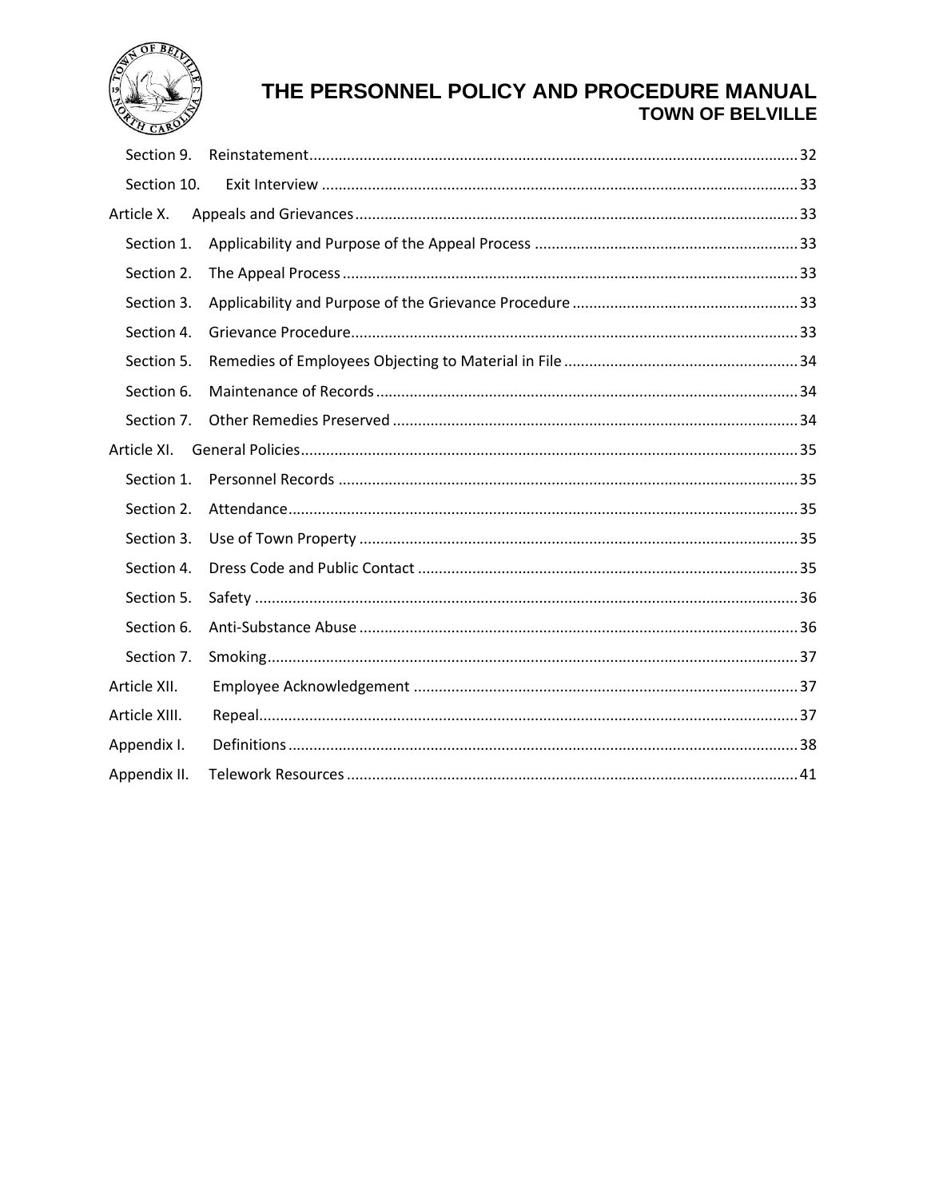Section 9. Reinstatement ... 32

Section 10. Exit Interview ... 33

Article X. Appeals and Grievances ... 33

Section 1. Applicability and Purpose of the Appeal Process ... 33

Section 2. The Appeal Process ... 33

Section 3. Applicability and Purpose of the Grievance Procedure ... 33

Section 4. Grievance Procedure ... 33

Section 5. Remedies of Employees Objecting to Material in File ... 34

Section 6. Maintenance of Records ... 34

Section 7. Other Remedies Preserved ... 34

Article XI. General Policies ... 35

Section 1. Personnel Records ... 35

Section 2. Attendance ... 35

Section 3. Use of Town Property ... 35

Section 4. Dress Code and Public Contact ... 35

Section 5. Safety ... 36

Section 6. Anti-Substance Abuse ... 36

Section 7. Smoking ... 37

Article XII. Employee Acknowledgement ... 37

Article XIII. Repeal ... 37

Appendix I. Definitions ... 38

Appendix II. Telework Resources ... 41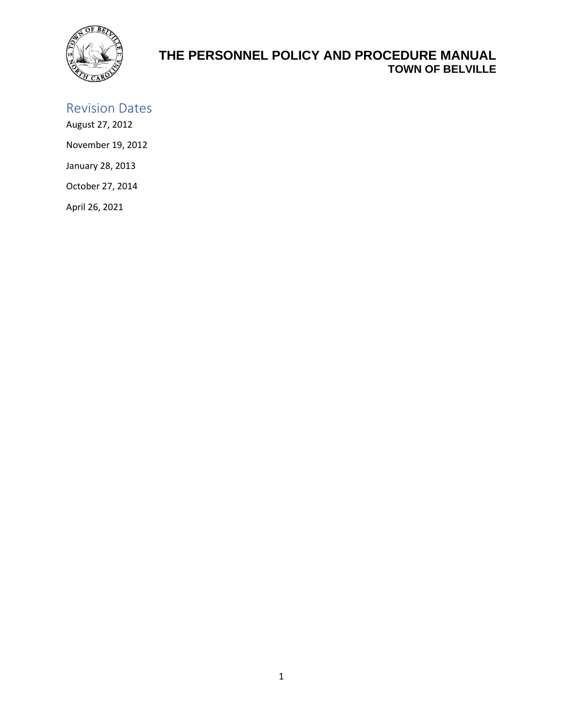## Revision Dates

August 27, 2012

November 19, 2012

January 28, 2013

October 27, 2014

April 26, 2021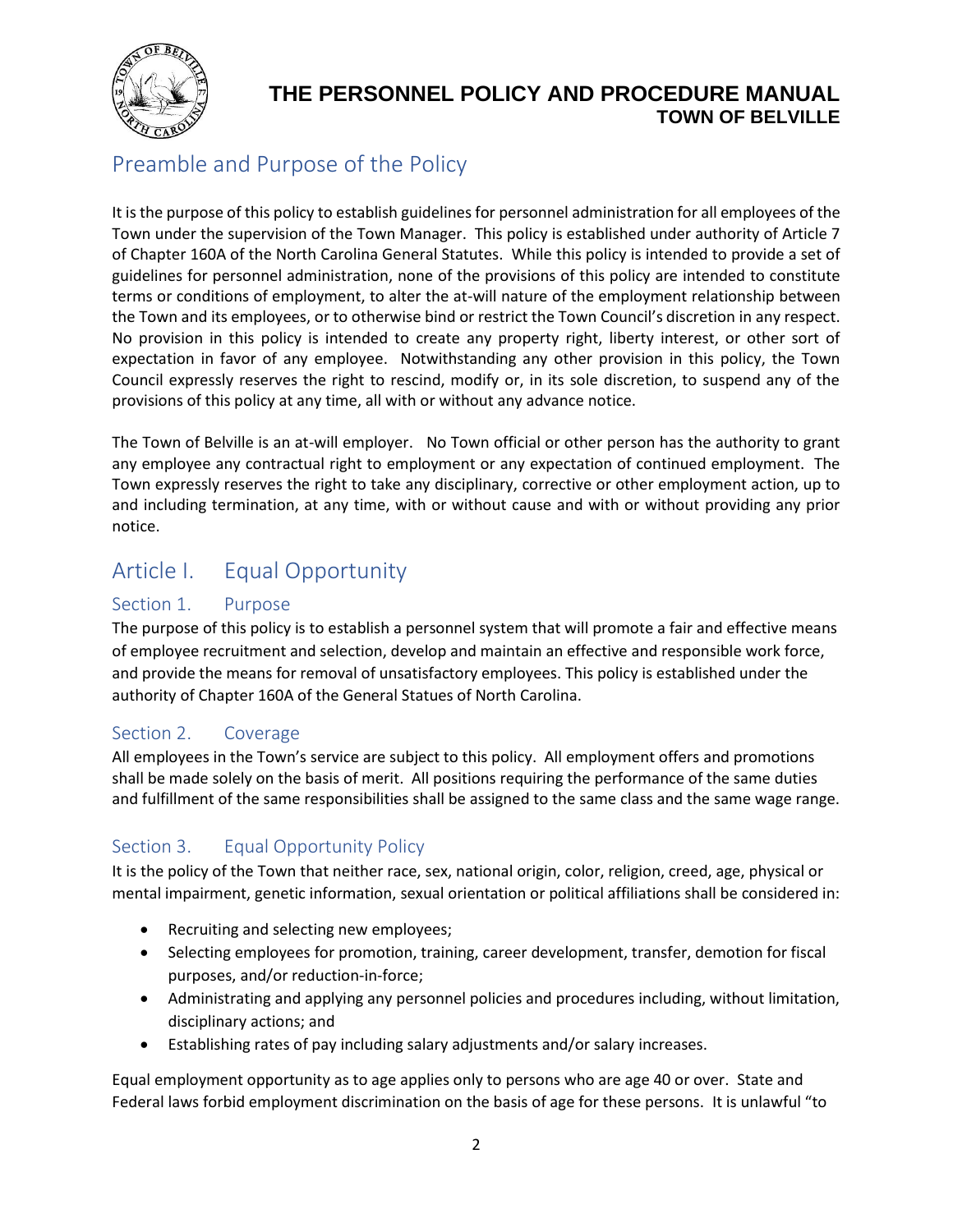# Preamble and Purpose of the Policy

It is the purpose of this policy to establish guidelines for personnel administration for all employees of the Town under the supervision of the Town Manager. This policy is established under authority of Article 7 of Chapter 160A of the North Carolina General Statutes. While this policy is intended to provide a set of guidelines for personnel administration, none of the provisions of this policy are intended to constitute terms or conditions of employment, to alter the at-will nature of the employment relationship between the Town and its employees, or to otherwise bind or restrict the Town Council's discretion in any respect. No provision in this policy is intended to create any property right, liberty interest, or other sort of expectation in favor of any employee. Notwithstanding any other provision in this policy, the Town Council expressly reserves the right to rescind, modify or, in its sole discretion, to suspend any of the provisions of this policy at any time, all with or without any advance notice.

The Town of Belville is an at-will employer. No Town official or other person has the authority to grant any employee any contractual right to employment or any expectation of continued employment. The Town expressly reserves the right to take any disciplinary, corrective or other employment action, up to and including termination, at any time, with or without cause and with or without providing any prior notice.

# Article I. Equal Opportunity

## Section 1. Purpose

The purpose of this policy is to establish a personnel system that will promote a fair and effective means of employee recruitment and selection, develop and maintain an effective and responsible work force, and provide the means for removal of unsatisfactory employees. This policy is established under the authority of Chapter 160A of the General Statues of North Carolina.

## Section 2. Coverage

All employees in the Town's service are subject to this policy. All employment offers and promotions shall be made solely on the basis of merit. All positions requiring the performance of the same duties and fulfillment of the same responsibilities shall be assigned to the same class and the same wage range.

## Section 3. Equal Opportunity Policy

It is the policy of the Town that neither race, sex, national origin, color, religion, creed, age, physical or mental impairment, genetic information, sexual orientation or political affiliations shall be considered in:

- Recruiting and selecting new employees;
- Selecting employees for promotion, training, career development, transfer, demotion for fiscal purposes, and/or reduction-in-force;
- Administrating and applying any personnel policies and procedures including, without limitation, disciplinary actions; and
- Establishing rates of pay including salary adjustments and/or salary increases.

Equal employment opportunity as to age applies only to persons who are age 40 or over. State and Federal laws forbid employment discrimination on the basis of age for these persons. It is unlawful "to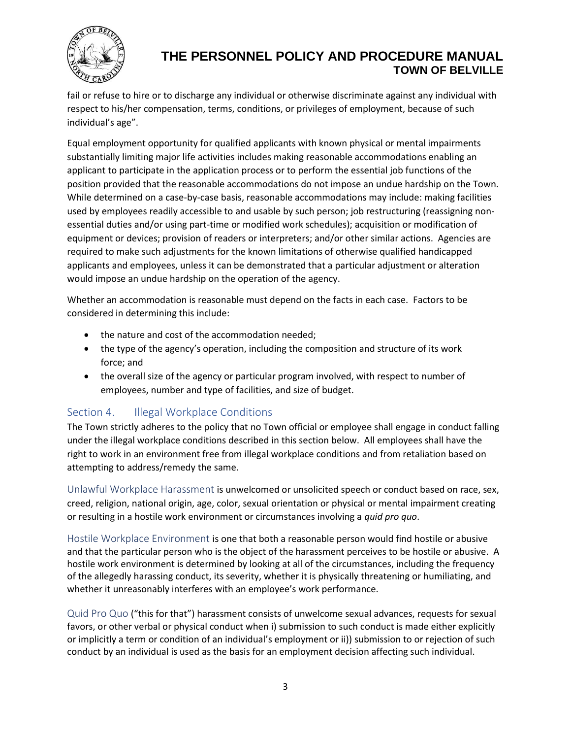fail or refuse to hire or to discharge any individual or otherwise discriminate against any individual with respect to his/her compensation, terms, conditions, or privileges of employment, because of such individual's age".

Equal employment opportunity for qualified applicants with known physical or mental impairments substantially limiting major life activities includes making reasonable accommodations enabling an applicant to participate in the application process or to perform the essential job functions of the position provided that the reasonable accommodations do not impose an undue hardship on the Town. While determined on a case-by-case basis, reasonable accommodations may include: making facilities used by employees readily accessible to and usable by such person; job restructuring (reassigning non-essential duties and/or using part-time or modified work schedules); acquisition or modification of equipment or devices; provision of readers or interpreters; and/or other similar actions. Agencies are required to make such adjustments for the known limitations of otherwise qualified handicapped applicants and employees, unless it can be demonstrated that a particular adjustment or alteration would impose an undue hardship on the operation of the agency.

Whether an accommodation is reasonable must depend on the facts in each case. Factors to be considered in determining this include:

- the nature and cost of the accommodation needed;
- the type of the agency's operation, including the composition and structure of its work force; and
- the overall size of the agency or particular program involved, with respect to number of employees, number and type of facilities, and size of budget.

## Section 4. Illegal Workplace Conditions

The Town strictly adheres to the policy that no Town official or employee shall engage in conduct falling under the illegal workplace conditions described in this section below. All employees shall have the right to work in an environment free from illegal workplace conditions and from retaliation based on attempting to address/remedy the same.

Unlawful Workplace Harassment is unwelcomed or unsolicited speech or conduct based on race, sex, creed, religion, national origin, age, color, sexual orientation or physical or mental impairment creating or resulting in a hostile work environment or circumstances involving a *quid pro quo*.

Hostile Workplace Environment is one that both a reasonable person would find hostile or abusive and that the particular person who is the object of the harassment perceives to be hostile or abusive. A hostile work environment is determined by looking at all of the circumstances, including the frequency of the allegedly harassing conduct, its severity, whether it is physically threatening or humiliating, and whether it unreasonably interferes with an employee's work performance.

Quid Pro Quo ("this for that") harassment consists of unwelcome sexual advances, requests for sexual favors, or other verbal or physical conduct when i) submission to such conduct is made either explicitly or implicitly a term or condition of an individual's employment or ii)) submission to or rejection of such conduct by an individual is used as the basis for an employment decision affecting such individual.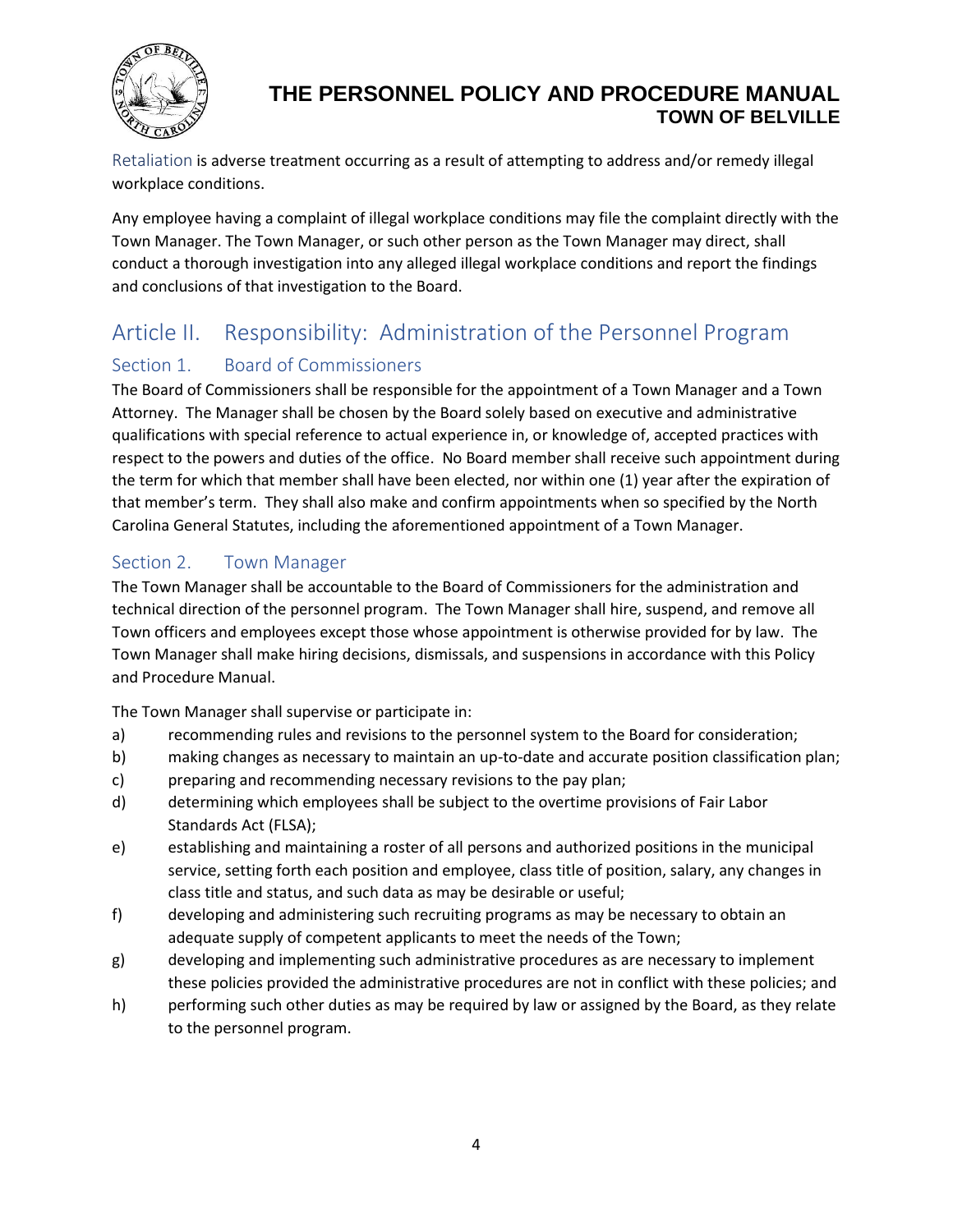Retaliation is adverse treatment occurring as a result of attempting to address and/or remedy illegal workplace conditions.

Any employee having a complaint of illegal workplace conditions may file the complaint directly with the Town Manager. The Town Manager, or such other person as the Town Manager may direct, shall conduct a thorough investigation into any alleged illegal workplace conditions and report the findings and conclusions of that investigation to the Board.

# Article II. Responsibility: Administration of the Personnel Program

## Section 1. Board of Commissioners

The Board of Commissioners shall be responsible for the appointment of a Town Manager and a Town Attorney. The Manager shall be chosen by the Board solely based on executive and administrative qualifications with special reference to actual experience in, or knowledge of, accepted practices with respect to the powers and duties of the office. No Board member shall receive such appointment during the term for which that member shall have been elected, nor within one (1) year after the expiration of that member's term. They shall also make and confirm appointments when so specified by the North Carolina General Statutes, including the aforementioned appointment of a Town Manager.

## Section 2. Town Manager

The Town Manager shall be accountable to the Board of Commissioners for the administration and technical direction of the personnel program. The Town Manager shall hire, suspend, and remove all Town officers and employees except those whose appointment is otherwise provided for by law. The Town Manager shall make hiring decisions, dismissals, and suspensions in accordance with this Policy and Procedure Manual.

The Town Manager shall supervise or participate in:

a) recommending rules and revisions to the personnel system to the Board for consideration;

b) making changes as necessary to maintain an up-to-date and accurate position classification plan;

c) preparing and recommending necessary revisions to the pay plan;

d) determining which employees shall be subject to the overtime provisions of Fair Labor Standards Act (FLSA);

e) establishing and maintaining a roster of all persons and authorized positions in the municipal service, setting forth each position and employee, class title of position, salary, any changes in class title and status, and such data as may be desirable or useful;

f) developing and administering such recruiting programs as may be necessary to obtain an adequate supply of competent applicants to meet the needs of the Town;

g) developing and implementing such administrative procedures as are necessary to implement these policies provided the administrative procedures are not in conflict with these policies; and

h) performing such other duties as may be required by law or assigned by the Board, as they relate to the personnel program.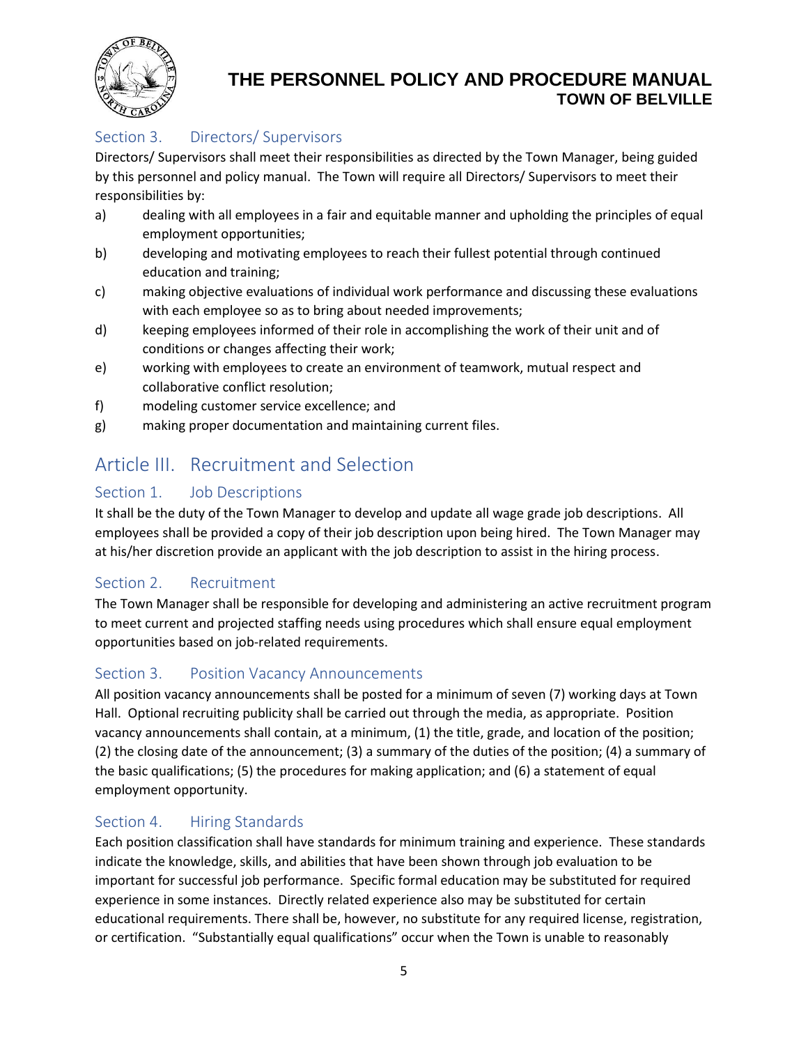### Section 3. Directors/ Supervisors

Directors/ Supervisors shall meet their responsibilities as directed by the Town Manager, being guided by this personnel and policy manual. The Town will require all Directors/ Supervisors to meet their responsibilities by:

a) dealing with all employees in a fair and equitable manner and upholding the principles of equal employment opportunities;

b) developing and motivating employees to reach their fullest potential through continued education and training;

c) making objective evaluations of individual work performance and discussing these evaluations with each employee so as to bring about needed improvements;

d) keeping employees informed of their role in accomplishing the work of their unit and of conditions or changes affecting their work;

e) working with employees to create an environment of teamwork, mutual respect and collaborative conflict resolution;

f) modeling customer service excellence; and

g) making proper documentation and maintaining current files.

## Article III. Recruitment and Selection

### Section 1. Job Descriptions

It shall be the duty of the Town Manager to develop and update all wage grade job descriptions. All employees shall be provided a copy of their job description upon being hired. The Town Manager may at his/her discretion provide an applicant with the job description to assist in the hiring process.

### Section 2. Recruitment

The Town Manager shall be responsible for developing and administering an active recruitment program to meet current and projected staffing needs using procedures which shall ensure equal employment opportunities based on job-related requirements.

### Section 3. Position Vacancy Announcements

All position vacancy announcements shall be posted for a minimum of seven (7) working days at Town Hall. Optional recruiting publicity shall be carried out through the media, as appropriate. Position vacancy announcements shall contain, at a minimum, (1) the title, grade, and location of the position; (2) the closing date of the announcement; (3) a summary of the duties of the position; (4) a summary of the basic qualifications; (5) the procedures for making application; and (6) a statement of equal employment opportunity.

### Section 4. Hiring Standards

Each position classification shall have standards for minimum training and experience. These standards indicate the knowledge, skills, and abilities that have been shown through job evaluation to be important for successful job performance. Specific formal education may be substituted for required experience in some instances. Directly related experience also may be substituted for certain educational requirements. There shall be, however, no substitute for any required license, registration, or certification. "Substantially equal qualifications" occur when the Town is unable to reasonably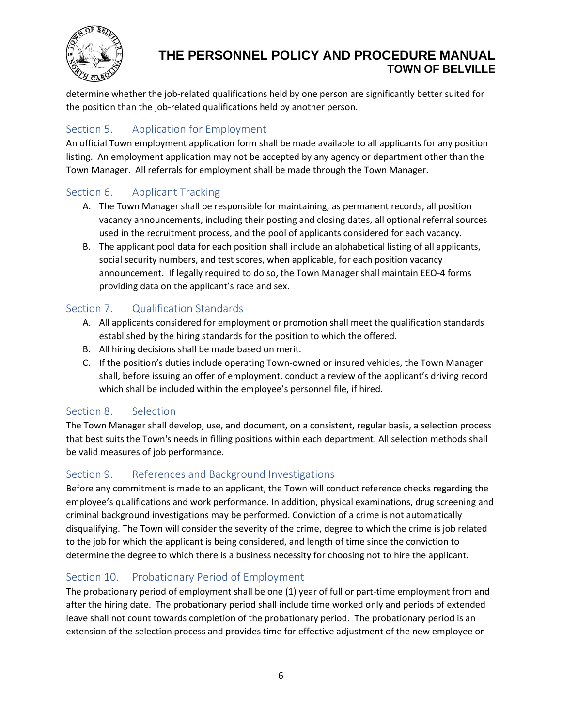determine whether the job-related qualifications held by one person are significantly better suited for the position than the job-related qualifications held by another person.

## Section 5. Application for Employment

An official Town employment application form shall be made available to all applicants for any position listing. An employment application may not be accepted by any agency or department other than the Town Manager. All referrals for employment shall be made through the Town Manager.

## Section 6. Applicant Tracking

A. The Town Manager shall be responsible for maintaining, as permanent records, all position vacancy announcements, including their posting and closing dates, all optional referral sources used in the recruitment process, and the pool of applicants considered for each vacancy.

B. The applicant pool data for each position shall include an alphabetical listing of all applicants, social security numbers, and test scores, when applicable, for each position vacancy announcement. If legally required to do so, the Town Manager shall maintain EEO-4 forms providing data on the applicant's race and sex.

## Section 7. Qualification Standards

A. All applicants considered for employment or promotion shall meet the qualification standards established by the hiring standards for the position to which the offered.

B. All hiring decisions shall be made based on merit.

C. If the position's duties include operating Town-owned or insured vehicles, the Town Manager shall, before issuing an offer of employment, conduct a review of the applicant's driving record which shall be included within the employee's personnel file, if hired.

## Section 8. Selection

The Town Manager shall develop, use, and document, on a consistent, regular basis, a selection process that best suits the Town's needs in filling positions within each department. All selection methods shall be valid measures of job performance.

## Section 9. References and Background Investigations

Before any commitment is made to an applicant, the Town will conduct reference checks regarding the employee's qualifications and work performance. In addition, physical examinations, drug screening and criminal background investigations may be performed. Conviction of a crime is not automatically disqualifying. The Town will consider the severity of the crime, degree to which the crime is job related to the job for which the applicant is being considered, and length of time since the conviction to determine the degree to which there is a business necessity for choosing not to hire the applicant.

## Section 10. Probationary Period of Employment

The probationary period of employment shall be one (1) year of full or part-time employment from and after the hiring date. The probationary period shall include time worked only and periods of extended leave shall not count towards completion of the probationary period. The probationary period is an extension of the selection process and provides time for effective adjustment of the new employee or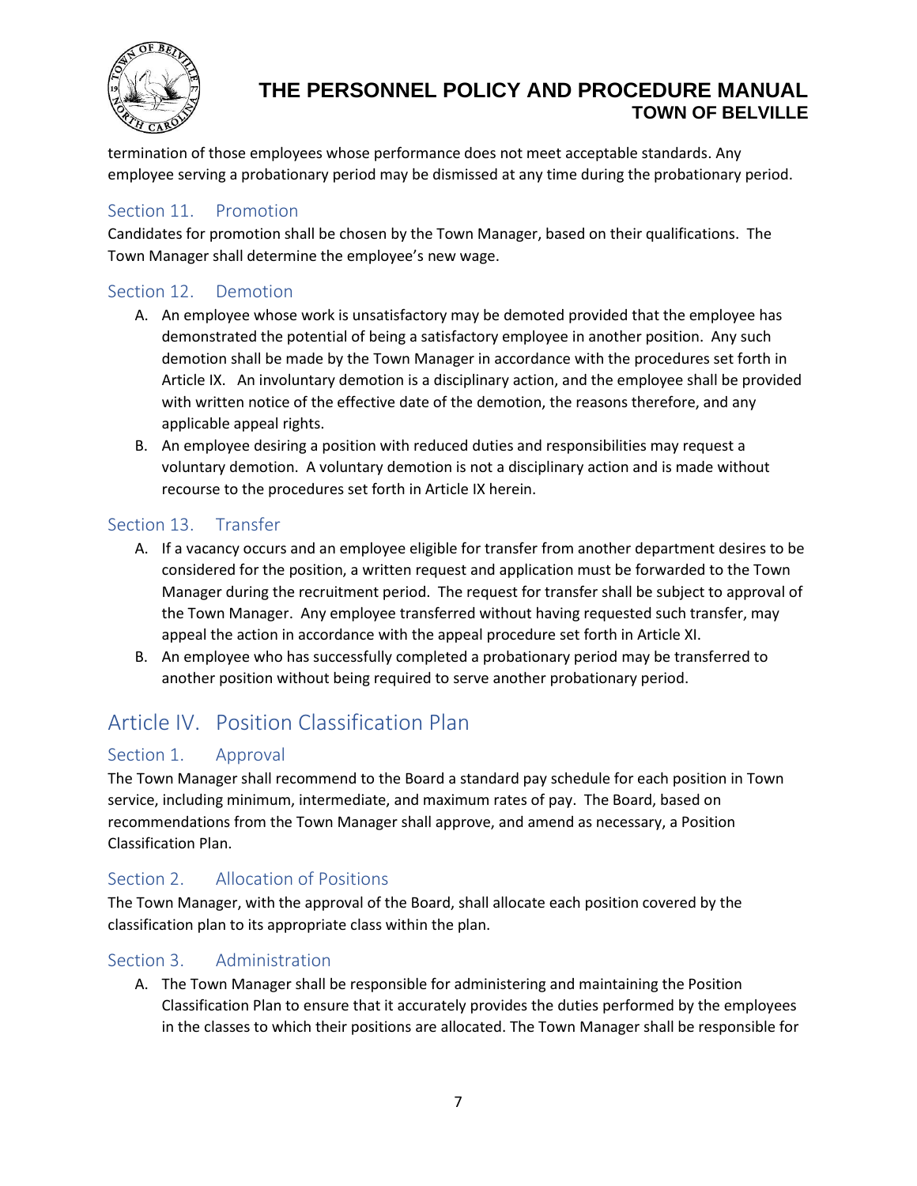termination of those employees whose performance does not meet acceptable standards. Any employee serving a probationary period may be dismissed at any time during the probationary period.

### Section 11. Promotion

Candidates for promotion shall be chosen by the Town Manager, based on their qualifications. The Town Manager shall determine the employee's new wage.

### Section 12. Demotion

A. An employee whose work is unsatisfactory may be demoted provided that the employee has demonstrated the potential of being a satisfactory employee in another position. Any such demotion shall be made by the Town Manager in accordance with the procedures set forth in Article IX. An involuntary demotion is a disciplinary action, and the employee shall be provided with written notice of the effective date of the demotion, the reasons therefore, and any applicable appeal rights.

B. An employee desiring a position with reduced duties and responsibilities may request a voluntary demotion. A voluntary demotion is not a disciplinary action and is made without recourse to the procedures set forth in Article IX herein.

### Section 13. Transfer

A. If a vacancy occurs and an employee eligible for transfer from another department desires to be considered for the position, a written request and application must be forwarded to the Town Manager during the recruitment period. The request for transfer shall be subject to approval of the Town Manager. Any employee transferred without having requested such transfer, may appeal the action in accordance with the appeal procedure set forth in Article XI.

B. An employee who has successfully completed a probationary period may be transferred to another position without being required to serve another probationary period.

## Article IV. Position Classification Plan

### Section 1. Approval

The Town Manager shall recommend to the Board a standard pay schedule for each position in Town service, including minimum, intermediate, and maximum rates of pay. The Board, based on recommendations from the Town Manager shall approve, and amend as necessary, a Position Classification Plan.

### Section 2. Allocation of Positions

The Town Manager, with the approval of the Board, shall allocate each position covered by the classification plan to its appropriate class within the plan.

### Section 3. Administration

A. The Town Manager shall be responsible for administering and maintaining the Position Classification Plan to ensure that it accurately provides the duties performed by the employees in the classes to which their positions are allocated. The Town Manager shall be responsible for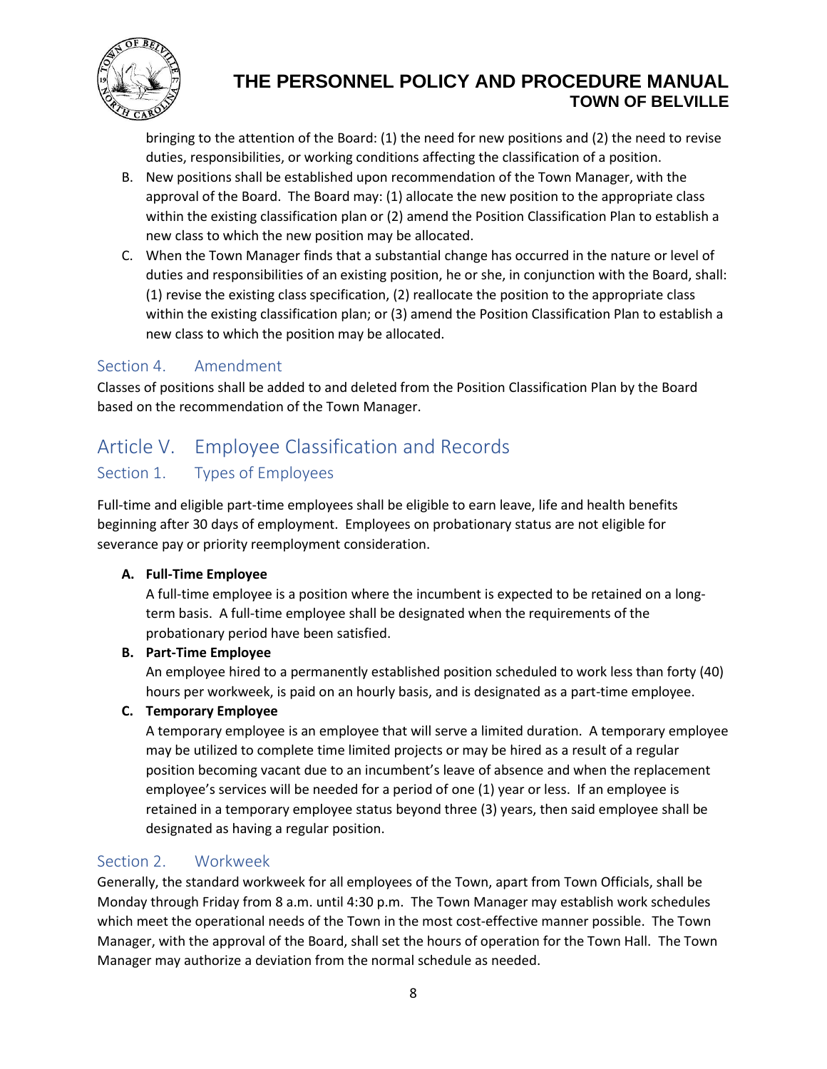bringing to the attention of the Board: (1) the need for new positions and (2) the need to revise duties, responsibilities, or working conditions affecting the classification of a position.

B. New positions shall be established upon recommendation of the Town Manager, with the approval of the Board. The Board may: (1) allocate the new position to the appropriate class within the existing classification plan or (2) amend the Position Classification Plan to establish a new class to which the new position may be allocated.

C. When the Town Manager finds that a substantial change has occurred in the nature or level of duties and responsibilities of an existing position, he or she, in conjunction with the Board, shall: (1) revise the existing class specification, (2) reallocate the position to the appropriate class within the existing classification plan; or (3) amend the Position Classification Plan to establish a new class to which the position may be allocated.

### Section 4. Amendment

Classes of positions shall be added to and deleted from the Position Classification Plan by the Board based on the recommendation of the Town Manager.

## Article V. Employee Classification and Records

### Section 1. Types of Employees

Full-time and eligible part-time employees shall be eligible to earn leave, life and health benefits beginning after 30 days of employment. Employees on probationary status are not eligible for severance pay or priority reemployment consideration.

**A. Full-Time Employee**

A full-time employee is a position where the incumbent is expected to be retained on a long-term basis. A full-time employee shall be designated when the requirements of the probationary period have been satisfied.

**B. Part-Time Employee**

An employee hired to a permanently established position scheduled to work less than forty (40) hours per workweek, is paid on an hourly basis, and is designated as a part-time employee.

**C. Temporary Employee**

A temporary employee is an employee that will serve a limited duration. A temporary employee may be utilized to complete time limited projects or may be hired as a result of a regular position becoming vacant due to an incumbent's leave of absence and when the replacement employee's services will be needed for a period of one (1) year or less. If an employee is retained in a temporary employee status beyond three (3) years, then said employee shall be designated as having a regular position.

### Section 2. Workweek

Generally, the standard workweek for all employees of the Town, apart from Town Officials, shall be Monday through Friday from 8 a.m. until 4:30 p.m. The Town Manager may establish work schedules which meet the operational needs of the Town in the most cost-effective manner possible. The Town Manager, with the approval of the Board, shall set the hours of operation for the Town Hall. The Town Manager may authorize a deviation from the normal schedule as needed.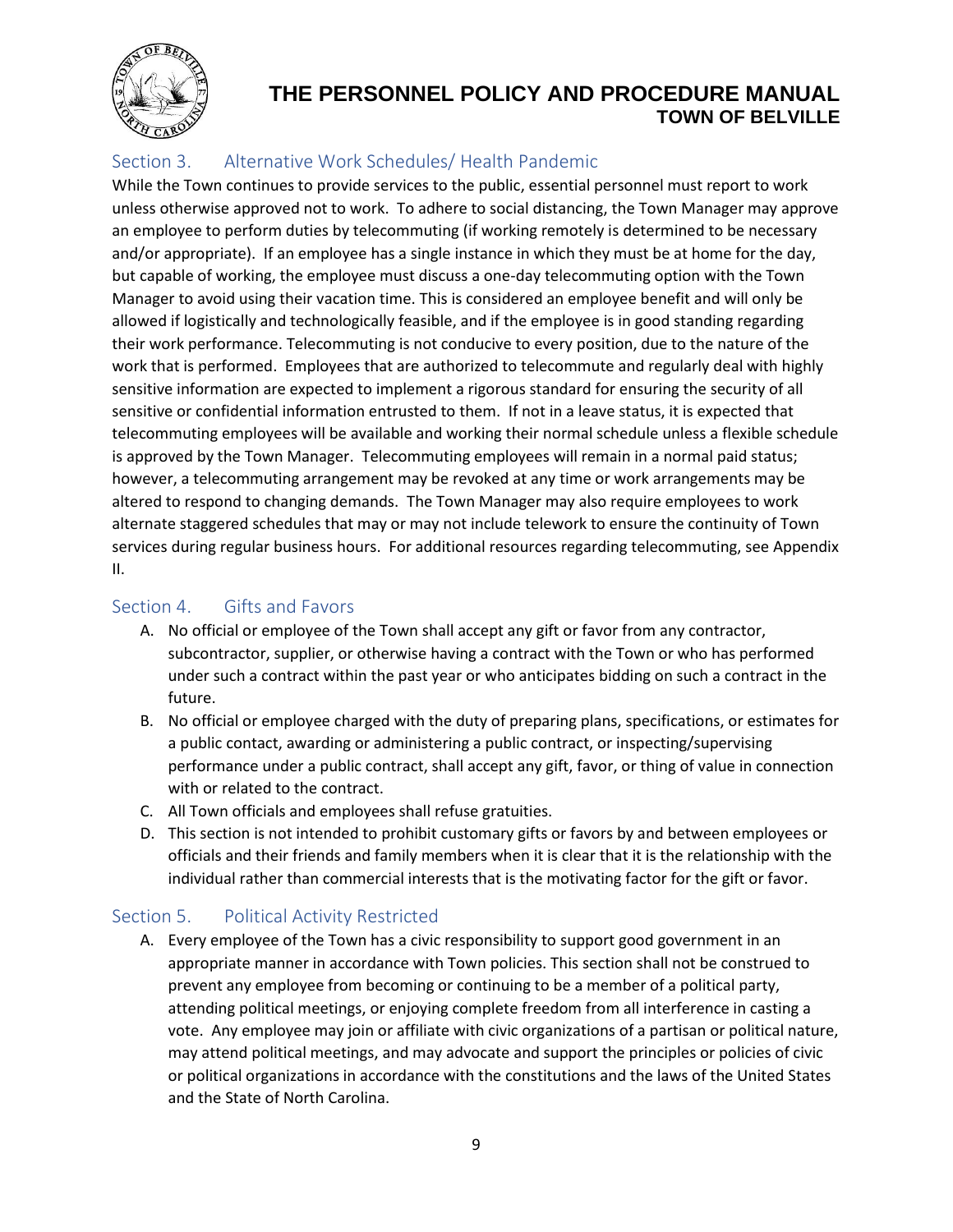## Section 3. Alternative Work Schedules/ Health Pandemic

While the Town continues to provide services to the public, essential personnel must report to work unless otherwise approved not to work. To adhere to social distancing, the Town Manager may approve an employee to perform duties by telecommuting (if working remotely is determined to be necessary and/or appropriate). If an employee has a single instance in which they must be at home for the day, but capable of working, the employee must discuss a one-day telecommuting option with the Town Manager to avoid using their vacation time. This is considered an employee benefit and will only be allowed if logistically and technologically feasible, and if the employee is in good standing regarding their work performance. Telecommuting is not conducive to every position, due to the nature of the work that is performed. Employees that are authorized to telecommute and regularly deal with highly sensitive information are expected to implement a rigorous standard for ensuring the security of all sensitive or confidential information entrusted to them. If not in a leave status, it is expected that telecommuting employees will be available and working their normal schedule unless a flexible schedule is approved by the Town Manager. Telecommuting employees will remain in a normal paid status; however, a telecommuting arrangement may be revoked at any time or work arrangements may be altered to respond to changing demands. The Town Manager may also require employees to work alternate staggered schedules that may or may not include telework to ensure the continuity of Town services during regular business hours. For additional resources regarding telecommuting, see Appendix II.

## Section 4. Gifts and Favors

A. No official or employee of the Town shall accept any gift or favor from any contractor, subcontractor, supplier, or otherwise having a contract with the Town or who has performed under such a contract within the past year or who anticipates bidding on such a contract in the future.

B. No official or employee charged with the duty of preparing plans, specifications, or estimates for a public contact, awarding or administering a public contract, or inspecting/supervising performance under a public contract, shall accept any gift, favor, or thing of value in connection with or related to the contract.

C. All Town officials and employees shall refuse gratuities.

D. This section is not intended to prohibit customary gifts or favors by and between employees or officials and their friends and family members when it is clear that it is the relationship with the individual rather than commercial interests that is the motivating factor for the gift or favor.

## Section 5. Political Activity Restricted

A. Every employee of the Town has a civic responsibility to support good government in an appropriate manner in accordance with Town policies. This section shall not be construed to prevent any employee from becoming or continuing to be a member of a political party, attending political meetings, or enjoying complete freedom from all interference in casting a vote. Any employee may join or affiliate with civic organizations of a partisan or political nature, may attend political meetings, and may advocate and support the principles or policies of civic or political organizations in accordance with the constitutions and the laws of the United States and the State of North Carolina.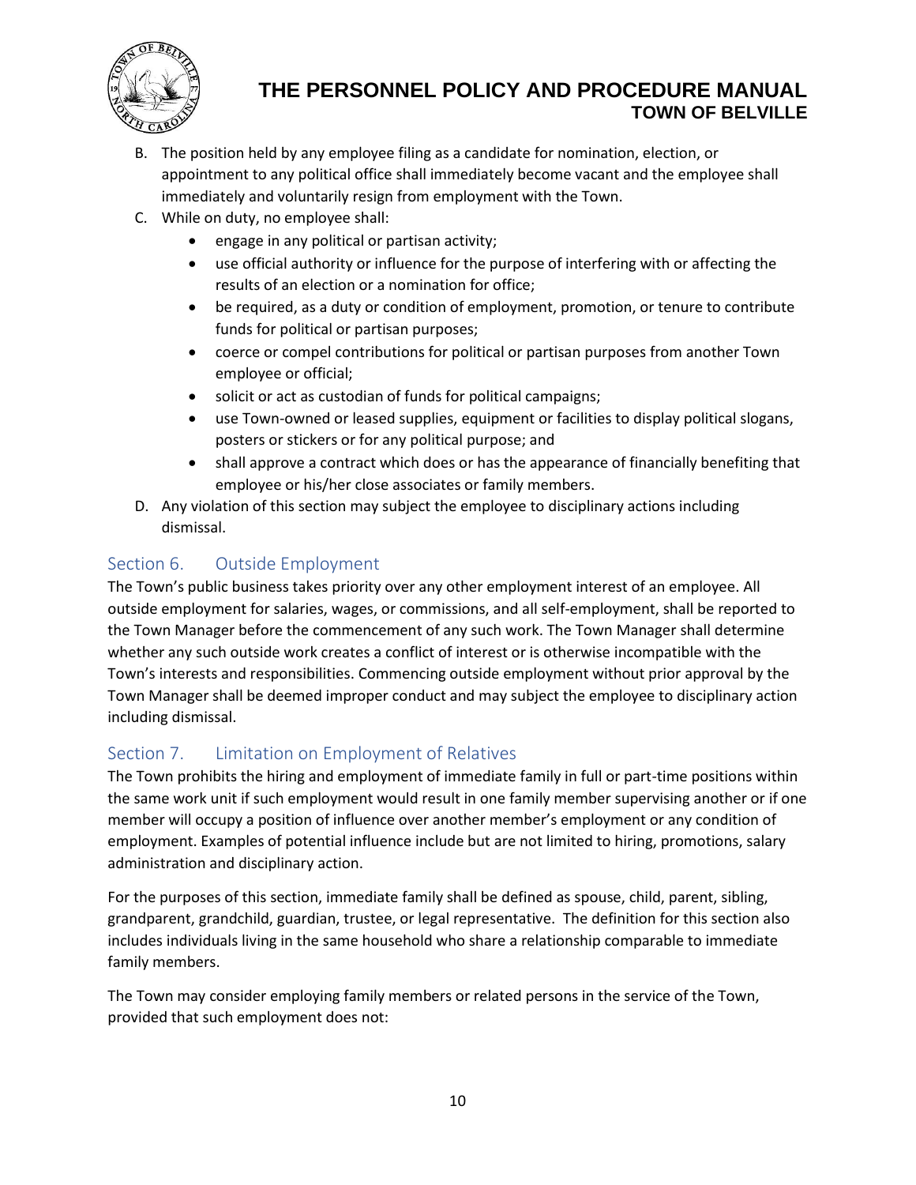B. The position held by any employee filing as a candidate for nomination, election, or appointment to any political office shall immediately become vacant and the employee shall immediately and voluntarily resign from employment with the Town.

C. While on duty, no employee shall:
   - engage in any political or partisan activity;
   - use official authority or influence for the purpose of interfering with or affecting the results of an election or a nomination for office;
   - be required, as a duty or condition of employment, promotion, or tenure to contribute funds for political or partisan purposes;
   - coerce or compel contributions for political or partisan purposes from another Town employee or official;
   - solicit or act as custodian of funds for political campaigns;
   - use Town-owned or leased supplies, equipment or facilities to display political slogans, posters or stickers or for any political purpose; and
   - shall approve a contract which does or has the appearance of financially benefiting that employee or his/her close associates or family members.

D. Any violation of this section may subject the employee to disciplinary actions including dismissal.

## Section 6. Outside Employment

The Town's public business takes priority over any other employment interest of an employee. All outside employment for salaries, wages, or commissions, and all self-employment, shall be reported to the Town Manager before the commencement of any such work. The Town Manager shall determine whether any such outside work creates a conflict of interest or is otherwise incompatible with the Town's interests and responsibilities. Commencing outside employment without prior approval by the Town Manager shall be deemed improper conduct and may subject the employee to disciplinary action including dismissal.

## Section 7. Limitation on Employment of Relatives

The Town prohibits the hiring and employment of immediate family in full or part-time positions within the same work unit if such employment would result in one family member supervising another or if one member will occupy a position of influence over another member's employment or any condition of employment. Examples of potential influence include but are not limited to hiring, promotions, salary administration and disciplinary action.

For the purposes of this section, immediate family shall be defined as spouse, child, parent, sibling, grandparent, grandchild, guardian, trustee, or legal representative. The definition for this section also includes individuals living in the same household who share a relationship comparable to immediate family members.

The Town may consider employing family members or related persons in the service of the Town, provided that such employment does not: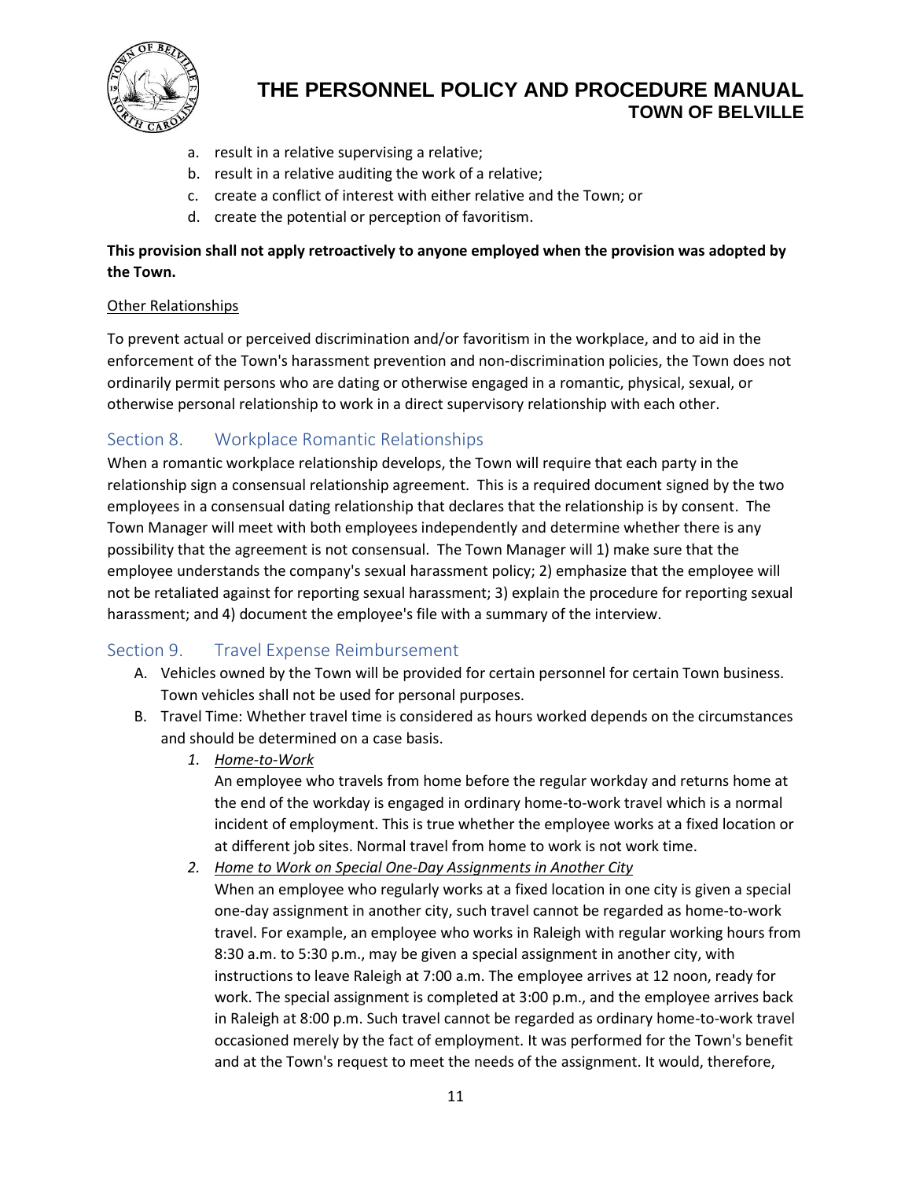a. result in a relative supervising a relative;
b. result in a relative auditing the work of a relative;
c. create a conflict of interest with either relative and the Town; or
d. create the potential or perception of favoritism.

**This provision shall not apply retroactively to anyone employed when the provision was adopted by the Town.**

Other Relationships

To prevent actual or perceived discrimination and/or favoritism in the workplace, and to aid in the enforcement of the Town's harassment prevention and non-discrimination policies, the Town does not ordinarily permit persons who are dating or otherwise engaged in a romantic, physical, sexual, or otherwise personal relationship to work in a direct supervisory relationship with each other.

## Section 8. Workplace Romantic Relationships

When a romantic workplace relationship develops, the Town will require that each party in the relationship sign a consensual relationship agreement. This is a required document signed by the two employees in a consensual dating relationship that declares that the relationship is by consent. The Town Manager will meet with both employees independently and determine whether there is any possibility that the agreement is not consensual. The Town Manager will 1) make sure that the employee understands the company's sexual harassment policy; 2) emphasize that the employee will not be retaliated against for reporting sexual harassment; 3) explain the procedure for reporting sexual harassment; and 4) document the employee's file with a summary of the interview.

## Section 9. Travel Expense Reimbursement

A. Vehicles owned by the Town will be provided for certain personnel for certain Town business. Town vehicles shall not be used for personal purposes.

B. Travel Time: Whether travel time is considered as hours worked depends on the circumstances and should be determined on a case basis.

   1. *Home-to-Work*

      An employee who travels from home before the regular workday and returns home at the end of the workday is engaged in ordinary home-to-work travel which is a normal incident of employment. This is true whether the employee works at a fixed location or at different job sites. Normal travel from home to work is not work time.

   2. *Home to Work on Special One-Day Assignments in Another City*

      When an employee who regularly works at a fixed location in one city is given a special one-day assignment in another city, such travel cannot be regarded as home-to-work travel. For example, an employee who works in Raleigh with regular working hours from 8:30 a.m. to 5:30 p.m., may be given a special assignment in another city, with instructions to leave Raleigh at 7:00 a.m. The employee arrives at 12 noon, ready for work. The special assignment is completed at 3:00 p.m., and the employee arrives back in Raleigh at 8:00 p.m. Such travel cannot be regarded as ordinary home-to-work travel occasioned merely by the fact of employment. It was performed for the Town's benefit and at the Town's request to meet the needs of the assignment. It would, therefore,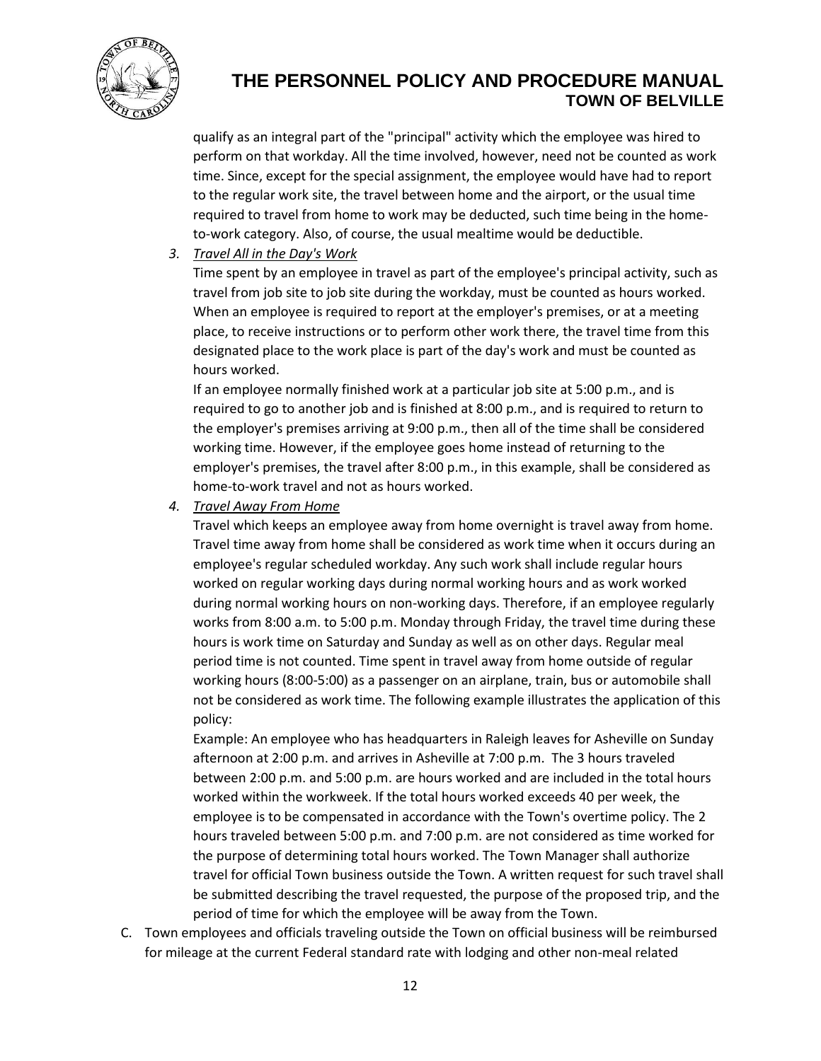qualify as an integral part of the "principal" activity which the employee was hired to perform on that workday. All the time involved, however, need not be counted as work time. Since, except for the special assignment, the employee would have had to report to the regular work site, the travel between home and the airport, or the usual time required to travel from home to work may be deducted, such time being in the home-to-work category. Also, of course, the usual mealtime would be deductible.

3. *Travel All in the Day's Work*

   Time spent by an employee in travel as part of the employee's principal activity, such as travel from job site to job site during the workday, must be counted as hours worked. When an employee is required to report at the employer's premises, or at a meeting place, to receive instructions or to perform other work there, the travel time from this designated place to the work place is part of the day's work and must be counted as hours worked.

   If an employee normally finished work at a particular job site at 5:00 p.m., and is required to go to another job and is finished at 8:00 p.m., and is required to return to the employer's premises arriving at 9:00 p.m., then all of the time shall be considered working time. However, if the employee goes home instead of returning to the employer's premises, the travel after 8:00 p.m., in this example, shall be considered as home-to-work travel and not as hours worked.

4. *Travel Away From Home*

   Travel which keeps an employee away from home overnight is travel away from home. Travel time away from home shall be considered as work time when it occurs during an employee's regular scheduled workday. Any such work shall include regular hours worked on regular working days during normal working hours and as work worked during normal working hours on non-working days. Therefore, if an employee regularly works from 8:00 a.m. to 5:00 p.m. Monday through Friday, the travel time during these hours is work time on Saturday and Sunday as well as on other days. Regular meal period time is not counted. Time spent in travel away from home outside of regular working hours (8:00-5:00) as a passenger on an airplane, train, bus or automobile shall not be considered as work time. The following example illustrates the application of this policy:

   Example: An employee who has headquarters in Raleigh leaves for Asheville on Sunday afternoon at 2:00 p.m. and arrives in Asheville at 7:00 p.m. The 3 hours traveled between 2:00 p.m. and 5:00 p.m. are hours worked and are included in the total hours worked within the workweek. If the total hours worked exceeds 40 per week, the employee is to be compensated in accordance with the Town's overtime policy. The 2 hours traveled between 5:00 p.m. and 7:00 p.m. are not considered as time worked for the purpose of determining total hours worked. The Town Manager shall authorize travel for official Town business outside the Town. A written request for such travel shall be submitted describing the travel requested, the purpose of the proposed trip, and the period of time for which the employee will be away from the Town.

C. Town employees and officials traveling outside the Town on official business will be reimbursed for mileage at the current Federal standard rate with lodging and other non-meal related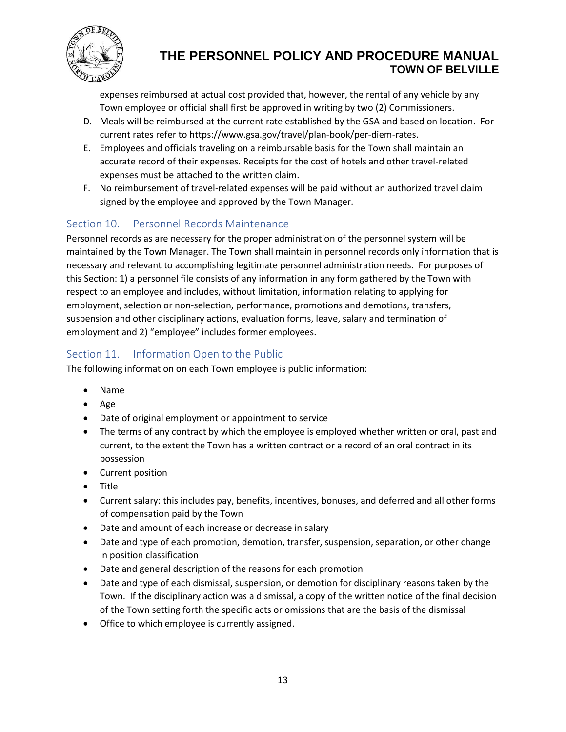expenses reimbursed at actual cost provided that, however, the rental of any vehicle by any Town employee or official shall first be approved in writing by two (2) Commissioners.

D. Meals will be reimbursed at the current rate established by the GSA and based on location. For current rates refer to https://www.gsa.gov/travel/plan-book/per-diem-rates.
E. Employees and officials traveling on a reimbursable basis for the Town shall maintain an accurate record of their expenses. Receipts for the cost of hotels and other travel-related expenses must be attached to the written claim.
F. No reimbursement of travel-related expenses will be paid without an authorized travel claim signed by the employee and approved by the Town Manager.

## Section 10. Personnel Records Maintenance

Personnel records as are necessary for the proper administration of the personnel system will be maintained by the Town Manager. The Town shall maintain in personnel records only information that is necessary and relevant to accomplishing legitimate personnel administration needs. For purposes of this Section: 1) a personnel file consists of any information in any form gathered by the Town with respect to an employee and includes, without limitation, information relating to applying for employment, selection or non-selection, performance, promotions and demotions, transfers, suspension and other disciplinary actions, evaluation forms, leave, salary and termination of employment and 2) "employee" includes former employees.

## Section 11. Information Open to the Public

The following information on each Town employee is public information:

- Name
- Age
- Date of original employment or appointment to service
- The terms of any contract by which the employee is employed whether written or oral, past and current, to the extent the Town has a written contract or a record of an oral contract in its possession
- Current position
- Title
- Current salary: this includes pay, benefits, incentives, bonuses, and deferred and all other forms of compensation paid by the Town
- Date and amount of each increase or decrease in salary
- Date and type of each promotion, demotion, transfer, suspension, separation, or other change in position classification
- Date and general description of the reasons for each promotion
- Date and type of each dismissal, suspension, or demotion for disciplinary reasons taken by the Town. If the disciplinary action was a dismissal, a copy of the written notice of the final decision of the Town setting forth the specific acts or omissions that are the basis of the dismissal
- Office to which employee is currently assigned.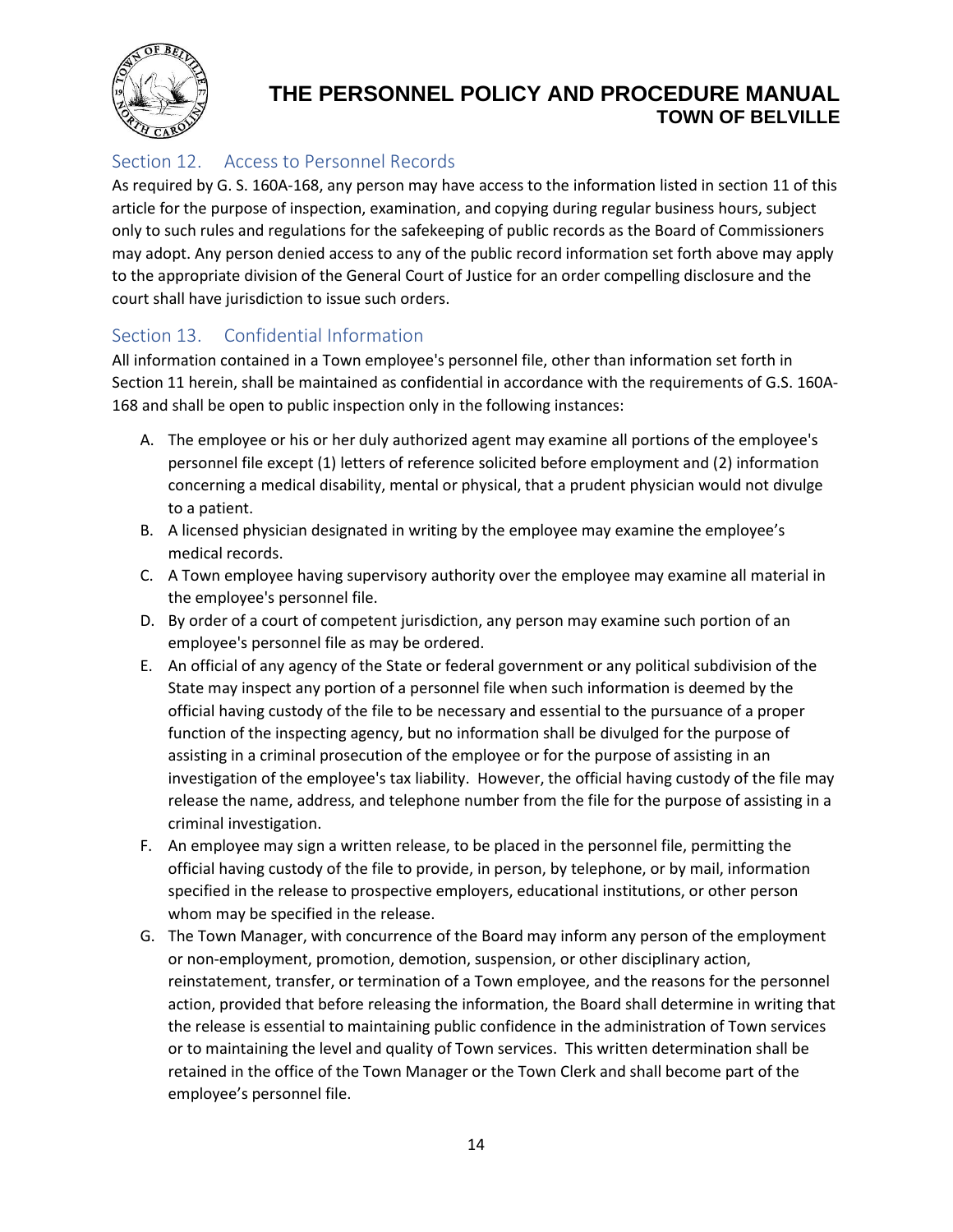## Section 12. Access to Personnel Records

As required by G. S. 160A-168, any person may have access to the information listed in section 11 of this article for the purpose of inspection, examination, and copying during regular business hours, subject only to such rules and regulations for the safekeeping of public records as the Board of Commissioners may adopt. Any person denied access to any of the public record information set forth above may apply to the appropriate division of the General Court of Justice for an order compelling disclosure and the court shall have jurisdiction to issue such orders.

## Section 13. Confidential Information

All information contained in a Town employee's personnel file, other than information set forth in Section 11 herein, shall be maintained as confidential in accordance with the requirements of G.S. 160A-168 and shall be open to public inspection only in the following instances:

A. The employee or his or her duly authorized agent may examine all portions of the employee's personnel file except (1) letters of reference solicited before employment and (2) information concerning a medical disability, mental or physical, that a prudent physician would not divulge to a patient.

B. A licensed physician designated in writing by the employee may examine the employee's medical records.

C. A Town employee having supervisory authority over the employee may examine all material in the employee's personnel file.

D. By order of a court of competent jurisdiction, any person may examine such portion of an employee's personnel file as may be ordered.

E. An official of any agency of the State or federal government or any political subdivision of the State may inspect any portion of a personnel file when such information is deemed by the official having custody of the file to be necessary and essential to the pursuance of a proper function of the inspecting agency, but no information shall be divulged for the purpose of assisting in a criminal prosecution of the employee or for the purpose of assisting in an investigation of the employee's tax liability. However, the official having custody of the file may release the name, address, and telephone number from the file for the purpose of assisting in a criminal investigation.

F. An employee may sign a written release, to be placed in the personnel file, permitting the official having custody of the file to provide, in person, by telephone, or by mail, information specified in the release to prospective employers, educational institutions, or other person whom may be specified in the release.

G. The Town Manager, with concurrence of the Board may inform any person of the employment or non-employment, promotion, demotion, suspension, or other disciplinary action, reinstatement, transfer, or termination of a Town employee, and the reasons for the personnel action, provided that before releasing the information, the Board shall determine in writing that the release is essential to maintaining public confidence in the administration of Town services or to maintaining the level and quality of Town services. This written determination shall be retained in the office of the Town Manager or the Town Clerk and shall become part of the employee's personnel file.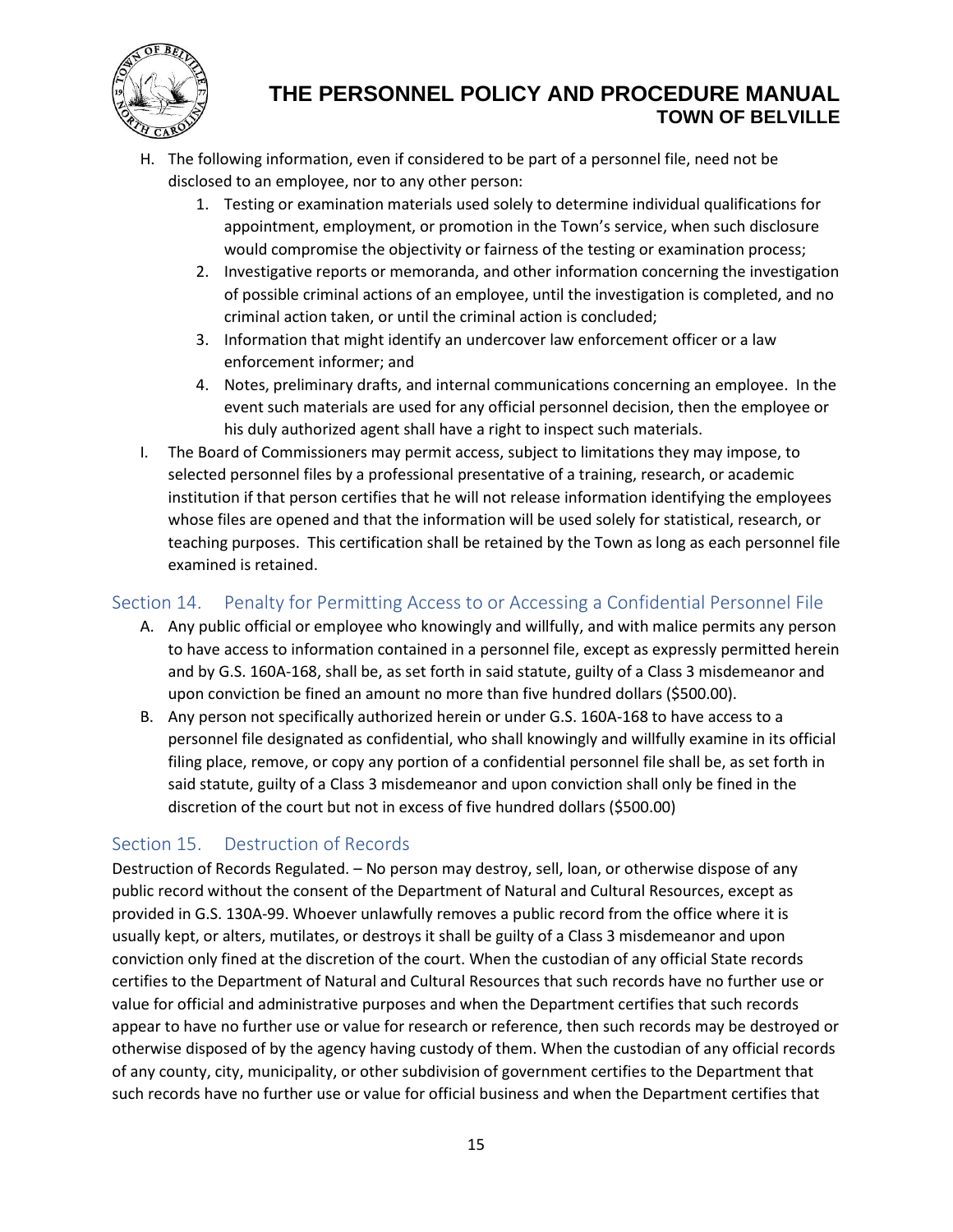H. The following information, even if considered to be part of a personnel file, need not be disclosed to an employee, nor to any other person:
    1. Testing or examination materials used solely to determine individual qualifications for appointment, employment, or promotion in the Town's service, when such disclosure would compromise the objectivity or fairness of the testing or examination process;
    2. Investigative reports or memoranda, and other information concerning the investigation of possible criminal actions of an employee, until the investigation is completed, and no criminal action taken, or until the criminal action is concluded;
    3. Information that might identify an undercover law enforcement officer or a law enforcement informer; and
    4. Notes, preliminary drafts, and internal communications concerning an employee. In the event such materials are used for any official personnel decision, then the employee or his duly authorized agent shall have a right to inspect such materials.

I. The Board of Commissioners may permit access, subject to limitations they may impose, to selected personnel files by a professional presentative of a training, research, or academic institution if that person certifies that he will not release information identifying the employees whose files are opened and that the information will be used solely for statistical, research, or teaching purposes. This certification shall be retained by the Town as long as each personnel file examined is retained.

## Section 14. Penalty for Permitting Access to or Accessing a Confidential Personnel File

A. Any public official or employee who knowingly and willfully, and with malice permits any person to have access to information contained in a personnel file, except as expressly permitted herein and by G.S. 160A-168, shall be, as set forth in said statute, guilty of a Class 3 misdemeanor and upon conviction be fined an amount no more than five hundred dollars ($500.00).

B. Any person not specifically authorized herein or under G.S. 160A-168 to have access to a personnel file designated as confidential, who shall knowingly and willfully examine in its official filing place, remove, or copy any portion of a confidential personnel file shall be, as set forth in said statute, guilty of a Class 3 misdemeanor and upon conviction shall only be fined in the discretion of the court but not in excess of five hundred dollars ($500.00)

## Section 15. Destruction of Records

Destruction of Records Regulated. – No person may destroy, sell, loan, or otherwise dispose of any public record without the consent of the Department of Natural and Cultural Resources, except as provided in G.S. 130A-99. Whoever unlawfully removes a public record from the office where it is usually kept, or alters, mutilates, or destroys it shall be guilty of a Class 3 misdemeanor and upon conviction only fined at the discretion of the court. When the custodian of any official State records certifies to the Department of Natural and Cultural Resources that such records have no further use or value for official and administrative purposes and when the Department certifies that such records appear to have no further use or value for research or reference, then such records may be destroyed or otherwise disposed of by the agency having custody of them. When the custodian of any official records of any county, city, municipality, or other subdivision of government certifies to the Department that such records have no further use or value for official business and when the Department certifies that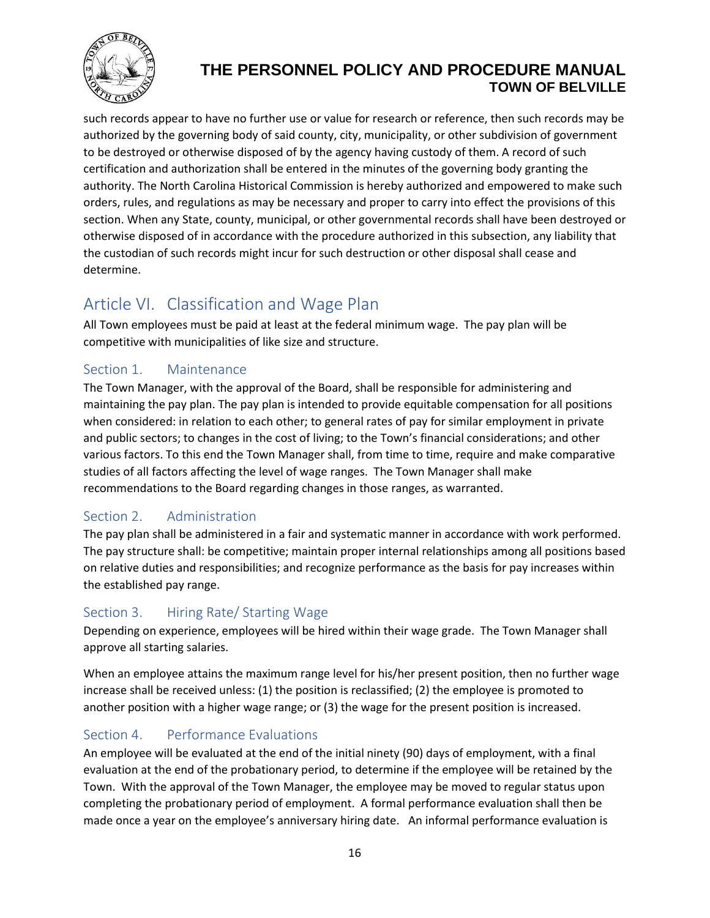such records appear to have no further use or value for research or reference, then such records may be authorized by the governing body of said county, city, municipality, or other subdivision of government to be destroyed or otherwise disposed of by the agency having custody of them. A record of such certification and authorization shall be entered in the minutes of the governing body granting the authority. The North Carolina Historical Commission is hereby authorized and empowered to make such orders, rules, and regulations as may be necessary and proper to carry into effect the provisions of this section. When any State, county, municipal, or other governmental records shall have been destroyed or otherwise disposed of in accordance with the procedure authorized in this subsection, any liability that the custodian of such records might incur for such destruction or other disposal shall cease and determine.

# Article VI. Classification and Wage Plan

All Town employees must be paid at least at the federal minimum wage. The pay plan will be competitive with municipalities of like size and structure.

## Section 1. Maintenance

The Town Manager, with the approval of the Board, shall be responsible for administering and maintaining the pay plan. The pay plan is intended to provide equitable compensation for all positions when considered: in relation to each other; to general rates of pay for similar employment in private and public sectors; to changes in the cost of living; to the Town's financial considerations; and other various factors. To this end the Town Manager shall, from time to time, require and make comparative studies of all factors affecting the level of wage ranges. The Town Manager shall make recommendations to the Board regarding changes in those ranges, as warranted.

## Section 2. Administration

The pay plan shall be administered in a fair and systematic manner in accordance with work performed. The pay structure shall: be competitive; maintain proper internal relationships among all positions based on relative duties and responsibilities; and recognize performance as the basis for pay increases within the established pay range.

## Section 3. Hiring Rate/ Starting Wage

Depending on experience, employees will be hired within their wage grade. The Town Manager shall approve all starting salaries.

When an employee attains the maximum range level for his/her present position, then no further wage increase shall be received unless: (1) the position is reclassified; (2) the employee is promoted to another position with a higher wage range; or (3) the wage for the present position is increased.

## Section 4. Performance Evaluations

An employee will be evaluated at the end of the initial ninety (90) days of employment, with a final evaluation at the end of the probationary period, to determine if the employee will be retained by the Town. With the approval of the Town Manager, the employee may be moved to regular status upon completing the probationary period of employment. A formal performance evaluation shall then be made once a year on the employee's anniversary hiring date. An informal performance evaluation is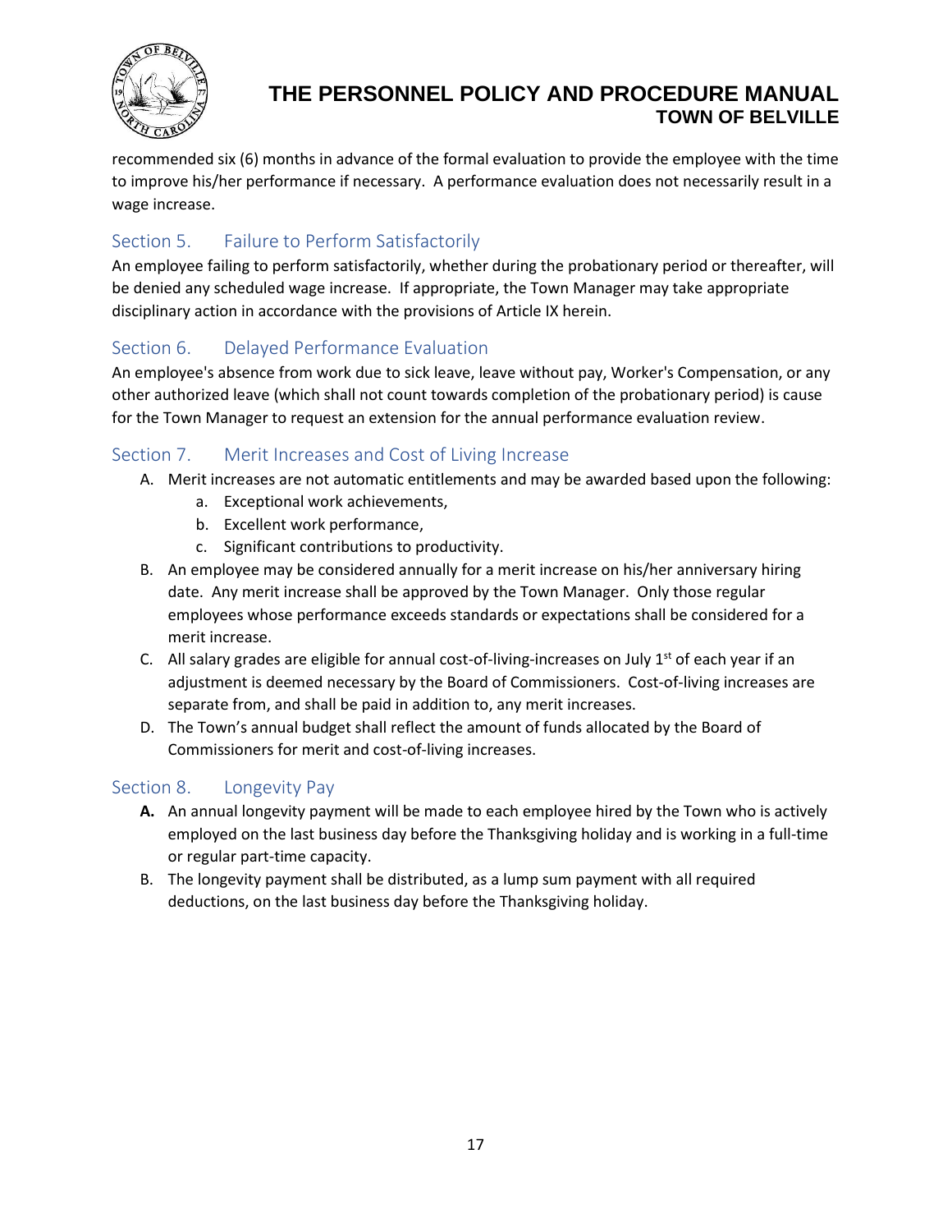recommended six (6) months in advance of the formal evaluation to provide the employee with the time to improve his/her performance if necessary. A performance evaluation does not necessarily result in a wage increase.

## Section 5. Failure to Perform Satisfactorily

An employee failing to perform satisfactorily, whether during the probationary period or thereafter, will be denied any scheduled wage increase. If appropriate, the Town Manager may take appropriate disciplinary action in accordance with the provisions of Article IX herein.

## Section 6. Delayed Performance Evaluation

An employee's absence from work due to sick leave, leave without pay, Worker's Compensation, or any other authorized leave (which shall not count towards completion of the probationary period) is cause for the Town Manager to request an extension for the annual performance evaluation review.

## Section 7. Merit Increases and Cost of Living Increase

A. Merit increases are not automatic entitlements and may be awarded based upon the following:
   a. Exceptional work achievements,
   b. Excellent work performance,
   c. Significant contributions to productivity.

B. An employee may be considered annually for a merit increase on his/her anniversary hiring date. Any merit increase shall be approved by the Town Manager. Only those regular employees whose performance exceeds standards or expectations shall be considered for a merit increase.

C. All salary grades are eligible for annual cost-of-living-increases on July 1st of each year if an adjustment is deemed necessary by the Board of Commissioners. Cost-of-living increases are separate from, and shall be paid in addition to, any merit increases.

D. The Town's annual budget shall reflect the amount of funds allocated by the Board of Commissioners for merit and cost-of-living increases.

## Section 8. Longevity Pay

**A.** An annual longevity payment will be made to each employee hired by the Town who is actively employed on the last business day before the Thanksgiving holiday and is working in a full-time or regular part-time capacity.

B. The longevity payment shall be distributed, as a lump sum payment with all required deductions, on the last business day before the Thanksgiving holiday.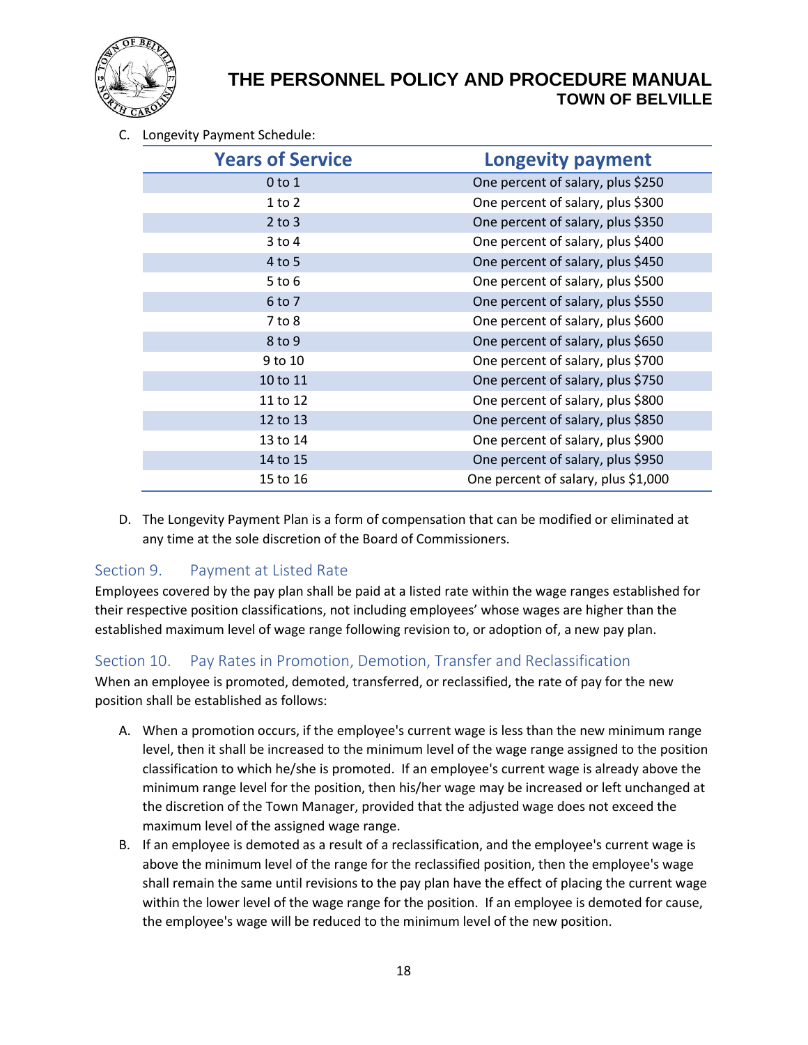C. Longevity Payment Schedule:

| Years of Service | Longevity payment |
|---|---|
| 0 to 1 | One percent of salary, plus $250 |
| 1 to 2 | One percent of salary, plus $300 |
| 2 to 3 | One percent of salary, plus $350 |
| 3 to 4 | One percent of salary, plus $400 |
| 4 to 5 | One percent of salary, plus $450 |
| 5 to 6 | One percent of salary, plus $500 |
| 6 to 7 | One percent of salary, plus $550 |
| 7 to 8 | One percent of salary, plus $600 |
| 8 to 9 | One percent of salary, plus $650 |
| 9 to 10 | One percent of salary, plus $700 |
| 10 to 11 | One percent of salary, plus $750 |
| 11 to 12 | One percent of salary, plus $800 |
| 12 to 13 | One percent of salary, plus $850 |
| 13 to 14 | One percent of salary, plus $900 |
| 14 to 15 | One percent of salary, plus $950 |
| 15 to 16 | One percent of salary, plus $1,000 |

D. The Longevity Payment Plan is a form of compensation that can be modified or eliminated at any time at the sole discretion of the Board of Commissioners.

## Section 9. Payment at Listed Rate

Employees covered by the pay plan shall be paid at a listed rate within the wage ranges established for their respective position classifications, not including employees' whose wages are higher than the established maximum level of wage range following revision to, or adoption of, a new pay plan.

## Section 10. Pay Rates in Promotion, Demotion, Transfer and Reclassification

When an employee is promoted, demoted, transferred, or reclassified, the rate of pay for the new position shall be established as follows:

A. When a promotion occurs, if the employee's current wage is less than the new minimum range level, then it shall be increased to the minimum level of the wage range assigned to the position classification to which he/she is promoted. If an employee's current wage is already above the minimum range level for the position, then his/her wage may be increased or left unchanged at the discretion of the Town Manager, provided that the adjusted wage does not exceed the maximum level of the assigned wage range.

B. If an employee is demoted as a result of a reclassification, and the employee's current wage is above the minimum level of the range for the reclassified position, then the employee's wage shall remain the same until revisions to the pay plan have the effect of placing the current wage within the lower level of the wage range for the position. If an employee is demoted for cause, the employee's wage will be reduced to the minimum level of the new position.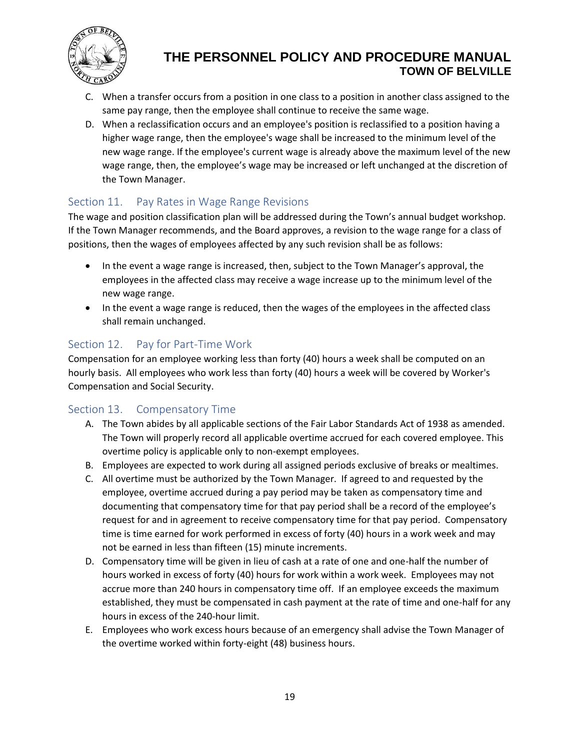C. When a transfer occurs from a position in one class to a position in another class assigned to the same pay range, then the employee shall continue to receive the same wage.

D. When a reclassification occurs and an employee's position is reclassified to a position having a higher wage range, then the employee's wage shall be increased to the minimum level of the new wage range. If the employee's current wage is already above the maximum level of the new wage range, then, the employee's wage may be increased or left unchanged at the discretion of the Town Manager.

## Section 11. Pay Rates in Wage Range Revisions

The wage and position classification plan will be addressed during the Town's annual budget workshop. If the Town Manager recommends, and the Board approves, a revision to the wage range for a class of positions, then the wages of employees affected by any such revision shall be as follows:

- In the event a wage range is increased, then, subject to the Town Manager's approval, the employees in the affected class may receive a wage increase up to the minimum level of the new wage range.
- In the event a wage range is reduced, then the wages of the employees in the affected class shall remain unchanged.

## Section 12. Pay for Part-Time Work

Compensation for an employee working less than forty (40) hours a week shall be computed on an hourly basis. All employees who work less than forty (40) hours a week will be covered by Worker's Compensation and Social Security.

## Section 13. Compensatory Time

A. The Town abides by all applicable sections of the Fair Labor Standards Act of 1938 as amended. The Town will properly record all applicable overtime accrued for each covered employee. This overtime policy is applicable only to non-exempt employees.

B. Employees are expected to work during all assigned periods exclusive of breaks or mealtimes.

C. All overtime must be authorized by the Town Manager. If agreed to and requested by the employee, overtime accrued during a pay period may be taken as compensatory time and documenting that compensatory time for that pay period shall be a record of the employee's request for and in agreement to receive compensatory time for that pay period. Compensatory time is time earned for work performed in excess of forty (40) hours in a work week and may not be earned in less than fifteen (15) minute increments.

D. Compensatory time will be given in lieu of cash at a rate of one and one-half the number of hours worked in excess of forty (40) hours for work within a work week. Employees may not accrue more than 240 hours in compensatory time off. If an employee exceeds the maximum established, they must be compensated in cash payment at the rate of time and one-half for any hours in excess of the 240-hour limit.

E. Employees who work excess hours because of an emergency shall advise the Town Manager of the overtime worked within forty-eight (48) business hours.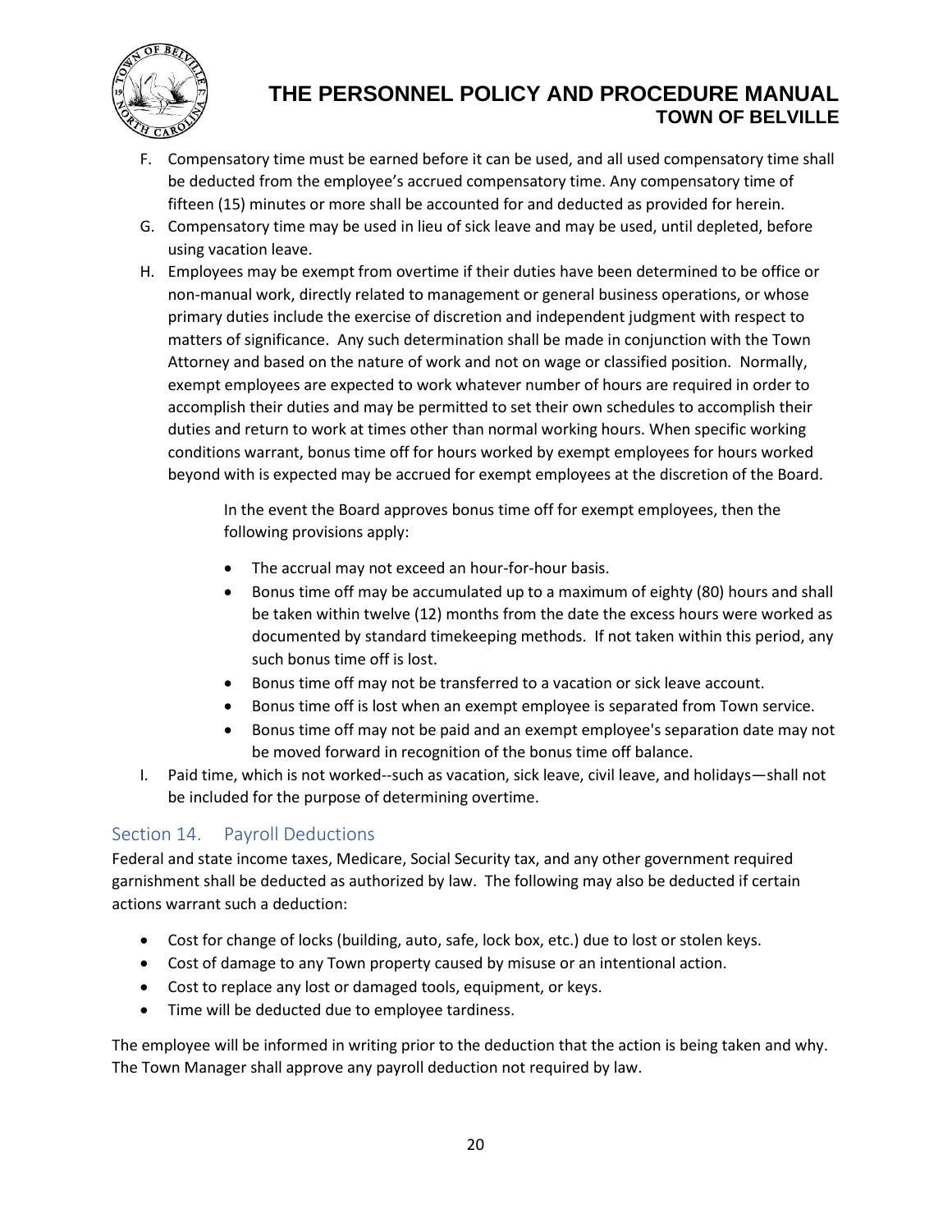F. Compensatory time must be earned before it can be used, and all used compensatory time shall be deducted from the employee's accrued compensatory time. Any compensatory time of fifteen (15) minutes or more shall be accounted for and deducted as provided for herein.

G. Compensatory time may be used in lieu of sick leave and may be used, until depleted, before using vacation leave.

H. Employees may be exempt from overtime if their duties have been determined to be office or non-manual work, directly related to management or general business operations, or whose primary duties include the exercise of discretion and independent judgment with respect to matters of significance. Any such determination shall be made in conjunction with the Town Attorney and based on the nature of work and not on wage or classified position. Normally, exempt employees are expected to work whatever number of hours are required in order to accomplish their duties and may be permitted to set their own schedules to accomplish their duties and return to work at times other than normal working hours. When specific working conditions warrant, bonus time off for hours worked by exempt employees for hours worked beyond with is expected may be accrued for exempt employees at the discretion of the Board.

   In the event the Board approves bonus time off for exempt employees, then the following provisions apply:

   - The accrual may not exceed an hour-for-hour basis.
   - Bonus time off may be accumulated up to a maximum of eighty (80) hours and shall be taken within twelve (12) months from the date the excess hours were worked as documented by standard timekeeping methods. If not taken within this period, any such bonus time off is lost.
   - Bonus time off may not be transferred to a vacation or sick leave account.
   - Bonus time off is lost when an exempt employee is separated from Town service.
   - Bonus time off may not be paid and an exempt employee's separation date may not be moved forward in recognition of the bonus time off balance.

I. Paid time, which is not worked--such as vacation, sick leave, civil leave, and holidays—shall not be included for the purpose of determining overtime.

## Section 14. Payroll Deductions

Federal and state income taxes, Medicare, Social Security tax, and any other government required garnishment shall be deducted as authorized by law. The following may also be deducted if certain actions warrant such a deduction:

- Cost for change of locks (building, auto, safe, lock box, etc.) due to lost or stolen keys.
- Cost of damage to any Town property caused by misuse or an intentional action.
- Cost to replace any lost or damaged tools, equipment, or keys.
- Time will be deducted due to employee tardiness.

The employee will be informed in writing prior to the deduction that the action is being taken and why. The Town Manager shall approve any payroll deduction not required by law.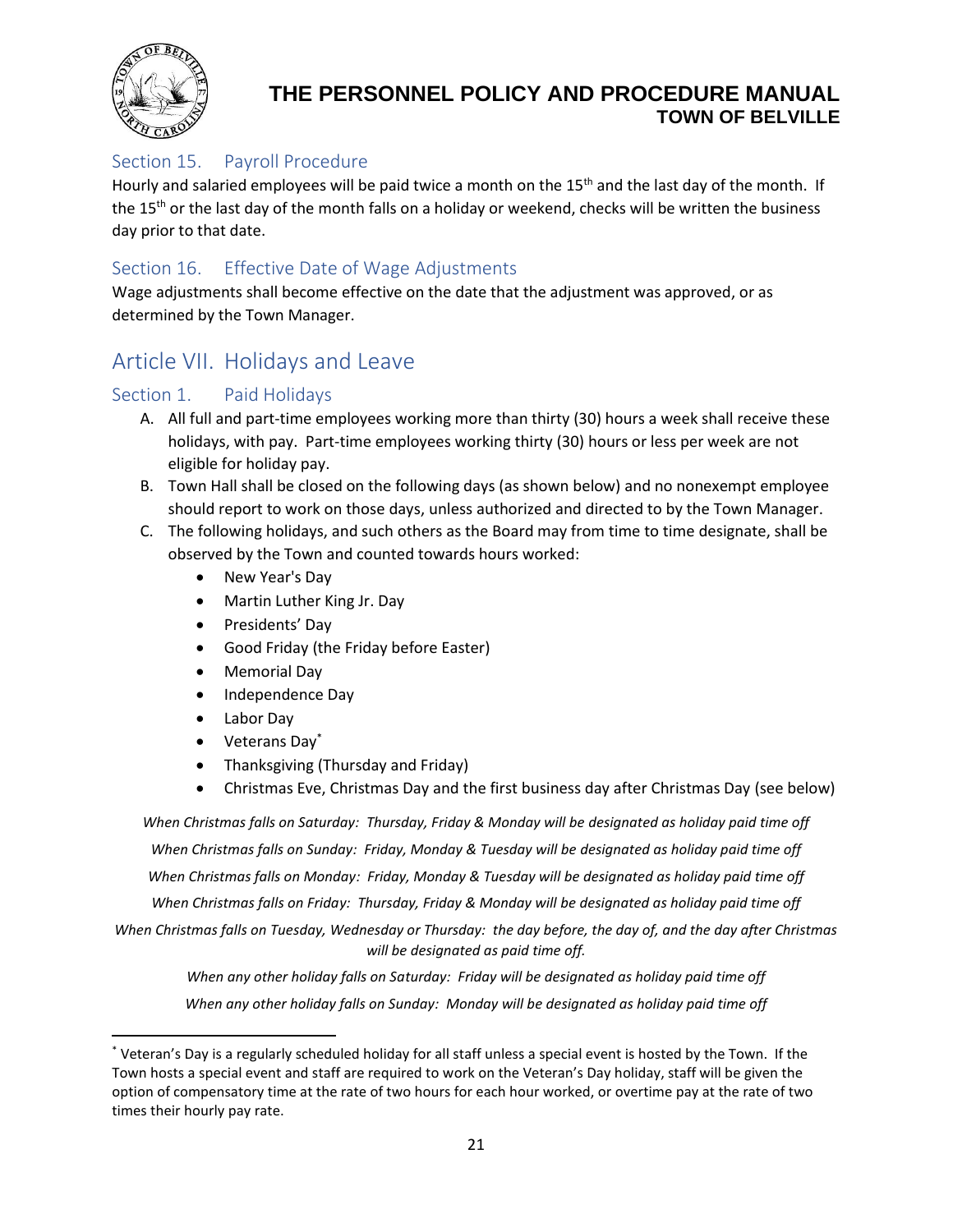### Section 15. Payroll Procedure

Hourly and salaried employees will be paid twice a month on the 15th and the last day of the month. If the 15th or the last day of the month falls on a holiday or weekend, checks will be written the business day prior to that date.

### Section 16. Effective Date of Wage Adjustments

Wage adjustments shall become effective on the date that the adjustment was approved, or as determined by the Town Manager.

## Article VII. Holidays and Leave

### Section 1. Paid Holidays

A. All full and part-time employees working more than thirty (30) hours a week shall receive these holidays, with pay. Part-time employees working thirty (30) hours or less per week are not eligible for holiday pay.

B. Town Hall shall be closed on the following days (as shown below) and no nonexempt employee should report to work on those days, unless authorized and directed to by the Town Manager.

C. The following holidays, and such others as the Board may from time to time designate, shall be observed by the Town and counted towards hours worked:

- New Year's Day
- Martin Luther King Jr. Day
- Presidents' Day
- Good Friday (the Friday before Easter)
- Memorial Day
- Independence Day
- Labor Day
- Veterans Day*
- Thanksgiving (Thursday and Friday)
- Christmas Eve, Christmas Day and the first business day after Christmas Day (see below)

*When Christmas falls on Saturday: Thursday, Friday & Monday will be designated as holiday paid time off*

*When Christmas falls on Sunday: Friday, Monday & Tuesday will be designated as holiday paid time off*

*When Christmas falls on Monday: Friday, Monday & Tuesday will be designated as holiday paid time off*

*When Christmas falls on Friday: Thursday, Friday & Monday will be designated as holiday paid time off*

*When Christmas falls on Tuesday, Wednesday or Thursday: the day before, the day of, and the day after Christmas will be designated as paid time off.*

*When any other holiday falls on Saturday: Friday will be designated as holiday paid time off*

*When any other holiday falls on Sunday: Monday will be designated as holiday paid time off*

---

* Veteran's Day is a regularly scheduled holiday for all staff unless a special event is hosted by the Town. If the Town hosts a special event and staff are required to work on the Veteran's Day holiday, staff will be given the option of compensatory time at the rate of two hours for each hour worked, or overtime pay at the rate of two times their hourly pay rate.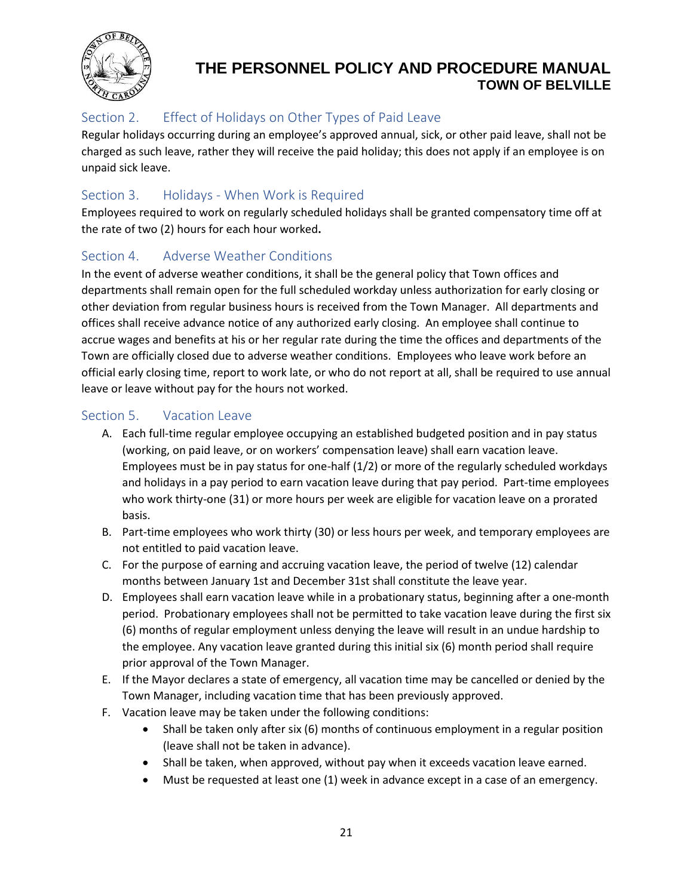## Section 2. Effect of Holidays on Other Types of Paid Leave

Regular holidays occurring during an employee's approved annual, sick, or other paid leave, shall not be charged as such leave, rather they will receive the paid holiday; this does not apply if an employee is on unpaid sick leave.

## Section 3. Holidays - When Work is Required

Employees required to work on regularly scheduled holidays shall be granted compensatory time off at the rate of two (2) hours for each hour worked**.**

## Section 4. Adverse Weather Conditions

In the event of adverse weather conditions, it shall be the general policy that Town offices and departments shall remain open for the full scheduled workday unless authorization for early closing or other deviation from regular business hours is received from the Town Manager. All departments and offices shall receive advance notice of any authorized early closing. An employee shall continue to accrue wages and benefits at his or her regular rate during the time the offices and departments of the Town are officially closed due to adverse weather conditions. Employees who leave work before an official early closing time, report to work late, or who do not report at all, shall be required to use annual leave or leave without pay for the hours not worked.

## Section 5. Vacation Leave

A. Each full-time regular employee occupying an established budgeted position and in pay status (working, on paid leave, or on workers' compensation leave) shall earn vacation leave. Employees must be in pay status for one-half (1/2) or more of the regularly scheduled workdays and holidays in a pay period to earn vacation leave during that pay period. Part-time employees who work thirty-one (31) or more hours per week are eligible for vacation leave on a prorated basis.

B. Part-time employees who work thirty (30) or less hours per week, and temporary employees are not entitled to paid vacation leave.

C. For the purpose of earning and accruing vacation leave, the period of twelve (12) calendar months between January 1st and December 31st shall constitute the leave year.

D. Employees shall earn vacation leave while in a probationary status, beginning after a one-month period. Probationary employees shall not be permitted to take vacation leave during the first six (6) months of regular employment unless denying the leave will result in an undue hardship to the employee. Any vacation leave granted during this initial six (6) month period shall require prior approval of the Town Manager.

E. If the Mayor declares a state of emergency, all vacation time may be cancelled or denied by the Town Manager, including vacation time that has been previously approved.

F. Vacation leave may be taken under the following conditions:
   - Shall be taken only after six (6) months of continuous employment in a regular position (leave shall not be taken in advance).
   - Shall be taken, when approved, without pay when it exceeds vacation leave earned.
   - Must be requested at least one (1) week in advance except in a case of an emergency.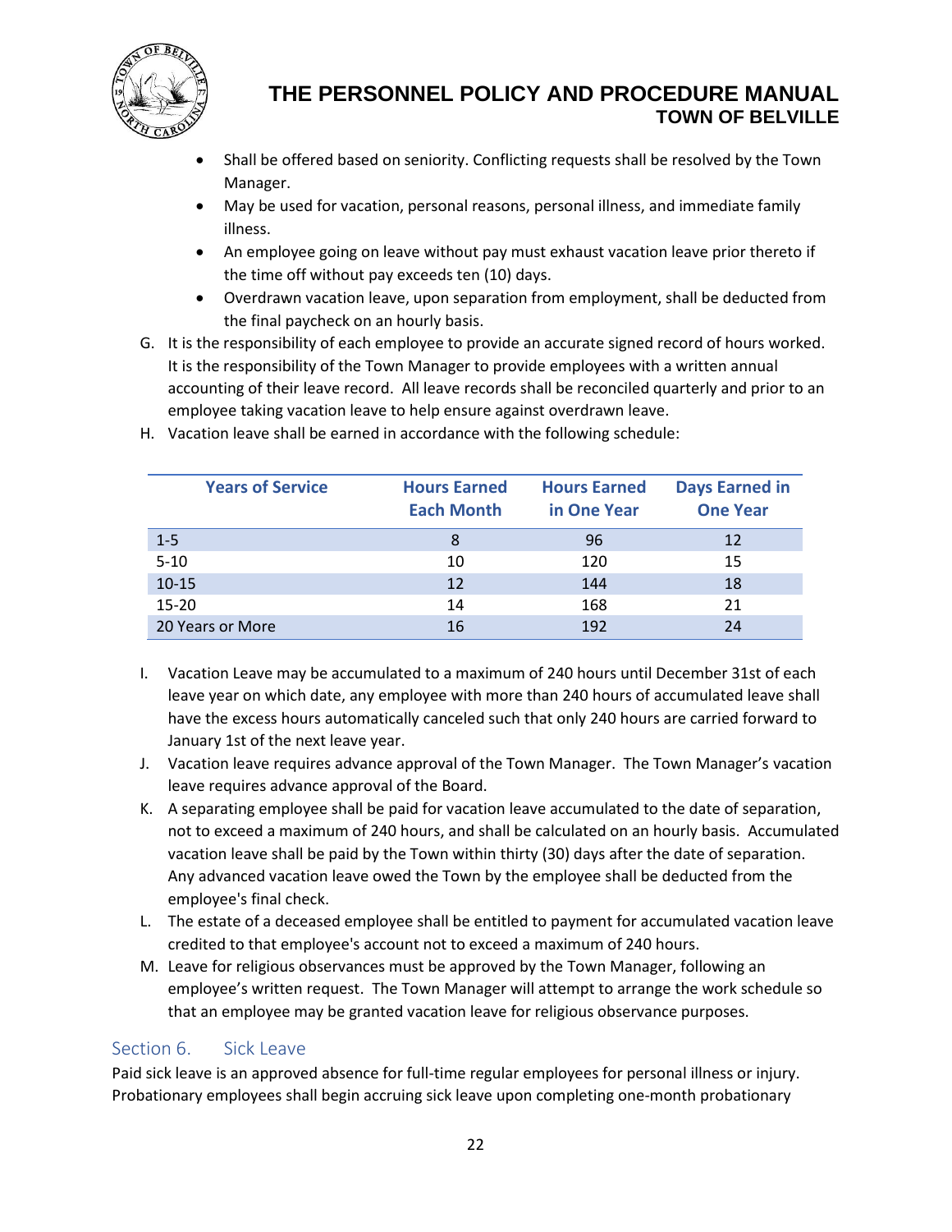- Shall be offered based on seniority. Conflicting requests shall be resolved by the Town Manager.
- May be used for vacation, personal reasons, personal illness, and immediate family illness.
- An employee going on leave without pay must exhaust vacation leave prior thereto if the time off without pay exceeds ten (10) days.
- Overdrawn vacation leave, upon separation from employment, shall be deducted from the final paycheck on an hourly basis.

G. It is the responsibility of each employee to provide an accurate signed record of hours worked. It is the responsibility of the Town Manager to provide employees with a written annual accounting of their leave record. All leave records shall be reconciled quarterly and prior to an employee taking vacation leave to help ensure against overdrawn leave.

H. Vacation leave shall be earned in accordance with the following schedule:

| Years of Service | Hours Earned Each Month | Hours Earned in One Year | Days Earned in One Year |
|---|---|---|---|
| 1-5 | 8 | 96 | 12 |
| 5-10 | 10 | 120 | 15 |
| 10-15 | 12 | 144 | 18 |
| 15-20 | 14 | 168 | 21 |
| 20 Years or More | 16 | 192 | 24 |

I. Vacation Leave may be accumulated to a maximum of 240 hours until December 31st of each leave year on which date, any employee with more than 240 hours of accumulated leave shall have the excess hours automatically canceled such that only 240 hours are carried forward to January 1st of the next leave year.

J. Vacation leave requires advance approval of the Town Manager. The Town Manager's vacation leave requires advance approval of the Board.

K. A separating employee shall be paid for vacation leave accumulated to the date of separation, not to exceed a maximum of 240 hours, and shall be calculated on an hourly basis. Accumulated vacation leave shall be paid by the Town within thirty (30) days after the date of separation. Any advanced vacation leave owed the Town by the employee shall be deducted from the employee's final check.

L. The estate of a deceased employee shall be entitled to payment for accumulated vacation leave credited to that employee's account not to exceed a maximum of 240 hours.

M. Leave for religious observances must be approved by the Town Manager, following an employee's written request. The Town Manager will attempt to arrange the work schedule so that an employee may be granted vacation leave for religious observance purposes.

## Section 6. Sick Leave

Paid sick leave is an approved absence for full-time regular employees for personal illness or injury. Probationary employees shall begin accruing sick leave upon completing one-month probationary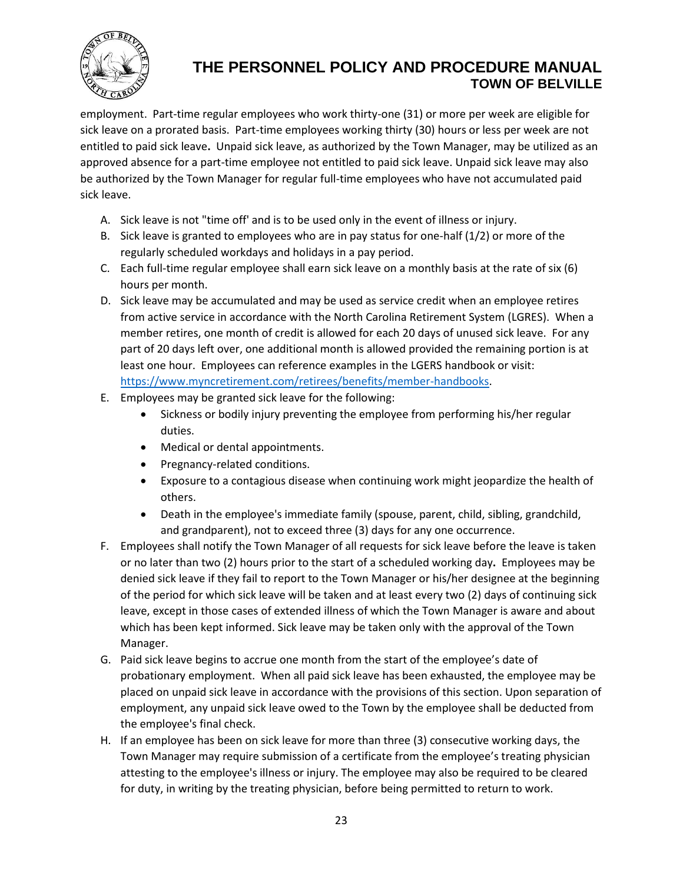employment. Part-time regular employees who work thirty-one (31) or more per week are eligible for sick leave on a prorated basis. Part-time employees working thirty (30) hours or less per week are not entitled to paid sick leave**.** Unpaid sick leave, as authorized by the Town Manager, may be utilized as an approved absence for a part-time employee not entitled to paid sick leave. Unpaid sick leave may also be authorized by the Town Manager for regular full-time employees who have not accumulated paid sick leave.

A. Sick leave is not "time off' and is to be used only in the event of illness or injury.
B. Sick leave is granted to employees who are in pay status for one-half (1/2) or more of the regularly scheduled workdays and holidays in a pay period.
C. Each full-time regular employee shall earn sick leave on a monthly basis at the rate of six (6) hours per month.
D. Sick leave may be accumulated and may be used as service credit when an employee retires from active service in accordance with the North Carolina Retirement System (LGRES). When a member retires, one month of credit is allowed for each 20 days of unused sick leave. For any part of 20 days left over, one additional month is allowed provided the remaining portion is at least one hour. Employees can reference examples in the LGERS handbook or visit: https://www.myncretirement.com/retirees/benefits/member-handbooks.
E. Employees may be granted sick leave for the following:
   - Sickness or bodily injury preventing the employee from performing his/her regular duties.
   - Medical or dental appointments.
   - Pregnancy-related conditions.
   - Exposure to a contagious disease when continuing work might jeopardize the health of others.
   - Death in the employee's immediate family (spouse, parent, child, sibling, grandchild, and grandparent), not to exceed three (3) days for any one occurrence.
F. Employees shall notify the Town Manager of all requests for sick leave before the leave is taken or no later than two (2) hours prior to the start of a scheduled working day**.** Employees may be denied sick leave if they fail to report to the Town Manager or his/her designee at the beginning of the period for which sick leave will be taken and at least every two (2) days of continuing sick leave, except in those cases of extended illness of which the Town Manager is aware and about which has been kept informed. Sick leave may be taken only with the approval of the Town Manager.
G. Paid sick leave begins to accrue one month from the start of the employee's date of probationary employment. When all paid sick leave has been exhausted, the employee may be placed on unpaid sick leave in accordance with the provisions of this section. Upon separation of employment, any unpaid sick leave owed to the Town by the employee shall be deducted from the employee's final check.
H. If an employee has been on sick leave for more than three (3) consecutive working days, the Town Manager may require submission of a certificate from the employee's treating physician attesting to the employee's illness or injury. The employee may also be required to be cleared for duty, in writing by the treating physician, before being permitted to return to work.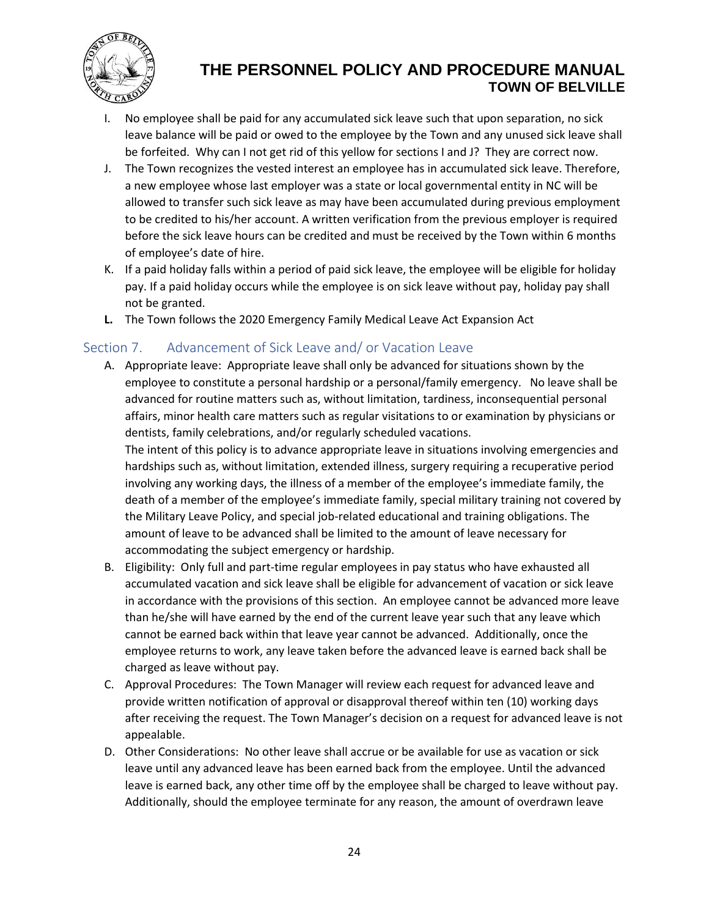I. No employee shall be paid for any accumulated sick leave such that upon separation, no sick leave balance will be paid or owed to the employee by the Town and any unused sick leave shall be forfeited. Why can I not get rid of this yellow for sections I and J? They are correct now.

J. The Town recognizes the vested interest an employee has in accumulated sick leave. Therefore, a new employee whose last employer was a state or local governmental entity in NC will be allowed to transfer such sick leave as may have been accumulated during previous employment to be credited to his/her account. A written verification from the previous employer is required before the sick leave hours can be credited and must be received by the Town within 6 months of employee's date of hire.

K. If a paid holiday falls within a period of paid sick leave, the employee will be eligible for holiday pay. If a paid holiday occurs while the employee is on sick leave without pay, holiday pay shall not be granted.

**L.** The Town follows the 2020 Emergency Family Medical Leave Act Expansion Act

## Section 7. Advancement of Sick Leave and/ or Vacation Leave

A. Appropriate leave: Appropriate leave shall only be advanced for situations shown by the employee to constitute a personal hardship or a personal/family emergency. No leave shall be advanced for routine matters such as, without limitation, tardiness, inconsequential personal affairs, minor health care matters such as regular visitations to or examination by physicians or dentists, family celebrations, and/or regularly scheduled vacations.

The intent of this policy is to advance appropriate leave in situations involving emergencies and hardships such as, without limitation, extended illness, surgery requiring a recuperative period involving any working days, the illness of a member of the employee's immediate family, the death of a member of the employee's immediate family, special military training not covered by the Military Leave Policy, and special job-related educational and training obligations. The amount of leave to be advanced shall be limited to the amount of leave necessary for accommodating the subject emergency or hardship.

B. Eligibility: Only full and part-time regular employees in pay status who have exhausted all accumulated vacation and sick leave shall be eligible for advancement of vacation or sick leave in accordance with the provisions of this section. An employee cannot be advanced more leave than he/she will have earned by the end of the current leave year such that any leave which cannot be earned back within that leave year cannot be advanced. Additionally, once the employee returns to work, any leave taken before the advanced leave is earned back shall be charged as leave without pay.

C. Approval Procedures: The Town Manager will review each request for advanced leave and provide written notification of approval or disapproval thereof within ten (10) working days after receiving the request. The Town Manager's decision on a request for advanced leave is not appealable.

D. Other Considerations: No other leave shall accrue or be available for use as vacation or sick leave until any advanced leave has been earned back from the employee. Until the advanced leave is earned back, any other time off by the employee shall be charged to leave without pay. Additionally, should the employee terminate for any reason, the amount of overdrawn leave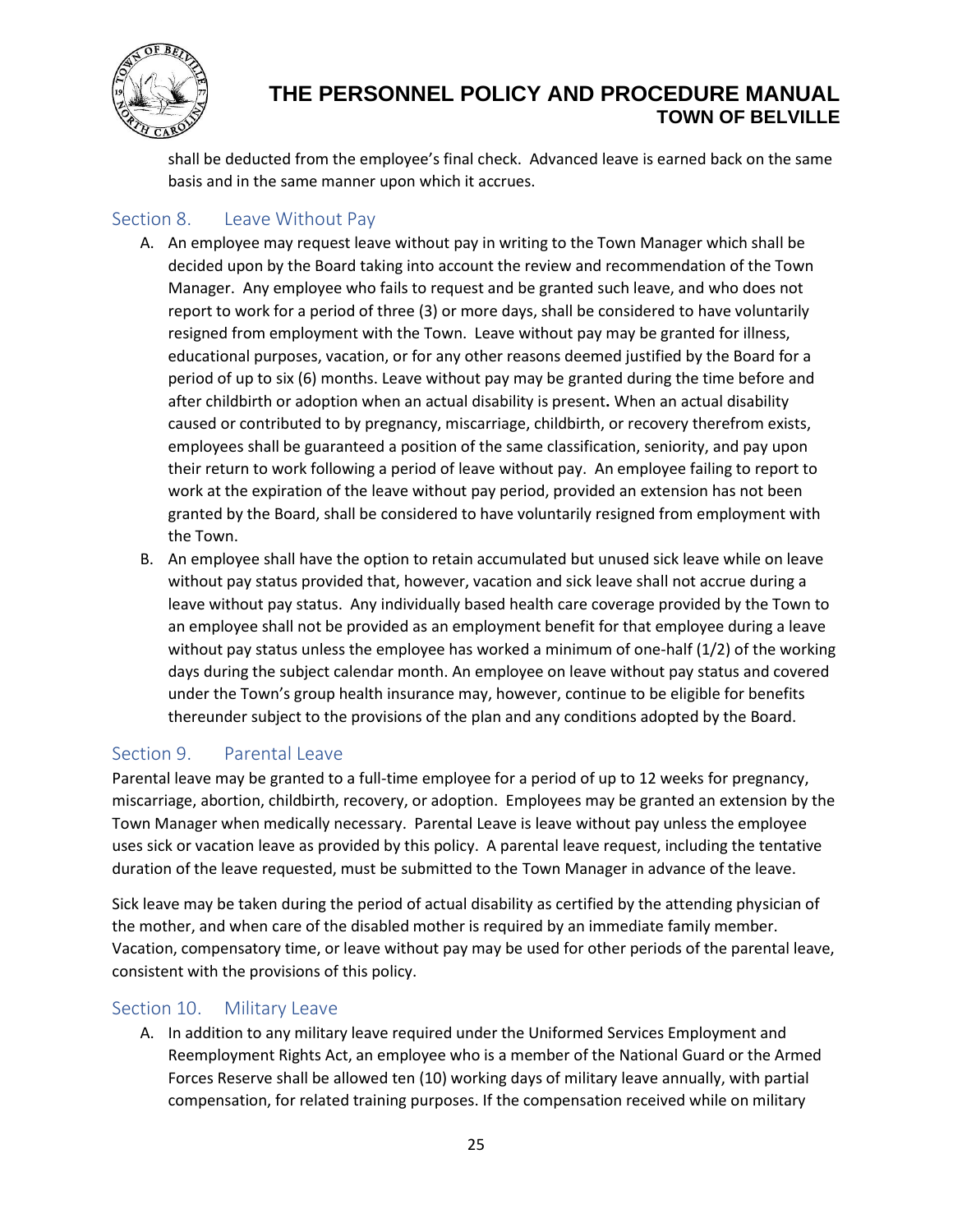shall be deducted from the employee's final check. Advanced leave is earned back on the same basis and in the same manner upon which it accrues.

## Section 8. Leave Without Pay

A. An employee may request leave without pay in writing to the Town Manager which shall be decided upon by the Board taking into account the review and recommendation of the Town Manager. Any employee who fails to request and be granted such leave, and who does not report to work for a period of three (3) or more days, shall be considered to have voluntarily resigned from employment with the Town. Leave without pay may be granted for illness, educational purposes, vacation, or for any other reasons deemed justified by the Board for a period of up to six (6) months. Leave without pay may be granted during the time before and after childbirth or adoption when an actual disability is present**.** When an actual disability caused or contributed to by pregnancy, miscarriage, childbirth, or recovery therefrom exists, employees shall be guaranteed a position of the same classification, seniority, and pay upon their return to work following a period of leave without pay. An employee failing to report to work at the expiration of the leave without pay period, provided an extension has not been granted by the Board, shall be considered to have voluntarily resigned from employment with the Town.

B. An employee shall have the option to retain accumulated but unused sick leave while on leave without pay status provided that, however, vacation and sick leave shall not accrue during a leave without pay status. Any individually based health care coverage provided by the Town to an employee shall not be provided as an employment benefit for that employee during a leave without pay status unless the employee has worked a minimum of one-half (1/2) of the working days during the subject calendar month. An employee on leave without pay status and covered under the Town's group health insurance may, however, continue to be eligible for benefits thereunder subject to the provisions of the plan and any conditions adopted by the Board.

## Section 9. Parental Leave

Parental leave may be granted to a full-time employee for a period of up to 12 weeks for pregnancy, miscarriage, abortion, childbirth, recovery, or adoption. Employees may be granted an extension by the Town Manager when medically necessary. Parental Leave is leave without pay unless the employee uses sick or vacation leave as provided by this policy. A parental leave request, including the tentative duration of the leave requested, must be submitted to the Town Manager in advance of the leave.

Sick leave may be taken during the period of actual disability as certified by the attending physician of the mother, and when care of the disabled mother is required by an immediate family member. Vacation, compensatory time, or leave without pay may be used for other periods of the parental leave, consistent with the provisions of this policy.

## Section 10. Military Leave

A. In addition to any military leave required under the Uniformed Services Employment and Reemployment Rights Act, an employee who is a member of the National Guard or the Armed Forces Reserve shall be allowed ten (10) working days of military leave annually, with partial compensation, for related training purposes. If the compensation received while on military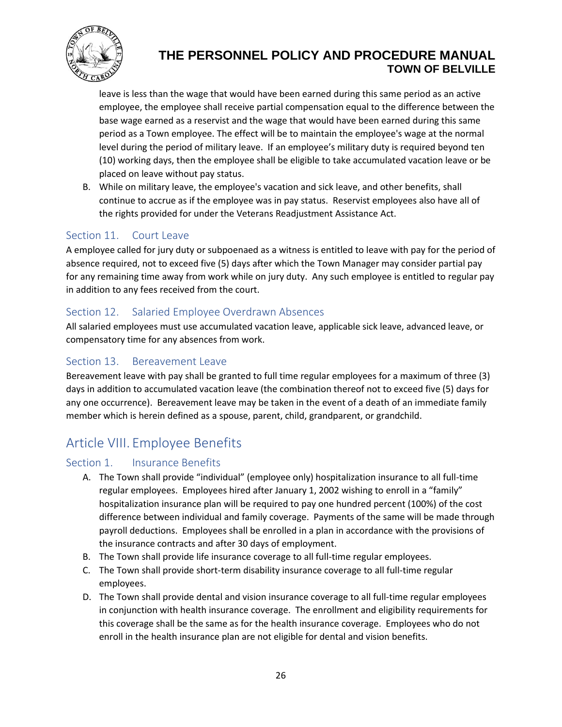leave is less than the wage that would have been earned during this same period as an active employee, the employee shall receive partial compensation equal to the difference between the base wage earned as a reservist and the wage that would have been earned during this same period as a Town employee. The effect will be to maintain the employee's wage at the normal level during the period of military leave. If an employee's military duty is required beyond ten (10) working days, then the employee shall be eligible to take accumulated vacation leave or be placed on leave without pay status.

B. While on military leave, the employee's vacation and sick leave, and other benefits, shall continue to accrue as if the employee was in pay status. Reservist employees also have all of the rights provided for under the Veterans Readjustment Assistance Act.

### Section 11. Court Leave

A employee called for jury duty or subpoenaed as a witness is entitled to leave with pay for the period of absence required, not to exceed five (5) days after which the Town Manager may consider partial pay for any remaining time away from work while on jury duty. Any such employee is entitled to regular pay in addition to any fees received from the court.

### Section 12. Salaried Employee Overdrawn Absences

All salaried employees must use accumulated vacation leave, applicable sick leave, advanced leave, or compensatory time for any absences from work.

### Section 13. Bereavement Leave

Bereavement leave with pay shall be granted to full time regular employees for a maximum of three (3) days in addition to accumulated vacation leave (the combination thereof not to exceed five (5) days for any one occurrence). Bereavement leave may be taken in the event of a death of an immediate family member which is herein defined as a spouse, parent, child, grandparent, or grandchild.

## Article VIII. Employee Benefits

### Section 1. Insurance Benefits

A. The Town shall provide "individual" (employee only) hospitalization insurance to all full-time regular employees. Employees hired after January 1, 2002 wishing to enroll in a "family" hospitalization insurance plan will be required to pay one hundred percent (100%) of the cost difference between individual and family coverage. Payments of the same will be made through payroll deductions. Employees shall be enrolled in a plan in accordance with the provisions of the insurance contracts and after 30 days of employment.

B. The Town shall provide life insurance coverage to all full-time regular employees.

C. The Town shall provide short-term disability insurance coverage to all full-time regular employees.

D. The Town shall provide dental and vision insurance coverage to all full-time regular employees in conjunction with health insurance coverage. The enrollment and eligibility requirements for this coverage shall be the same as for the health insurance coverage. Employees who do not enroll in the health insurance plan are not eligible for dental and vision benefits.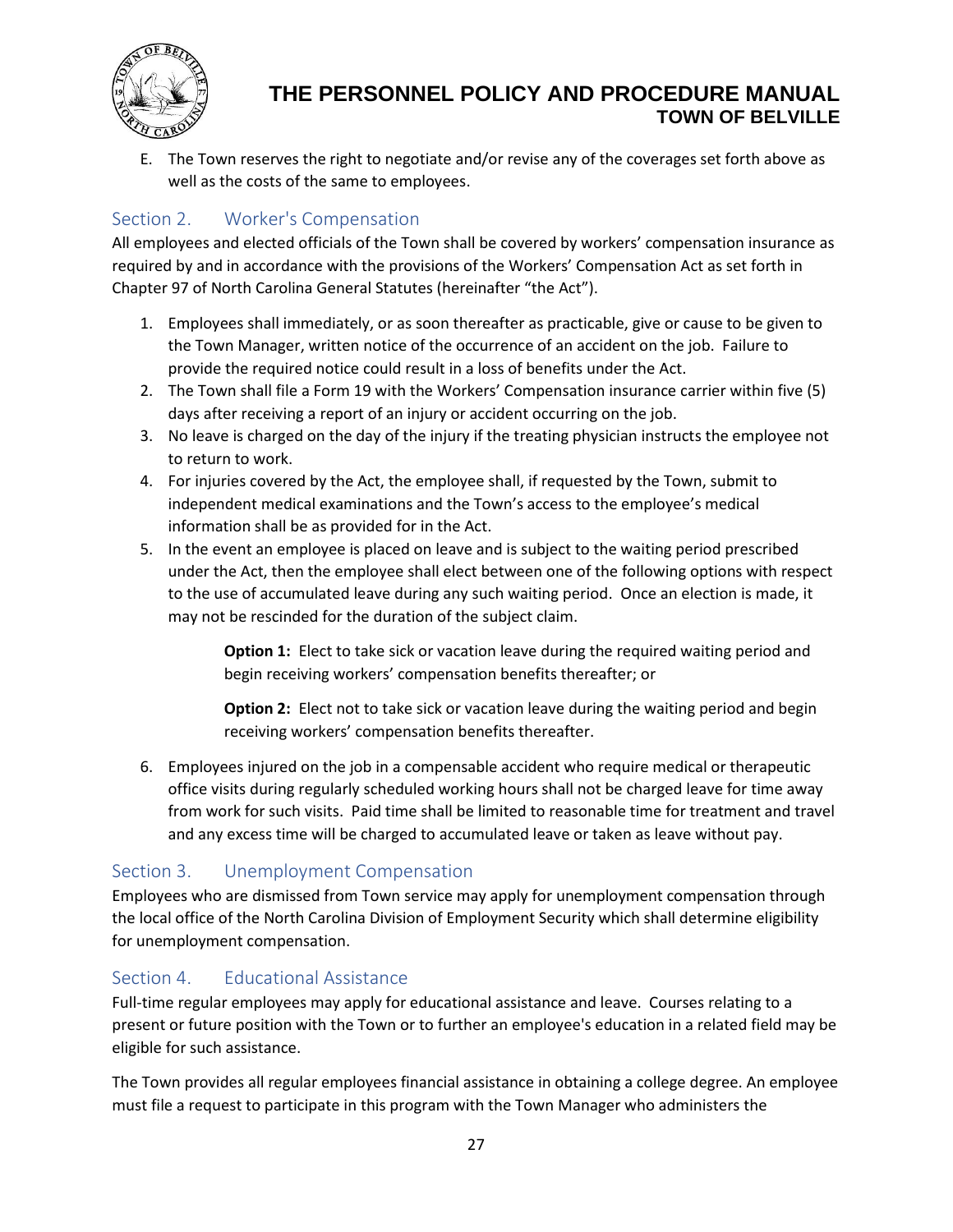E. The Town reserves the right to negotiate and/or revise any of the coverages set forth above as well as the costs of the same to employees.

## Section 2. Worker's Compensation

All employees and elected officials of the Town shall be covered by workers' compensation insurance as required by and in accordance with the provisions of the Workers' Compensation Act as set forth in Chapter 97 of North Carolina General Statutes (hereinafter "the Act").

1. Employees shall immediately, or as soon thereafter as practicable, give or cause to be given to the Town Manager, written notice of the occurrence of an accident on the job. Failure to provide the required notice could result in a loss of benefits under the Act.
2. The Town shall file a Form 19 with the Workers' Compensation insurance carrier within five (5) days after receiving a report of an injury or accident occurring on the job.
3. No leave is charged on the day of the injury if the treating physician instructs the employee not to return to work.
4. For injuries covered by the Act, the employee shall, if requested by the Town, submit to independent medical examinations and the Town's access to the employee's medical information shall be as provided for in the Act.
5. In the event an employee is placed on leave and is subject to the waiting period prescribed under the Act, then the employee shall elect between one of the following options with respect to the use of accumulated leave during any such waiting period. Once an election is made, it may not be rescinded for the duration of the subject claim.

   **Option 1:** Elect to take sick or vacation leave during the required waiting period and begin receiving workers' compensation benefits thereafter; or

   **Option 2:** Elect not to take sick or vacation leave during the waiting period and begin receiving workers' compensation benefits thereafter.

6. Employees injured on the job in a compensable accident who require medical or therapeutic office visits during regularly scheduled working hours shall not be charged leave for time away from work for such visits. Paid time shall be limited to reasonable time for treatment and travel and any excess time will be charged to accumulated leave or taken as leave without pay.

## Section 3. Unemployment Compensation

Employees who are dismissed from Town service may apply for unemployment compensation through the local office of the North Carolina Division of Employment Security which shall determine eligibility for unemployment compensation.

## Section 4. Educational Assistance

Full-time regular employees may apply for educational assistance and leave. Courses relating to a present or future position with the Town or to further an employee's education in a related field may be eligible for such assistance.

The Town provides all regular employees financial assistance in obtaining a college degree. An employee must file a request to participate in this program with the Town Manager who administers the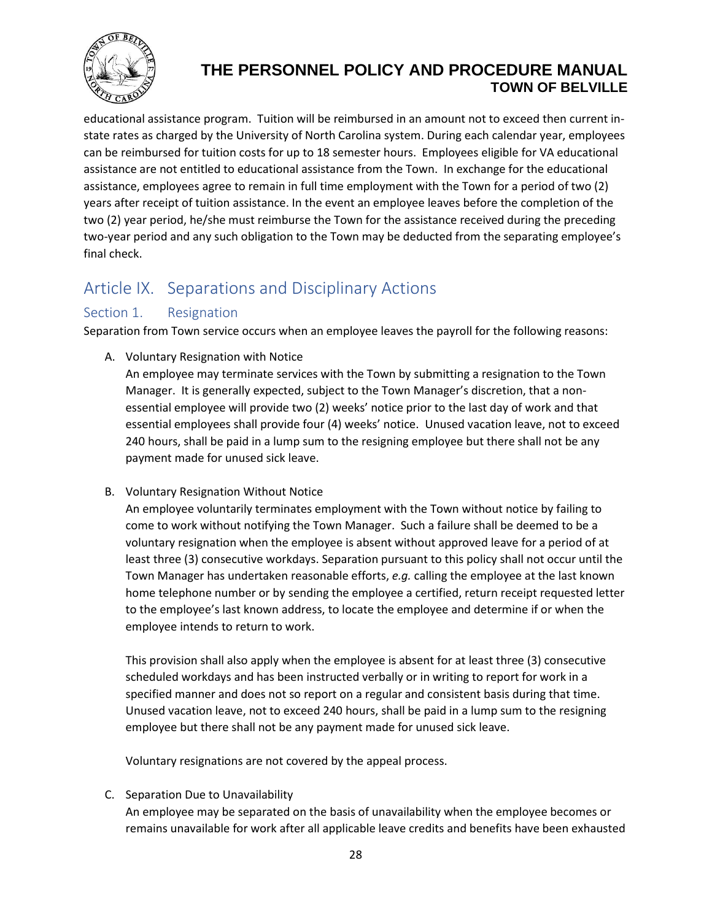educational assistance program. Tuition will be reimbursed in an amount not to exceed then current in-state rates as charged by the University of North Carolina system. During each calendar year, employees can be reimbursed for tuition costs for up to 18 semester hours. Employees eligible for VA educational assistance are not entitled to educational assistance from the Town. In exchange for the educational assistance, employees agree to remain in full time employment with the Town for a period of two (2) years after receipt of tuition assistance. In the event an employee leaves before the completion of the two (2) year period, he/she must reimburse the Town for the assistance received during the preceding two-year period and any such obligation to the Town may be deducted from the separating employee's final check.

# Article IX. Separations and Disciplinary Actions

## Section 1. Resignation

Separation from Town service occurs when an employee leaves the payroll for the following reasons:

A. Voluntary Resignation with Notice

An employee may terminate services with the Town by submitting a resignation to the Town Manager. It is generally expected, subject to the Town Manager's discretion, that a non-essential employee will provide two (2) weeks' notice prior to the last day of work and that essential employees shall provide four (4) weeks' notice. Unused vacation leave, not to exceed 240 hours, shall be paid in a lump sum to the resigning employee but there shall not be any payment made for unused sick leave.

B. Voluntary Resignation Without Notice

An employee voluntarily terminates employment with the Town without notice by failing to come to work without notifying the Town Manager. Such a failure shall be deemed to be a voluntary resignation when the employee is absent without approved leave for a period of at least three (3) consecutive workdays. Separation pursuant to this policy shall not occur until the Town Manager has undertaken reasonable efforts, *e.g.* calling the employee at the last known home telephone number or by sending the employee a certified, return receipt requested letter to the employee's last known address, to locate the employee and determine if or when the employee intends to return to work.

This provision shall also apply when the employee is absent for at least three (3) consecutive scheduled workdays and has been instructed verbally or in writing to report for work in a specified manner and does not so report on a regular and consistent basis during that time. Unused vacation leave, not to exceed 240 hours, shall be paid in a lump sum to the resigning employee but there shall not be any payment made for unused sick leave.

Voluntary resignations are not covered by the appeal process.

C. Separation Due to Unavailability

An employee may be separated on the basis of unavailability when the employee becomes or remains unavailable for work after all applicable leave credits and benefits have been exhausted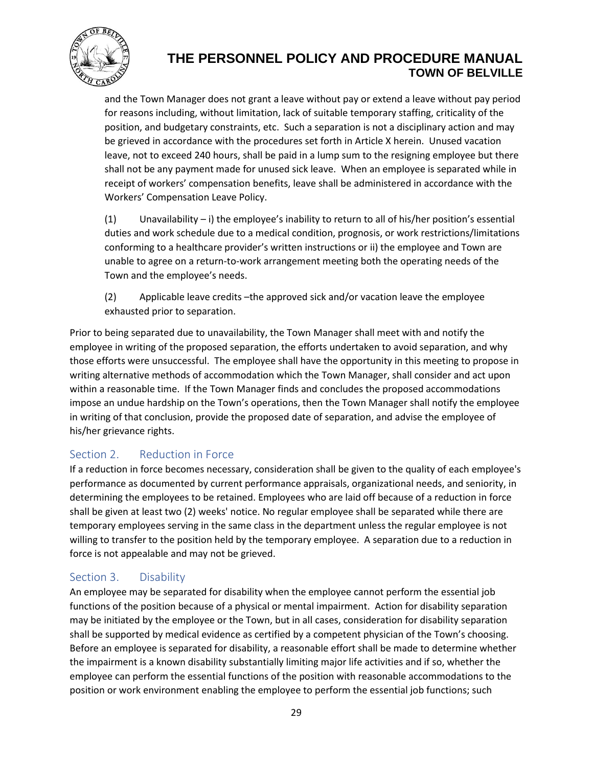and the Town Manager does not grant a leave without pay or extend a leave without pay period for reasons including, without limitation, lack of suitable temporary staffing, criticality of the position, and budgetary constraints, etc. Such a separation is not a disciplinary action and may be grieved in accordance with the procedures set forth in Article X herein. Unused vacation leave, not to exceed 240 hours, shall be paid in a lump sum to the resigning employee but there shall not be any payment made for unused sick leave. When an employee is separated while in receipt of workers' compensation benefits, leave shall be administered in accordance with the Workers' Compensation Leave Policy.

(1) Unavailability – i) the employee's inability to return to all of his/her position's essential duties and work schedule due to a medical condition, prognosis, or work restrictions/limitations conforming to a healthcare provider's written instructions or ii) the employee and Town are unable to agree on a return-to-work arrangement meeting both the operating needs of the Town and the employee's needs.

(2) Applicable leave credits –the approved sick and/or vacation leave the employee exhausted prior to separation.

Prior to being separated due to unavailability, the Town Manager shall meet with and notify the employee in writing of the proposed separation, the efforts undertaken to avoid separation, and why those efforts were unsuccessful. The employee shall have the opportunity in this meeting to propose in writing alternative methods of accommodation which the Town Manager, shall consider and act upon within a reasonable time. If the Town Manager finds and concludes the proposed accommodations impose an undue hardship on the Town's operations, then the Town Manager shall notify the employee in writing of that conclusion, provide the proposed date of separation, and advise the employee of his/her grievance rights.

## Section 2. Reduction in Force

If a reduction in force becomes necessary, consideration shall be given to the quality of each employee's performance as documented by current performance appraisals, organizational needs, and seniority, in determining the employees to be retained. Employees who are laid off because of a reduction in force shall be given at least two (2) weeks' notice. No regular employee shall be separated while there are temporary employees serving in the same class in the department unless the regular employee is not willing to transfer to the position held by the temporary employee. A separation due to a reduction in force is not appealable and may not be grieved.

## Section 3. Disability

An employee may be separated for disability when the employee cannot perform the essential job functions of the position because of a physical or mental impairment. Action for disability separation may be initiated by the employee or the Town, but in all cases, consideration for disability separation shall be supported by medical evidence as certified by a competent physician of the Town's choosing. Before an employee is separated for disability, a reasonable effort shall be made to determine whether the impairment is a known disability substantially limiting major life activities and if so, whether the employee can perform the essential functions of the position with reasonable accommodations to the position or work environment enabling the employee to perform the essential job functions; such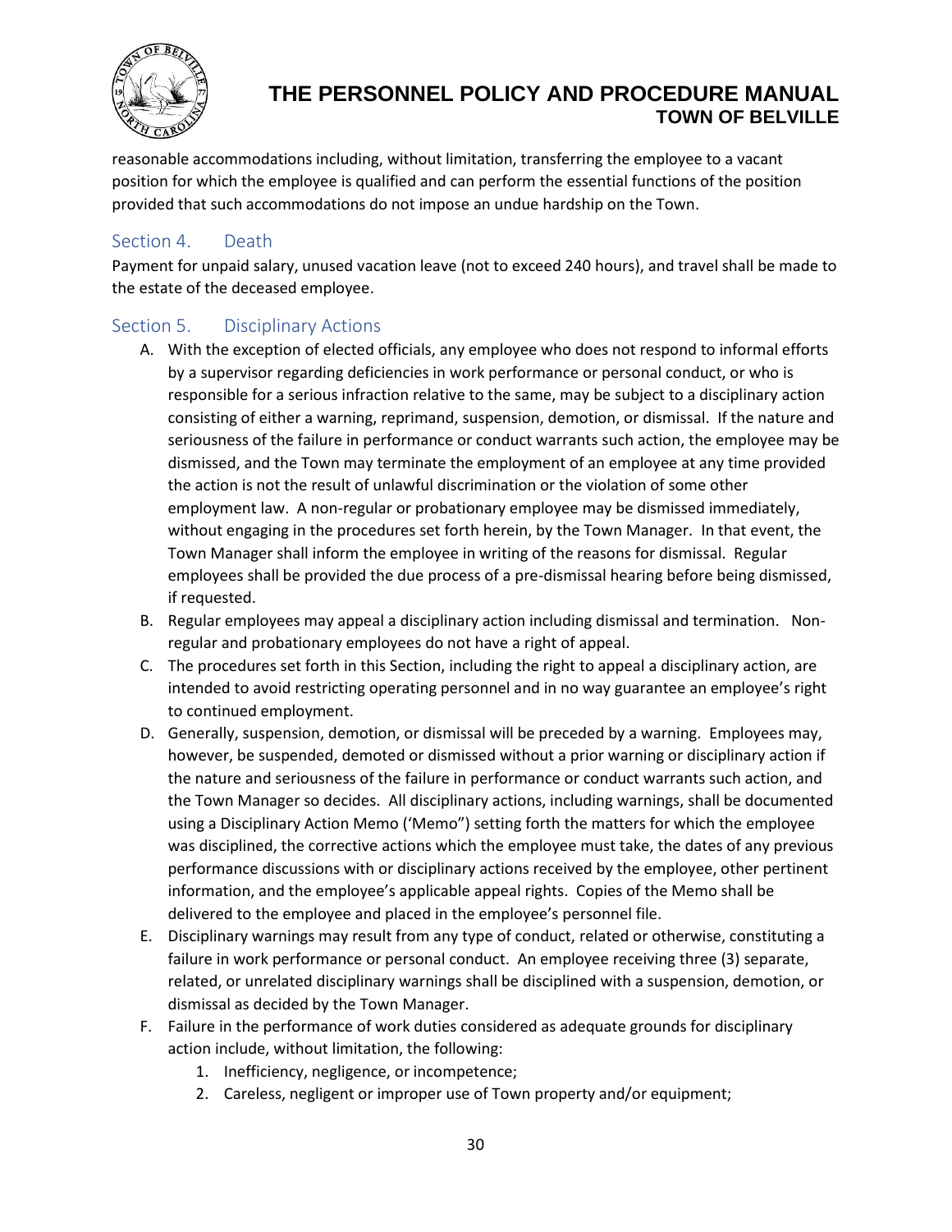reasonable accommodations including, without limitation, transferring the employee to a vacant position for which the employee is qualified and can perform the essential functions of the position provided that such accommodations do not impose an undue hardship on the Town.

## Section 4. Death

Payment for unpaid salary, unused vacation leave (not to exceed 240 hours), and travel shall be made to the estate of the deceased employee.

## Section 5. Disciplinary Actions

A. With the exception of elected officials, any employee who does not respond to informal efforts by a supervisor regarding deficiencies in work performance or personal conduct, or who is responsible for a serious infraction relative to the same, may be subject to a disciplinary action consisting of either a warning, reprimand, suspension, demotion, or dismissal. If the nature and seriousness of the failure in performance or conduct warrants such action, the employee may be dismissed, and the Town may terminate the employment of an employee at any time provided the action is not the result of unlawful discrimination or the violation of some other employment law. A non-regular or probationary employee may be dismissed immediately, without engaging in the procedures set forth herein, by the Town Manager. In that event, the Town Manager shall inform the employee in writing of the reasons for dismissal. Regular employees shall be provided the due process of a pre-dismissal hearing before being dismissed, if requested.

B. Regular employees may appeal a disciplinary action including dismissal and termination. Non-regular and probationary employees do not have a right of appeal.

C. The procedures set forth in this Section, including the right to appeal a disciplinary action, are intended to avoid restricting operating personnel and in no way guarantee an employee's right to continued employment.

D. Generally, suspension, demotion, or dismissal will be preceded by a warning. Employees may, however, be suspended, demoted or dismissed without a prior warning or disciplinary action if the nature and seriousness of the failure in performance or conduct warrants such action, and the Town Manager so decides. All disciplinary actions, including warnings, shall be documented using a Disciplinary Action Memo ('Memo") setting forth the matters for which the employee was disciplined, the corrective actions which the employee must take, the dates of any previous performance discussions with or disciplinary actions received by the employee, other pertinent information, and the employee's applicable appeal rights. Copies of the Memo shall be delivered to the employee and placed in the employee's personnel file.

E. Disciplinary warnings may result from any type of conduct, related or otherwise, constituting a failure in work performance or personal conduct. An employee receiving three (3) separate, related, or unrelated disciplinary warnings shall be disciplined with a suspension, demotion, or dismissal as decided by the Town Manager.

F. Failure in the performance of work duties considered as adequate grounds for disciplinary action include, without limitation, the following:
   1. Inefficiency, negligence, or incompetence;
   2. Careless, negligent or improper use of Town property and/or equipment;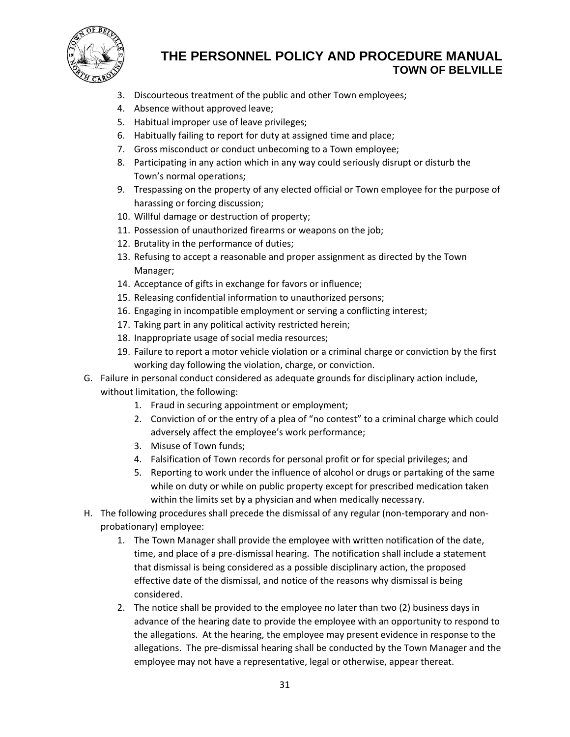3. Discourteous treatment of the public and other Town employees;
4. Absence without approved leave;
5. Habitual improper use of leave privileges;
6. Habitually failing to report for duty at assigned time and place;
7. Gross misconduct or conduct unbecoming to a Town employee;
8. Participating in any action which in any way could seriously disrupt or disturb the Town's normal operations;
9. Trespassing on the property of any elected official or Town employee for the purpose of harassing or forcing discussion;
10. Willful damage or destruction of property;
11. Possession of unauthorized firearms or weapons on the job;
12. Brutality in the performance of duties;
13. Refusing to accept a reasonable and proper assignment as directed by the Town Manager;
14. Acceptance of gifts in exchange for favors or influence;
15. Releasing confidential information to unauthorized persons;
16. Engaging in incompatible employment or serving a conflicting interest;
17. Taking part in any political activity restricted herein;
18. Inappropriate usage of social media resources;
19. Failure to report a motor vehicle violation or a criminal charge or conviction by the first working day following the violation, charge, or conviction.

G. Failure in personal conduct considered as adequate grounds for disciplinary action include, without limitation, the following:
   1. Fraud in securing appointment or employment;
   2. Conviction of or the entry of a plea of "no contest" to a criminal charge which could adversely affect the employee's work performance;
   3. Misuse of Town funds;
   4. Falsification of Town records for personal profit or for special privileges; and
   5. Reporting to work under the influence of alcohol or drugs or partaking of the same while on duty or while on public property except for prescribed medication taken within the limits set by a physician and when medically necessary.

H. The following procedures shall precede the dismissal of any regular (non-temporary and non-probationary) employee:
   1. The Town Manager shall provide the employee with written notification of the date, time, and place of a pre-dismissal hearing. The notification shall include a statement that dismissal is being considered as a possible disciplinary action, the proposed effective date of the dismissal, and notice of the reasons why dismissal is being considered.
   2. The notice shall be provided to the employee no later than two (2) business days in advance of the hearing date to provide the employee with an opportunity to respond to the allegations. At the hearing, the employee may present evidence in response to the allegations. The pre-dismissal hearing shall be conducted by the Town Manager and the employee may not have a representative, legal or otherwise, appear thereat.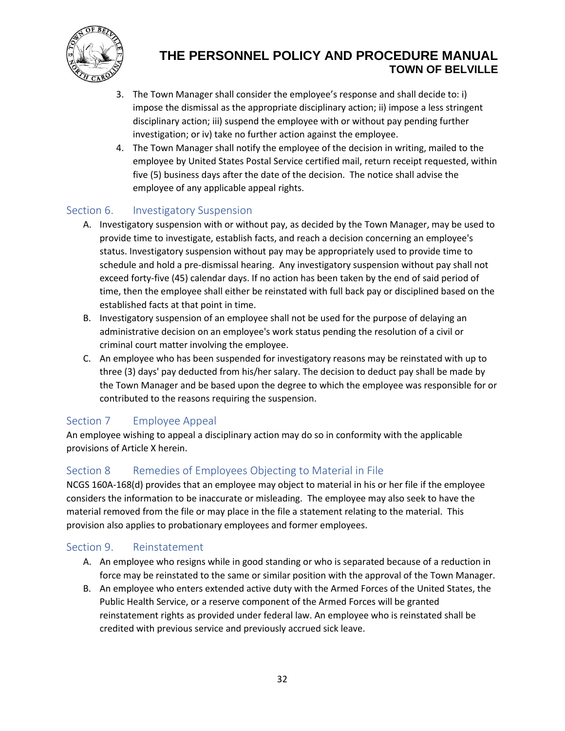3. The Town Manager shall consider the employee's response and shall decide to: i) impose the dismissal as the appropriate disciplinary action; ii) impose a less stringent disciplinary action; iii) suspend the employee with or without pay pending further investigation; or iv) take no further action against the employee.
4. The Town Manager shall notify the employee of the decision in writing, mailed to the employee by United States Postal Service certified mail, return receipt requested, within five (5) business days after the date of the decision. The notice shall advise the employee of any applicable appeal rights.

## Section 6. Investigatory Suspension

A. Investigatory suspension with or without pay, as decided by the Town Manager, may be used to provide time to investigate, establish facts, and reach a decision concerning an employee's status. Investigatory suspension without pay may be appropriately used to provide time to schedule and hold a pre-dismissal hearing. Any investigatory suspension without pay shall not exceed forty-five (45) calendar days. If no action has been taken by the end of said period of time, then the employee shall either be reinstated with full back pay or disciplined based on the established facts at that point in time.

B. Investigatory suspension of an employee shall not be used for the purpose of delaying an administrative decision on an employee's work status pending the resolution of a civil or criminal court matter involving the employee.

C. An employee who has been suspended for investigatory reasons may be reinstated with up to three (3) days' pay deducted from his/her salary. The decision to deduct pay shall be made by the Town Manager and be based upon the degree to which the employee was responsible for or contributed to the reasons requiring the suspension.

## Section 7 Employee Appeal

An employee wishing to appeal a disciplinary action may do so in conformity with the applicable provisions of Article X herein.

## Section 8 Remedies of Employees Objecting to Material in File

NCGS 160A-168(d) provides that an employee may object to material in his or her file if the employee considers the information to be inaccurate or misleading. The employee may also seek to have the material removed from the file or may place in the file a statement relating to the material. This provision also applies to probationary employees and former employees.

## Section 9. Reinstatement

A. An employee who resigns while in good standing or who is separated because of a reduction in force may be reinstated to the same or similar position with the approval of the Town Manager.

B. An employee who enters extended active duty with the Armed Forces of the United States, the Public Health Service, or a reserve component of the Armed Forces will be granted reinstatement rights as provided under federal law. An employee who is reinstated shall be credited with previous service and previously accrued sick leave.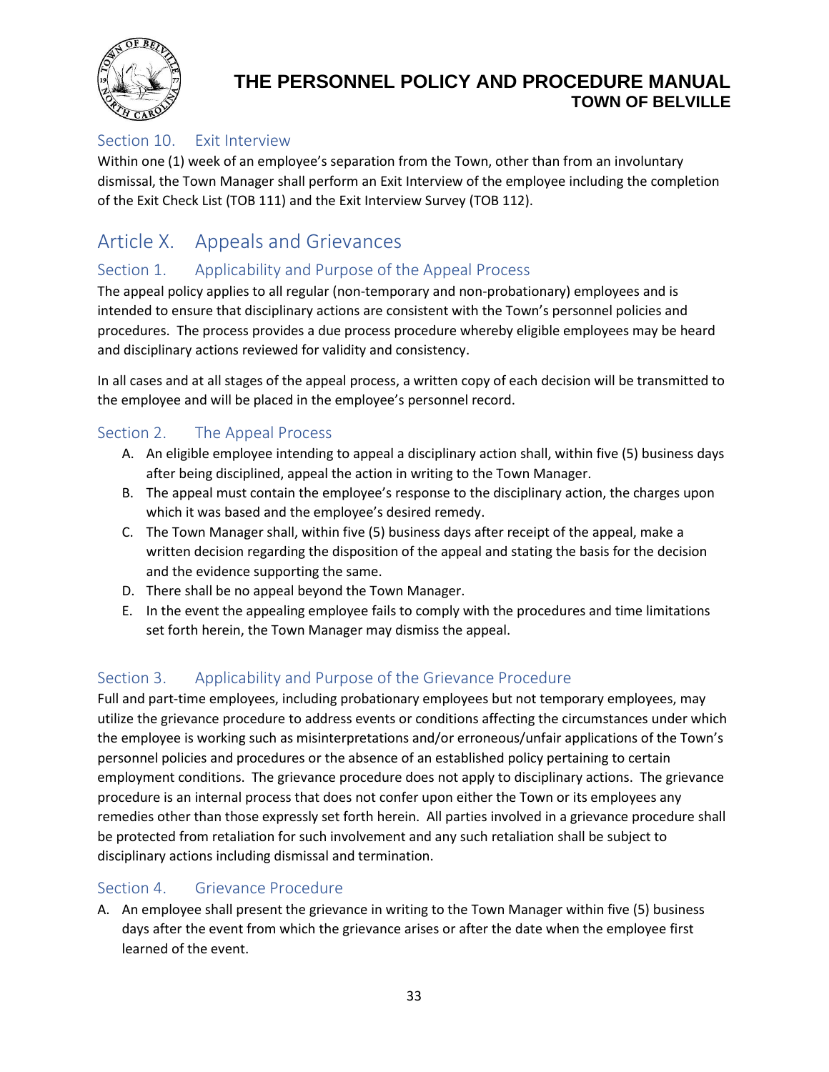### Section 10. Exit Interview

Within one (1) week of an employee's separation from the Town, other than from an involuntary dismissal, the Town Manager shall perform an Exit Interview of the employee including the completion of the Exit Check List (TOB 111) and the Exit Interview Survey (TOB 112).

## Article X. Appeals and Grievances

### Section 1. Applicability and Purpose of the Appeal Process

The appeal policy applies to all regular (non-temporary and non-probationary) employees and is intended to ensure that disciplinary actions are consistent with the Town's personnel policies and procedures. The process provides a due process procedure whereby eligible employees may be heard and disciplinary actions reviewed for validity and consistency.

In all cases and at all stages of the appeal process, a written copy of each decision will be transmitted to the employee and will be placed in the employee's personnel record.

### Section 2. The Appeal Process

A. An eligible employee intending to appeal a disciplinary action shall, within five (5) business days after being disciplined, appeal the action in writing to the Town Manager.
B. The appeal must contain the employee's response to the disciplinary action, the charges upon which it was based and the employee's desired remedy.
C. The Town Manager shall, within five (5) business days after receipt of the appeal, make a written decision regarding the disposition of the appeal and stating the basis for the decision and the evidence supporting the same.
D. There shall be no appeal beyond the Town Manager.
E. In the event the appealing employee fails to comply with the procedures and time limitations set forth herein, the Town Manager may dismiss the appeal.

### Section 3. Applicability and Purpose of the Grievance Procedure

Full and part-time employees, including probationary employees but not temporary employees, may utilize the grievance procedure to address events or conditions affecting the circumstances under which the employee is working such as misinterpretations and/or erroneous/unfair applications of the Town's personnel policies and procedures or the absence of an established policy pertaining to certain employment conditions. The grievance procedure does not apply to disciplinary actions. The grievance procedure is an internal process that does not confer upon either the Town or its employees any remedies other than those expressly set forth herein. All parties involved in a grievance procedure shall be protected from retaliation for such involvement and any such retaliation shall be subject to disciplinary actions including dismissal and termination.

### Section 4. Grievance Procedure

A. An employee shall present the grievance in writing to the Town Manager within five (5) business days after the event from which the grievance arises or after the date when the employee first learned of the event.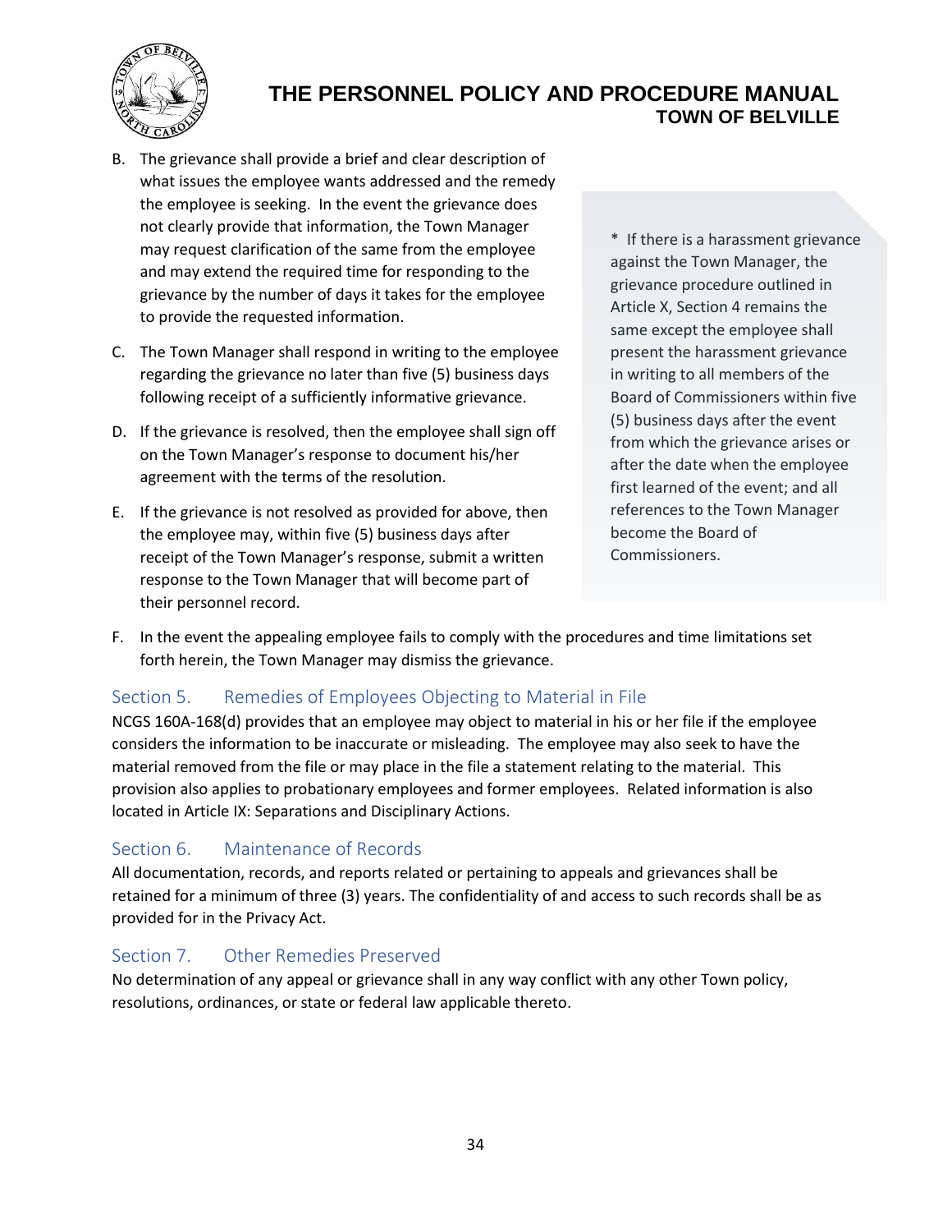B. The grievance shall provide a brief and clear description of what issues the employee wants addressed and the remedy the employee is seeking. In the event the grievance does not clearly provide that information, the Town Manager may request clarification of the same from the employee and may extend the required time for responding to the grievance by the number of days it takes for the employee to provide the requested information.

C. The Town Manager shall respond in writing to the employee regarding the grievance no later than five (5) business days following receipt of a sufficiently informative grievance.

D. If the grievance is resolved, then the employee shall sign off on the Town Manager's response to document his/her agreement with the terms of the resolution.

E. If the grievance is not resolved as provided for above, then the employee may, within five (5) business days after receipt of the Town Manager's response, submit a written response to the Town Manager that will become part of their personnel record.

> * If there is a harassment grievance against the Town Manager, the grievance procedure outlined in Article X, Section 4 remains the same except the employee shall present the harassment grievance in writing to all members of the Board of Commissioners within five (5) business days after the event from which the grievance arises or after the date when the employee first learned of the event; and all references to the Town Manager become the Board of Commissioners.

F. In the event the appealing employee fails to comply with the procedures and time limitations set forth herein, the Town Manager may dismiss the grievance.

## Section 5. Remedies of Employees Objecting to Material in File

NCGS 160A-168(d) provides that an employee may object to material in his or her file if the employee considers the information to be inaccurate or misleading. The employee may also seek to have the material removed from the file or may place in the file a statement relating to the material. This provision also applies to probationary employees and former employees. Related information is also located in Article IX: Separations and Disciplinary Actions.

## Section 6. Maintenance of Records

All documentation, records, and reports related or pertaining to appeals and grievances shall be retained for a minimum of three (3) years. The confidentiality of and access to such records shall be as provided for in the Privacy Act.

## Section 7. Other Remedies Preserved

No determination of any appeal or grievance shall in any way conflict with any other Town policy, resolutions, ordinances, or state or federal law applicable thereto.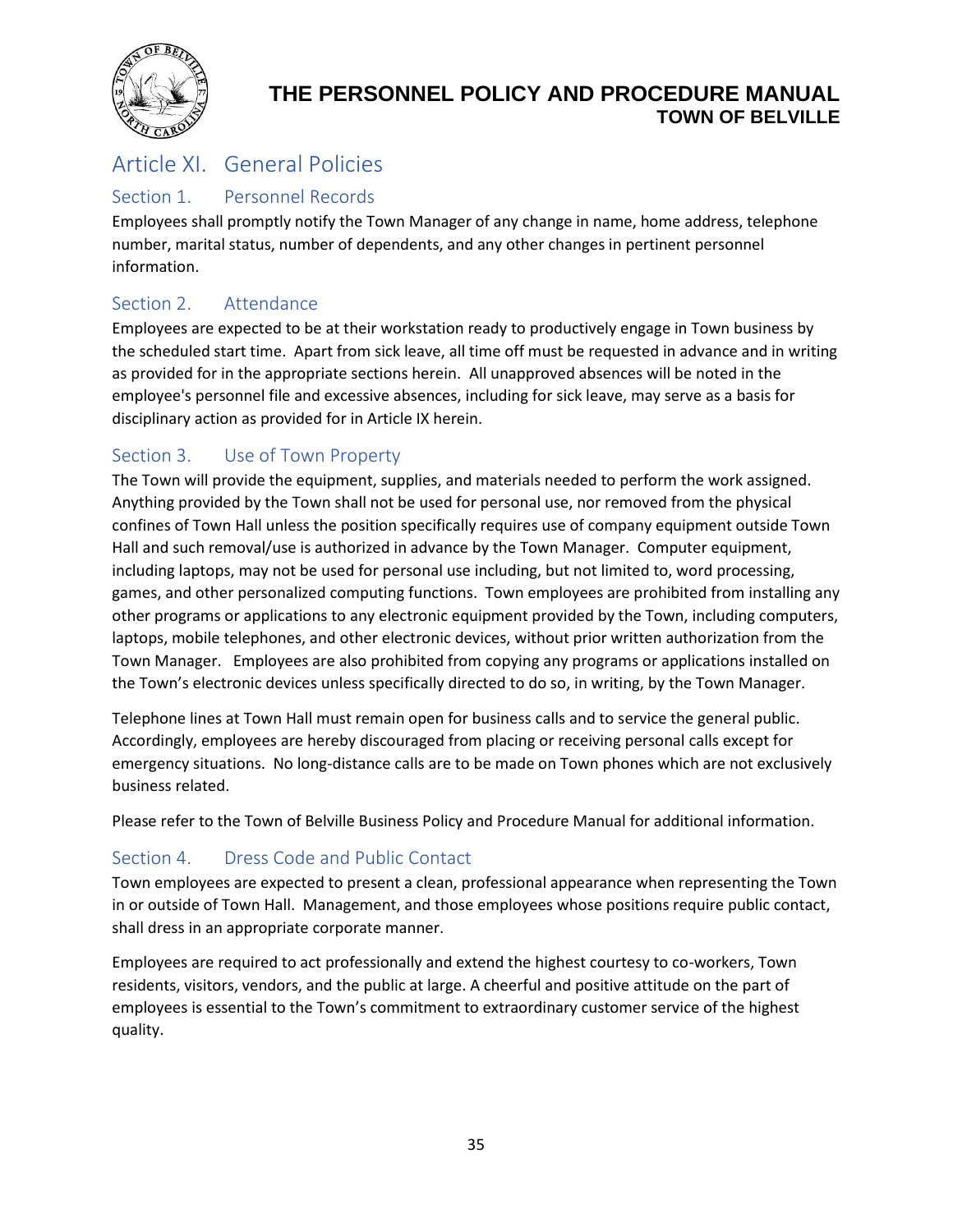## Article XI. General Policies

### Section 1. Personnel Records

Employees shall promptly notify the Town Manager of any change in name, home address, telephone number, marital status, number of dependents, and any other changes in pertinent personnel information.

### Section 2. Attendance

Employees are expected to be at their workstation ready to productively engage in Town business by the scheduled start time. Apart from sick leave, all time off must be requested in advance and in writing as provided for in the appropriate sections herein. All unapproved absences will be noted in the employee's personnel file and excessive absences, including for sick leave, may serve as a basis for disciplinary action as provided for in Article IX herein.

### Section 3. Use of Town Property

The Town will provide the equipment, supplies, and materials needed to perform the work assigned. Anything provided by the Town shall not be used for personal use, nor removed from the physical confines of Town Hall unless the position specifically requires use of company equipment outside Town Hall and such removal/use is authorized in advance by the Town Manager. Computer equipment, including laptops, may not be used for personal use including, but not limited to, word processing, games, and other personalized computing functions. Town employees are prohibited from installing any other programs or applications to any electronic equipment provided by the Town, including computers, laptops, mobile telephones, and other electronic devices, without prior written authorization from the Town Manager. Employees are also prohibited from copying any programs or applications installed on the Town's electronic devices unless specifically directed to do so, in writing, by the Town Manager.

Telephone lines at Town Hall must remain open for business calls and to service the general public. Accordingly, employees are hereby discouraged from placing or receiving personal calls except for emergency situations. No long-distance calls are to be made on Town phones which are not exclusively business related.

Please refer to the Town of Belville Business Policy and Procedure Manual for additional information.

### Section 4. Dress Code and Public Contact

Town employees are expected to present a clean, professional appearance when representing the Town in or outside of Town Hall. Management, and those employees whose positions require public contact, shall dress in an appropriate corporate manner.

Employees are required to act professionally and extend the highest courtesy to co-workers, Town residents, visitors, vendors, and the public at large. A cheerful and positive attitude on the part of employees is essential to the Town's commitment to extraordinary customer service of the highest quality.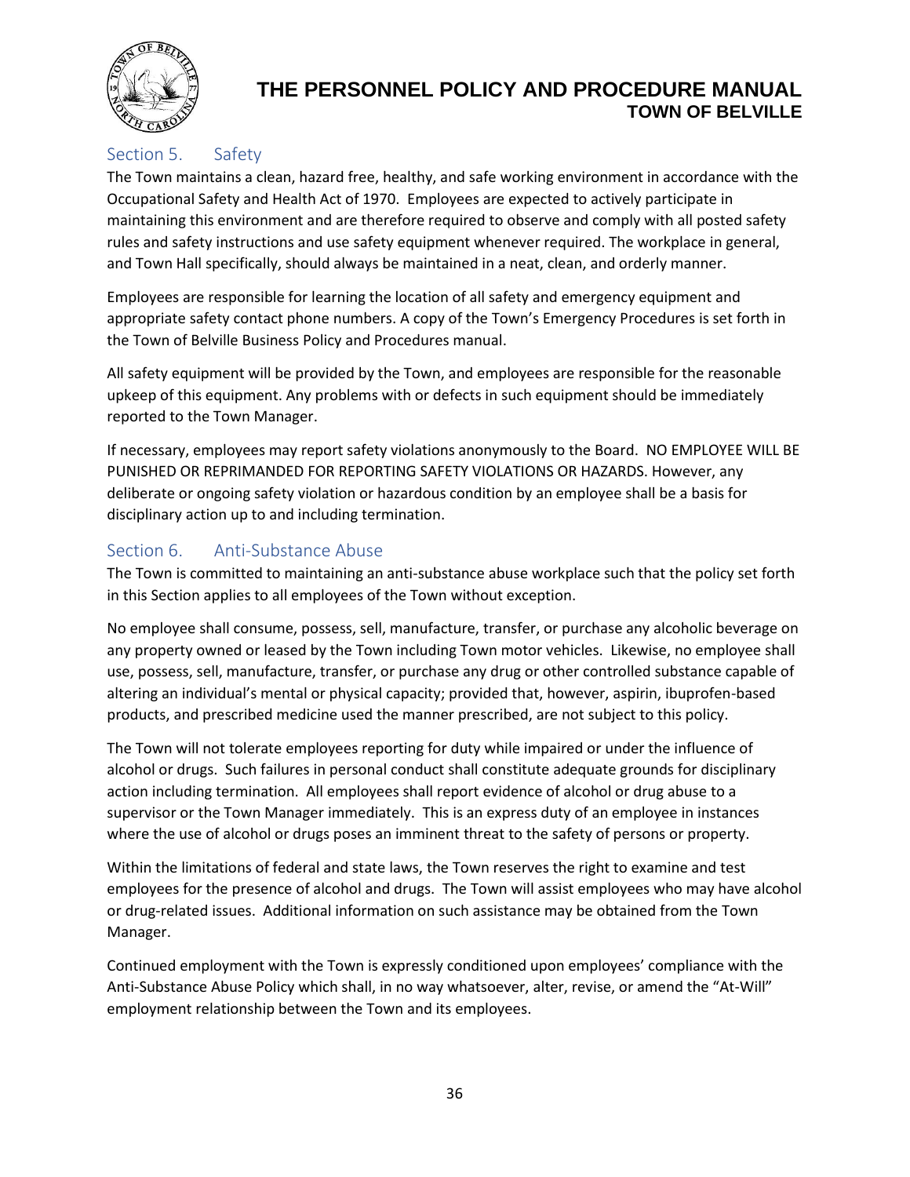## Section 5. Safety

The Town maintains a clean, hazard free, healthy, and safe working environment in accordance with the Occupational Safety and Health Act of 1970. Employees are expected to actively participate in maintaining this environment and are therefore required to observe and comply with all posted safety rules and safety instructions and use safety equipment whenever required. The workplace in general, and Town Hall specifically, should always be maintained in a neat, clean, and orderly manner.

Employees are responsible for learning the location of all safety and emergency equipment and appropriate safety contact phone numbers. A copy of the Town's Emergency Procedures is set forth in the Town of Belville Business Policy and Procedures manual.

All safety equipment will be provided by the Town, and employees are responsible for the reasonable upkeep of this equipment. Any problems with or defects in such equipment should be immediately reported to the Town Manager.

If necessary, employees may report safety violations anonymously to the Board. NO EMPLOYEE WILL BE PUNISHED OR REPRIMANDED FOR REPORTING SAFETY VIOLATIONS OR HAZARDS. However, any deliberate or ongoing safety violation or hazardous condition by an employee shall be a basis for disciplinary action up to and including termination.

## Section 6. Anti-Substance Abuse

The Town is committed to maintaining an anti-substance abuse workplace such that the policy set forth in this Section applies to all employees of the Town without exception.

No employee shall consume, possess, sell, manufacture, transfer, or purchase any alcoholic beverage on any property owned or leased by the Town including Town motor vehicles. Likewise, no employee shall use, possess, sell, manufacture, transfer, or purchase any drug or other controlled substance capable of altering an individual's mental or physical capacity; provided that, however, aspirin, ibuprofen-based products, and prescribed medicine used the manner prescribed, are not subject to this policy.

The Town will not tolerate employees reporting for duty while impaired or under the influence of alcohol or drugs. Such failures in personal conduct shall constitute adequate grounds for disciplinary action including termination. All employees shall report evidence of alcohol or drug abuse to a supervisor or the Town Manager immediately. This is an express duty of an employee in instances where the use of alcohol or drugs poses an imminent threat to the safety of persons or property.

Within the limitations of federal and state laws, the Town reserves the right to examine and test employees for the presence of alcohol and drugs. The Town will assist employees who may have alcohol or drug-related issues. Additional information on such assistance may be obtained from the Town Manager.

Continued employment with the Town is expressly conditioned upon employees' compliance with the Anti-Substance Abuse Policy which shall, in no way whatsoever, alter, revise, or amend the "At-Will" employment relationship between the Town and its employees.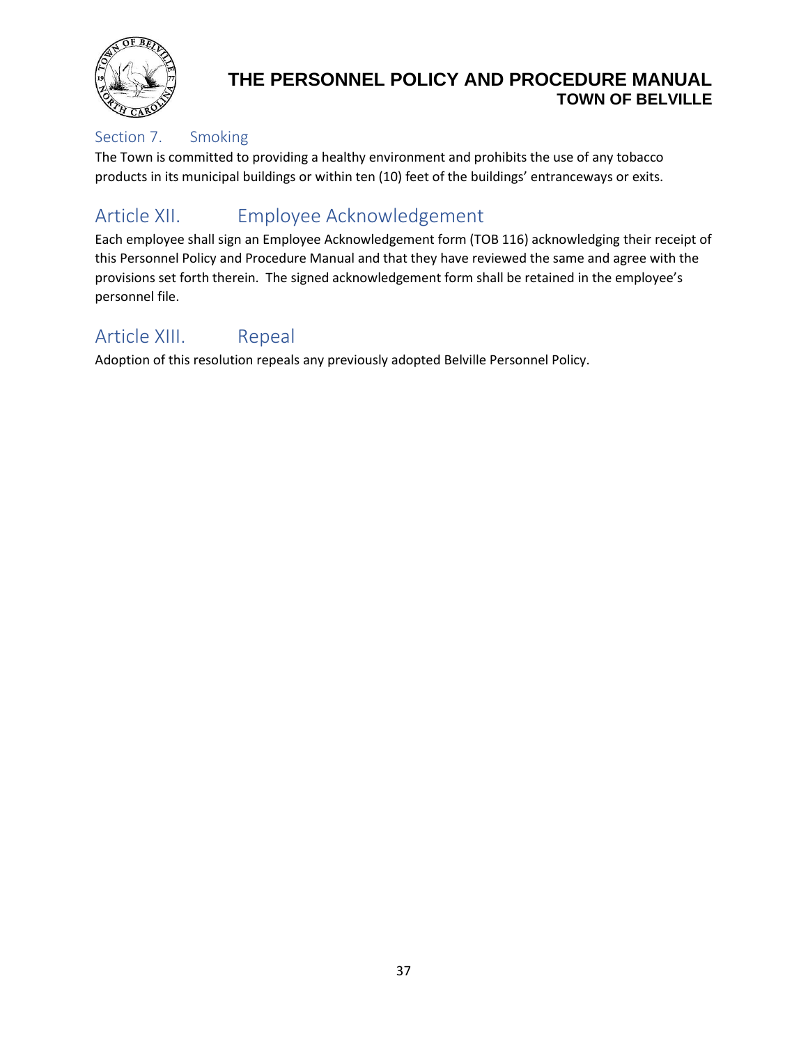### Section 7. Smoking

The Town is committed to providing a healthy environment and prohibits the use of any tobacco products in its municipal buildings or within ten (10) feet of the buildings' entranceways or exits.

## Article XII. Employee Acknowledgement

Each employee shall sign an Employee Acknowledgement form (TOB 116) acknowledging their receipt of this Personnel Policy and Procedure Manual and that they have reviewed the same and agree with the provisions set forth therein. The signed acknowledgement form shall be retained in the employee's personnel file.

## Article XIII. Repeal

Adoption of this resolution repeals any previously adopted Belville Personnel Policy.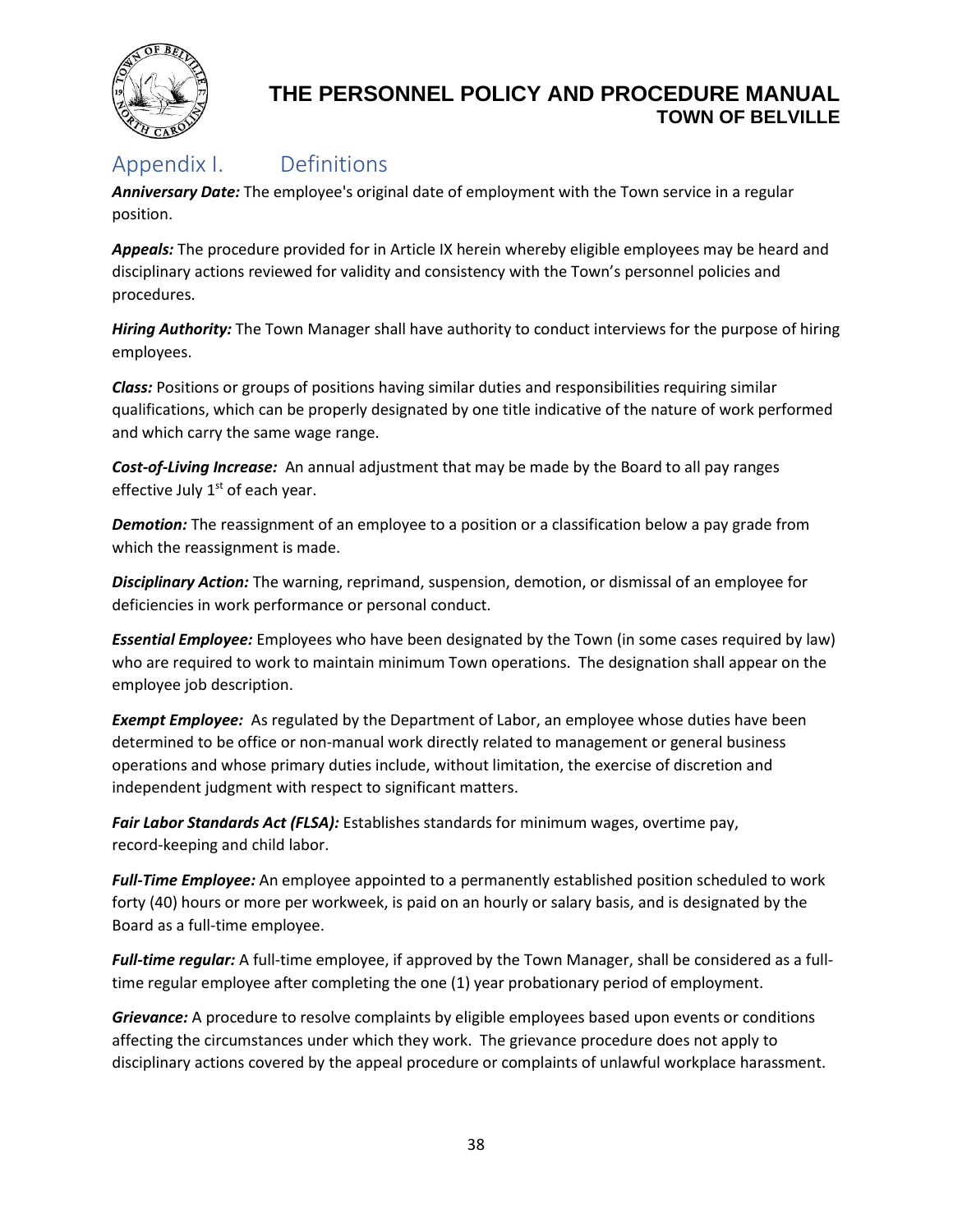## Appendix I. Definitions

***Anniversary Date:*** The employee's original date of employment with the Town service in a regular position.

***Appeals:*** The procedure provided for in Article IX herein whereby eligible employees may be heard and disciplinary actions reviewed for validity and consistency with the Town's personnel policies and procedures.

***Hiring Authority:*** The Town Manager shall have authority to conduct interviews for the purpose of hiring employees.

***Class:*** Positions or groups of positions having similar duties and responsibilities requiring similar qualifications, which can be properly designated by one title indicative of the nature of work performed and which carry the same wage range.

***Cost-of-Living Increase:*** An annual adjustment that may be made by the Board to all pay ranges effective July 1st of each year.

***Demotion:*** The reassignment of an employee to a position or a classification below a pay grade from which the reassignment is made.

***Disciplinary Action:*** The warning, reprimand, suspension, demotion, or dismissal of an employee for deficiencies in work performance or personal conduct.

***Essential Employee:*** Employees who have been designated by the Town (in some cases required by law) who are required to work to maintain minimum Town operations. The designation shall appear on the employee job description.

***Exempt Employee:*** As regulated by the Department of Labor, an employee whose duties have been determined to be office or non-manual work directly related to management or general business operations and whose primary duties include, without limitation, the exercise of discretion and independent judgment with respect to significant matters.

***Fair Labor Standards Act (FLSA):*** Establishes standards for minimum wages, overtime pay, record-keeping and child labor.

***Full-Time Employee:*** An employee appointed to a permanently established position scheduled to work forty (40) hours or more per workweek, is paid on an hourly or salary basis, and is designated by the Board as a full-time employee.

***Full-time regular:*** A full-time employee, if approved by the Town Manager, shall be considered as a full-time regular employee after completing the one (1) year probationary period of employment.

***Grievance:*** A procedure to resolve complaints by eligible employees based upon events or conditions affecting the circumstances under which they work. The grievance procedure does not apply to disciplinary actions covered by the appeal procedure or complaints of unlawful workplace harassment.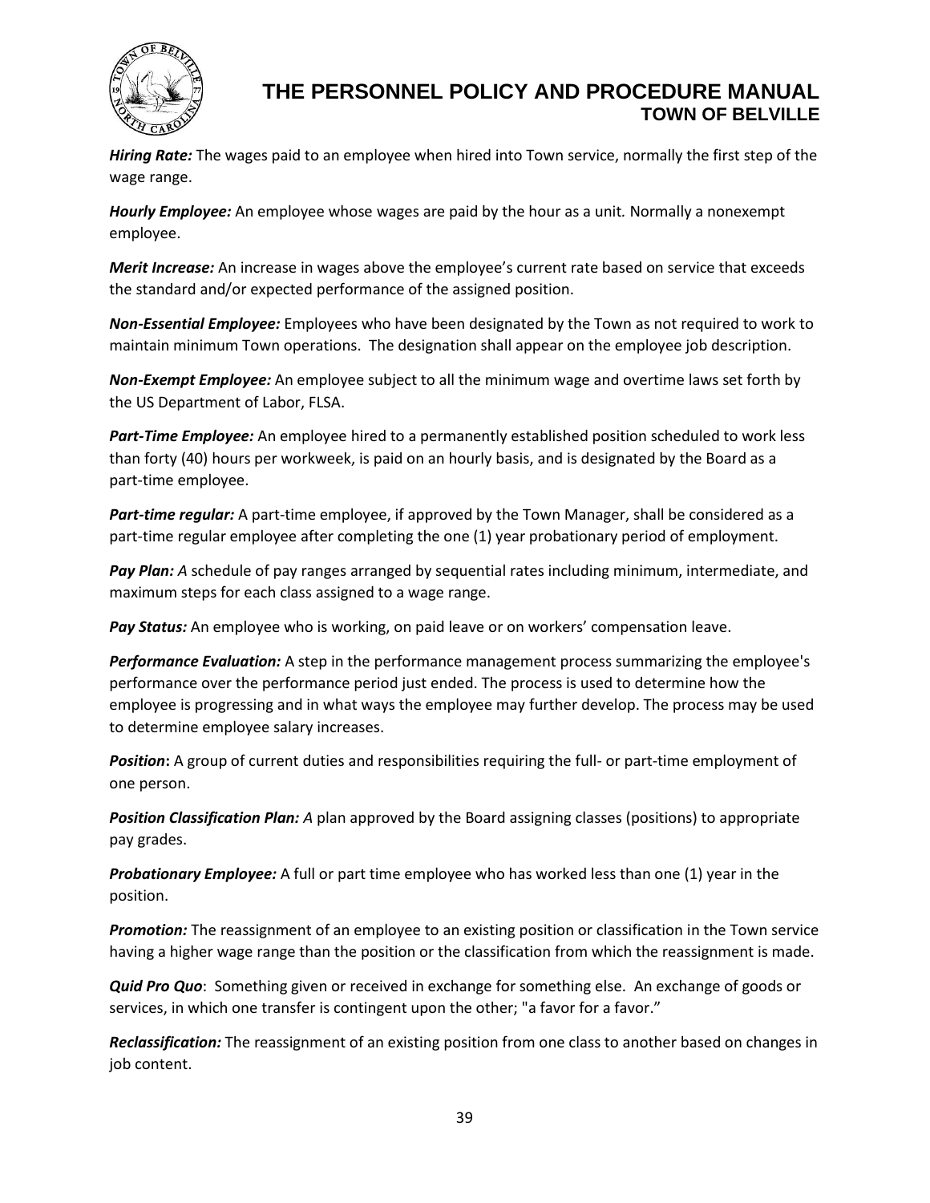***Hiring Rate:*** The wages paid to an employee when hired into Town service, normally the first step of the wage range.

***Hourly Employee:*** An employee whose wages are paid by the hour as a unit. Normally a nonexempt employee.

***Merit Increase:*** An increase in wages above the employee's current rate based on service that exceeds the standard and/or expected performance of the assigned position.

***Non-Essential Employee:*** Employees who have been designated by the Town as not required to work to maintain minimum Town operations. The designation shall appear on the employee job description.

***Non-Exempt Employee:*** An employee subject to all the minimum wage and overtime laws set forth by the US Department of Labor, FLSA.

***Part-Time Employee:*** An employee hired to a permanently established position scheduled to work less than forty (40) hours per workweek, is paid on an hourly basis, and is designated by the Board as a part-time employee.

***Part-time regular:*** A part-time employee, if approved by the Town Manager, shall be considered as a part-time regular employee after completing the one (1) year probationary period of employment.

***Pay Plan:*** *A* schedule of pay ranges arranged by sequential rates including minimum, intermediate, and maximum steps for each class assigned to a wage range.

***Pay Status:*** An employee who is working, on paid leave or on workers' compensation leave.

***Performance Evaluation:*** A step in the performance management process summarizing the employee's performance over the performance period just ended. The process is used to determine how the employee is progressing and in what ways the employee may further develop. The process may be used to determine employee salary increases.

***Position*:** A group of current duties and responsibilities requiring the full- or part-time employment of one person.

***Position Classification Plan:*** *A* plan approved by the Board assigning classes (positions) to appropriate pay grades.

***Probationary Employee:*** A full or part time employee who has worked less than one (1) year in the position.

***Promotion:*** The reassignment of an employee to an existing position or classification in the Town service having a higher wage range than the position or the classification from which the reassignment is made.

***Quid Pro Quo***: Something given or received in exchange for something else. An exchange of goods or services, in which one transfer is contingent upon the other; "a favor for a favor."

***Reclassification:*** The reassignment of an existing position from one class to another based on changes in job content.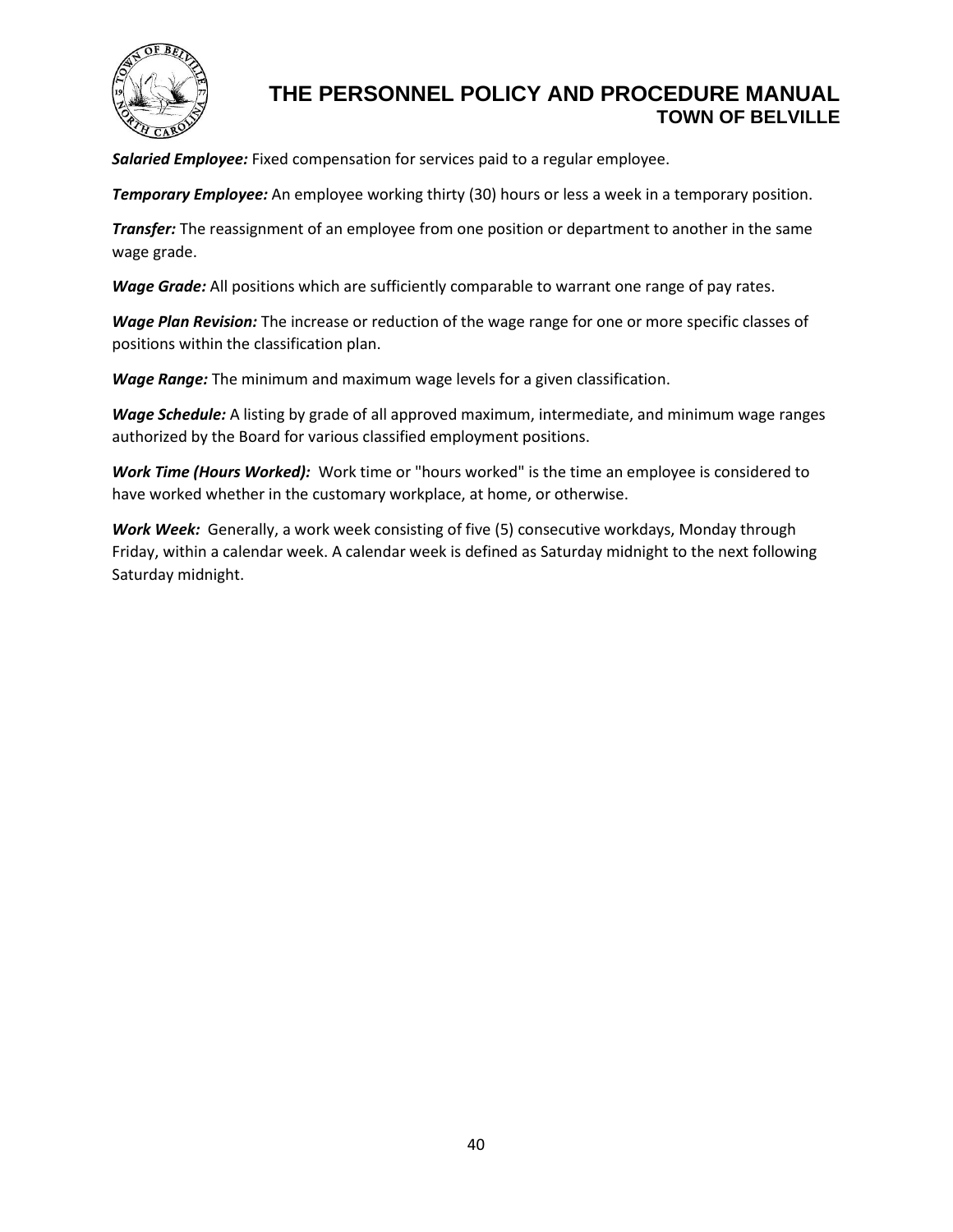***Salaried Employee:*** Fixed compensation for services paid to a regular employee.

***Temporary Employee:*** An employee working thirty (30) hours or less a week in a temporary position.

***Transfer:*** The reassignment of an employee from one position or department to another in the same wage grade.

***Wage Grade:*** All positions which are sufficiently comparable to warrant one range of pay rates.

***Wage Plan Revision:*** The increase or reduction of the wage range for one or more specific classes of positions within the classification plan.

***Wage Range:*** The minimum and maximum wage levels for a given classification.

***Wage Schedule:*** A listing by grade of all approved maximum, intermediate, and minimum wage ranges authorized by the Board for various classified employment positions.

***Work Time (Hours Worked):*** Work time or "hours worked" is the time an employee is considered to have worked whether in the customary workplace, at home, or otherwise.

***Work Week:*** Generally, a work week consisting of five (5) consecutive workdays, Monday through Friday, within a calendar week. A calendar week is defined as Saturday midnight to the next following Saturday midnight.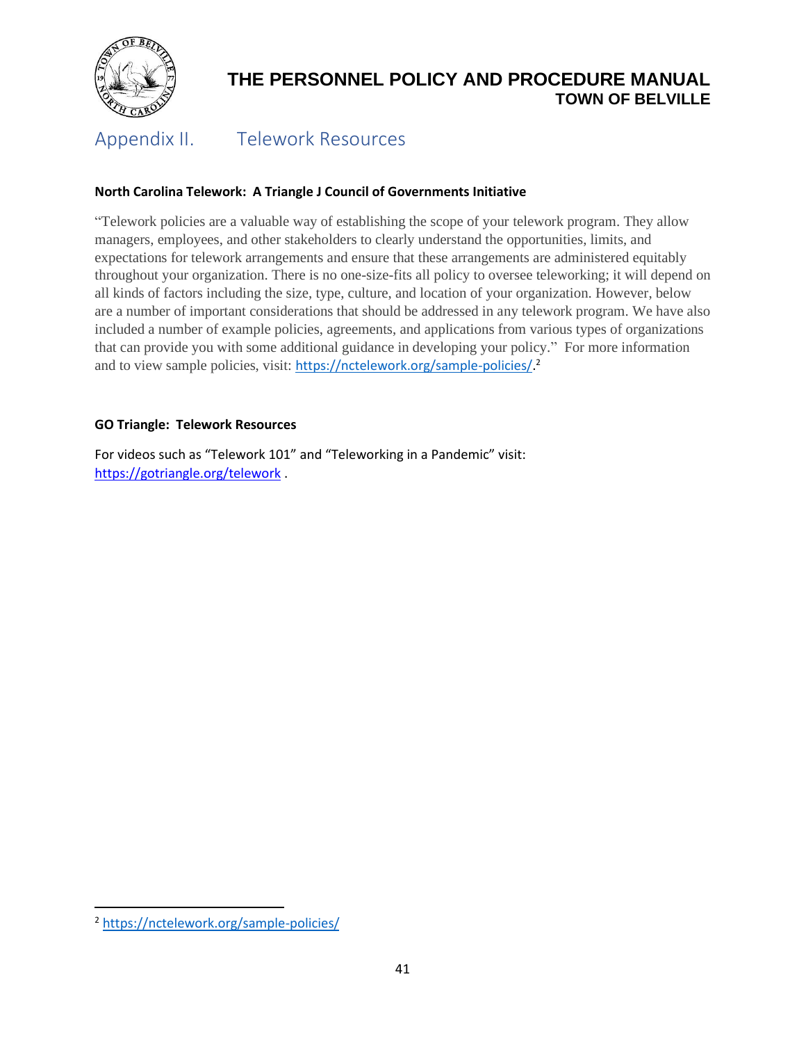# Appendix II. Telework Resources

**North Carolina Telework: A Triangle J Council of Governments Initiative**

"Telework policies are a valuable way of establishing the scope of your telework program. They allow managers, employees, and other stakeholders to clearly understand the opportunities, limits, and expectations for telework arrangements and ensure that these arrangements are administered equitably throughout your organization. There is no one-size-fits all policy to oversee teleworking; it will depend on all kinds of factors including the size, type, culture, and location of your organization. However, below are a number of important considerations that should be addressed in any telework program. We have also included a number of example policies, agreements, and applications from various types of organizations that can provide you with some additional guidance in developing your policy." For more information and to view sample policies, visit: https://nctelework.org/sample-policies/.[2]

**GO Triangle: Telework Resources**

For videos such as "Telework 101" and "Teleworking in a Pandemic" visit: https://gotriangle.org/telework .

[2] https://nctelework.org/sample-policies/